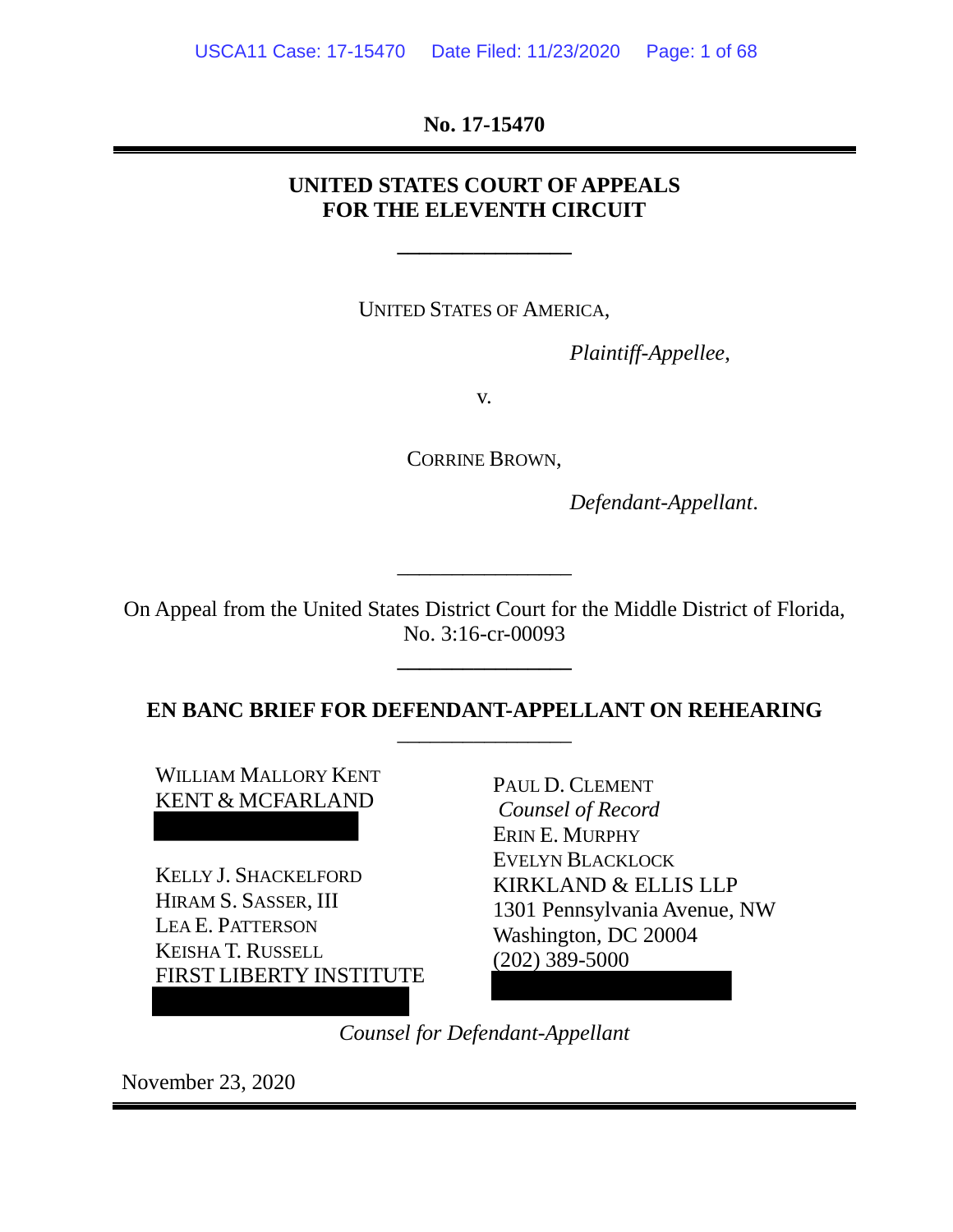No. 17-15470

**UNITED STATES COURT OF APPEALS**
**FOR THE ELEVENTH CIRCUIT**

---

UNITED STATES OF AMERICA,

*Plaintiff-Appellee*,

v.

CORRINE BROWN,

*Defendant-Appellant*.

---

On Appeal from the United States District Court for the Middle District of Florida, No. 3:16-cr-00093

---

**EN BANC BRIEF FOR DEFENDANT-APPELLANT ON REHEARING**

---

WILLIAM MALLORY KENT
KENT & MCFARLAND

KELLY J. SHACKELFORD
HIRAM S. SASSER, III
LEA E. PATTERSON
KEISHA T. RUSSELL
FIRST LIBERTY INSTITUTE

PAUL D. CLEMENT
*Counsel of Record*
ERIN E. MURPHY
EVELYN BLACKLOCK
KIRKLAND & ELLIS LLP
1301 Pennsylvania Avenue, NW
Washington, DC 20004
(202) 389-5000

*Counsel for Defendant-Appellant*

November 23, 2020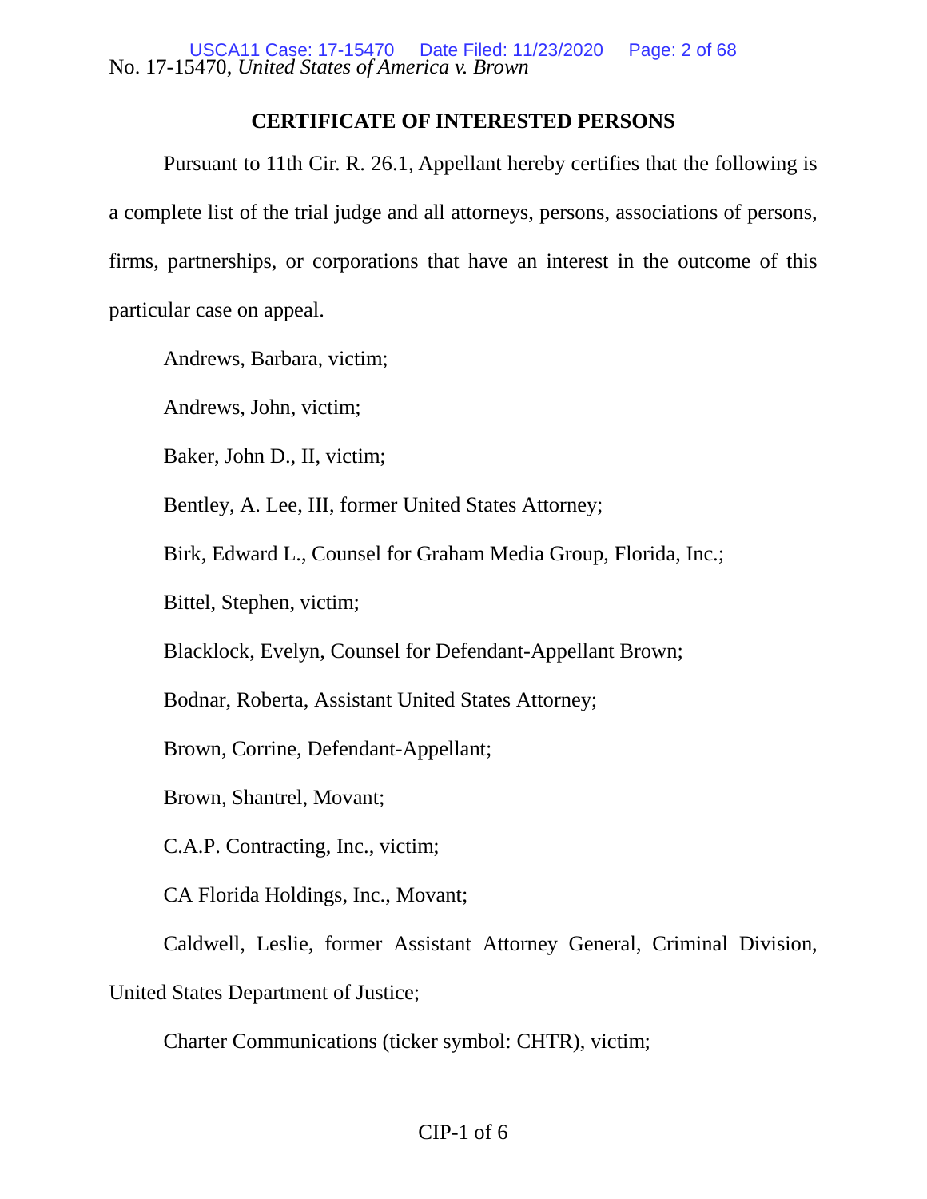## CERTIFICATE OF INTERESTED PERSONS

Pursuant to 11th Cir. R. 26.1, Appellant hereby certifies that the following is a complete list of the trial judge and all attorneys, persons, associations of persons, firms, partnerships, or corporations that have an interest in the outcome of this particular case on appeal.

Andrews, Barbara, victim;

Andrews, John, victim;

Baker, John D., II, victim;

Bentley, A. Lee, III, former United States Attorney;

Birk, Edward L., Counsel for Graham Media Group, Florida, Inc.;

Bittel, Stephen, victim;

Blacklock, Evelyn, Counsel for Defendant-Appellant Brown;

Bodnar, Roberta, Assistant United States Attorney;

Brown, Corrine, Defendant-Appellant;

Brown, Shantrel, Movant;

C.A.P. Contracting, Inc., victim;

CA Florida Holdings, Inc., Movant;

Caldwell, Leslie, former Assistant Attorney General, Criminal Division, United States Department of Justice;

Charter Communications (ticker symbol: CHTR), victim;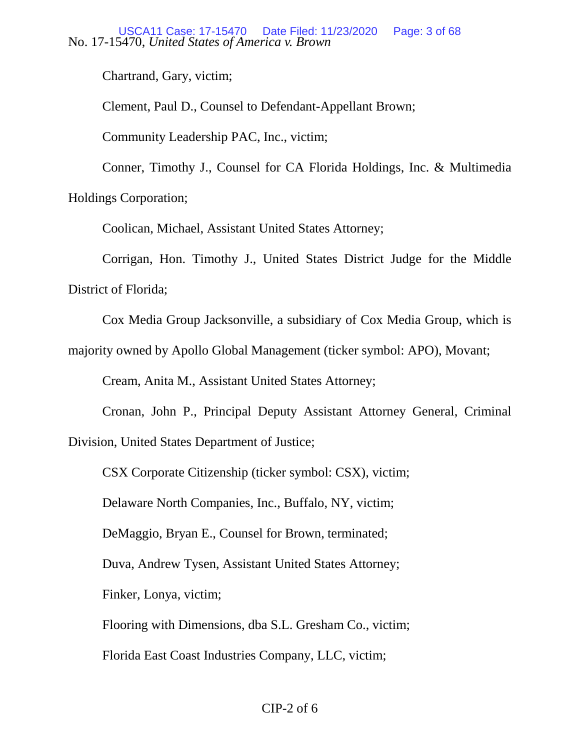Chartrand, Gary, victim;

Clement, Paul D., Counsel to Defendant-Appellant Brown;

Community Leadership PAC, Inc., victim;

Conner, Timothy J., Counsel for CA Florida Holdings, Inc. & Multimedia Holdings Corporation;

Coolican, Michael, Assistant United States Attorney;

Corrigan, Hon. Timothy J., United States District Judge for the Middle District of Florida;

Cox Media Group Jacksonville, a subsidiary of Cox Media Group, which is majority owned by Apollo Global Management (ticker symbol: APO), Movant;

Cream, Anita M., Assistant United States Attorney;

Cronan, John P., Principal Deputy Assistant Attorney General, Criminal Division, United States Department of Justice;

CSX Corporate Citizenship (ticker symbol: CSX), victim;

Delaware North Companies, Inc., Buffalo, NY, victim;

DeMaggio, Bryan E., Counsel for Brown, terminated;

Duva, Andrew Tysen, Assistant United States Attorney;

Finker, Lonya, victim;

Flooring with Dimensions, dba S.L. Gresham Co., victim;

Florida East Coast Industries Company, LLC, victim;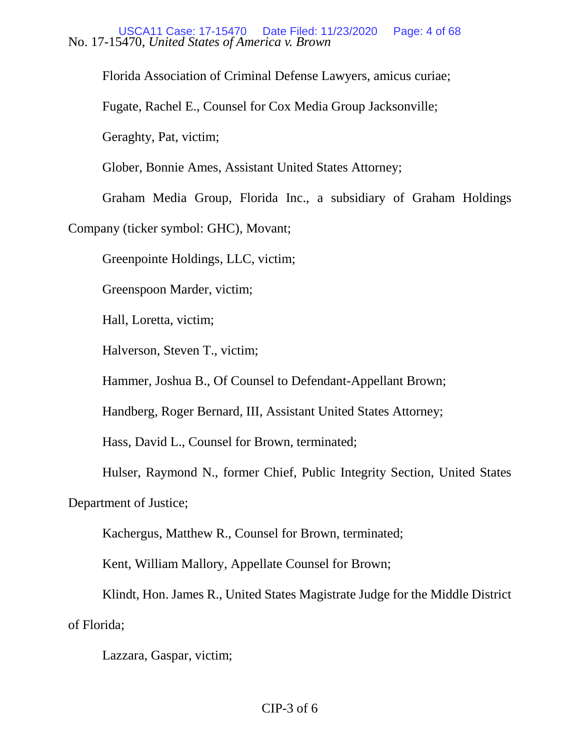Florida Association of Criminal Defense Lawyers, amicus curiae;

Fugate, Rachel E., Counsel for Cox Media Group Jacksonville;

Geraghty, Pat, victim;

Glober, Bonnie Ames, Assistant United States Attorney;

Graham Media Group, Florida Inc., a subsidiary of Graham Holdings Company (ticker symbol: GHC), Movant;

Greenpointe Holdings, LLC, victim;

Greenspoon Marder, victim;

Hall, Loretta, victim;

Halverson, Steven T., victim;

Hammer, Joshua B., Of Counsel to Defendant-Appellant Brown;

Handberg, Roger Bernard, III, Assistant United States Attorney;

Hass, David L., Counsel for Brown, terminated;

Hulser, Raymond N., former Chief, Public Integrity Section, United States Department of Justice;

Kachergus, Matthew R., Counsel for Brown, terminated;

Kent, William Mallory, Appellate Counsel for Brown;

Klindt, Hon. James R., United States Magistrate Judge for the Middle District of Florida;

Lazzara, Gaspar, victim;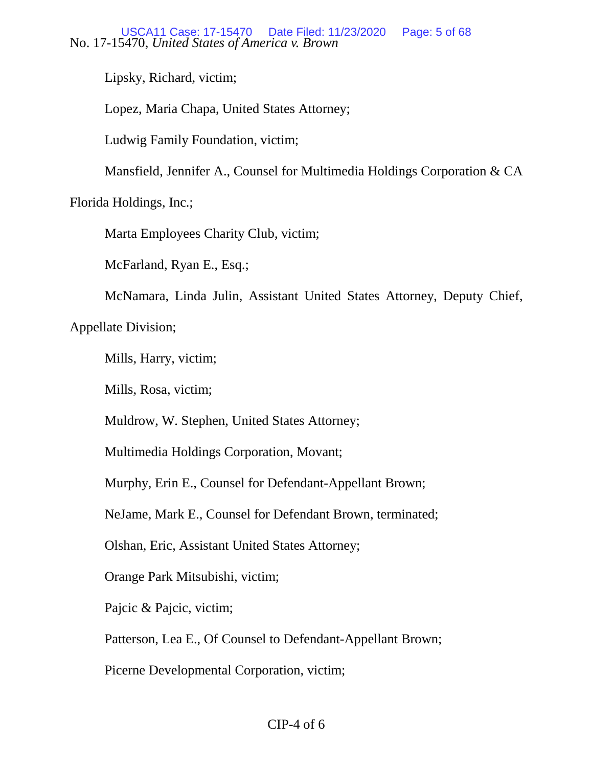Lipsky, Richard, victim;

Lopez, Maria Chapa, United States Attorney;

Ludwig Family Foundation, victim;

Mansfield, Jennifer A., Counsel for Multimedia Holdings Corporation & CA Florida Holdings, Inc.;

Marta Employees Charity Club, victim;

McFarland, Ryan E., Esq.;

McNamara, Linda Julin, Assistant United States Attorney, Deputy Chief, Appellate Division;

Mills, Harry, victim;

Mills, Rosa, victim;

Muldrow, W. Stephen, United States Attorney;

Multimedia Holdings Corporation, Movant;

Murphy, Erin E., Counsel for Defendant-Appellant Brown;

NeJame, Mark E., Counsel for Defendant Brown, terminated;

Olshan, Eric, Assistant United States Attorney;

Orange Park Mitsubishi, victim;

Pajcic & Pajcic, victim;

Patterson, Lea E., Of Counsel to Defendant-Appellant Brown;

Picerne Developmental Corporation, victim;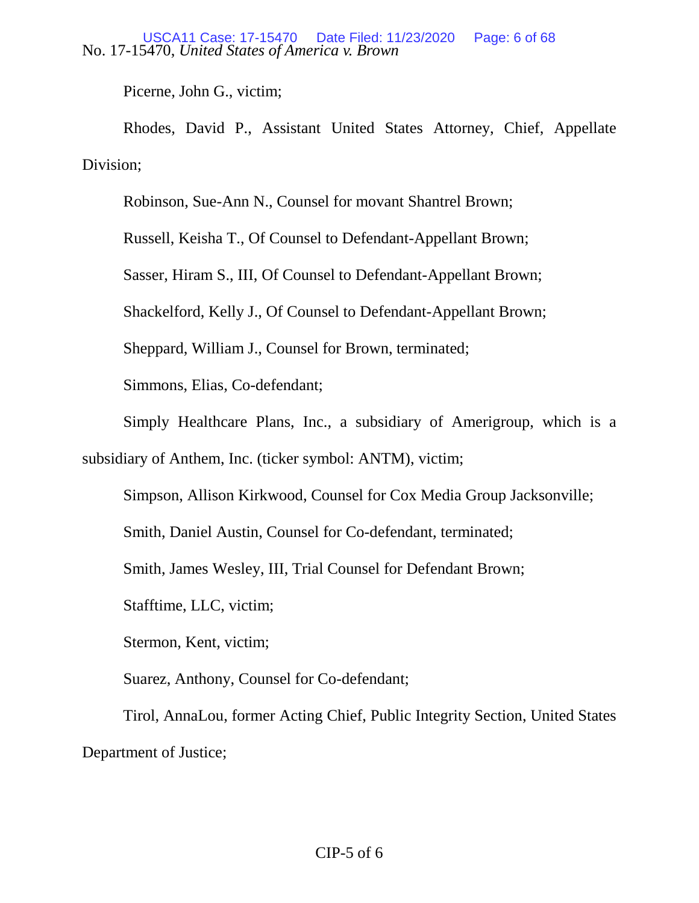Picerne, John G., victim;

Rhodes, David P., Assistant United States Attorney, Chief, Appellate Division;

Robinson, Sue-Ann N., Counsel for movant Shantrel Brown;

Russell, Keisha T., Of Counsel to Defendant-Appellant Brown;

Sasser, Hiram S., III, Of Counsel to Defendant-Appellant Brown;

Shackelford, Kelly J., Of Counsel to Defendant-Appellant Brown;

Sheppard, William J., Counsel for Brown, terminated;

Simmons, Elias, Co-defendant;

Simply Healthcare Plans, Inc., a subsidiary of Amerigroup, which is a subsidiary of Anthem, Inc. (ticker symbol: ANTM), victim;

Simpson, Allison Kirkwood, Counsel for Cox Media Group Jacksonville;

Smith, Daniel Austin, Counsel for Co-defendant, terminated;

Smith, James Wesley, III, Trial Counsel for Defendant Brown;

Stafftime, LLC, victim;

Stermon, Kent, victim;

Suarez, Anthony, Counsel for Co-defendant;

Tirol, AnnaLou, former Acting Chief, Public Integrity Section, United States Department of Justice;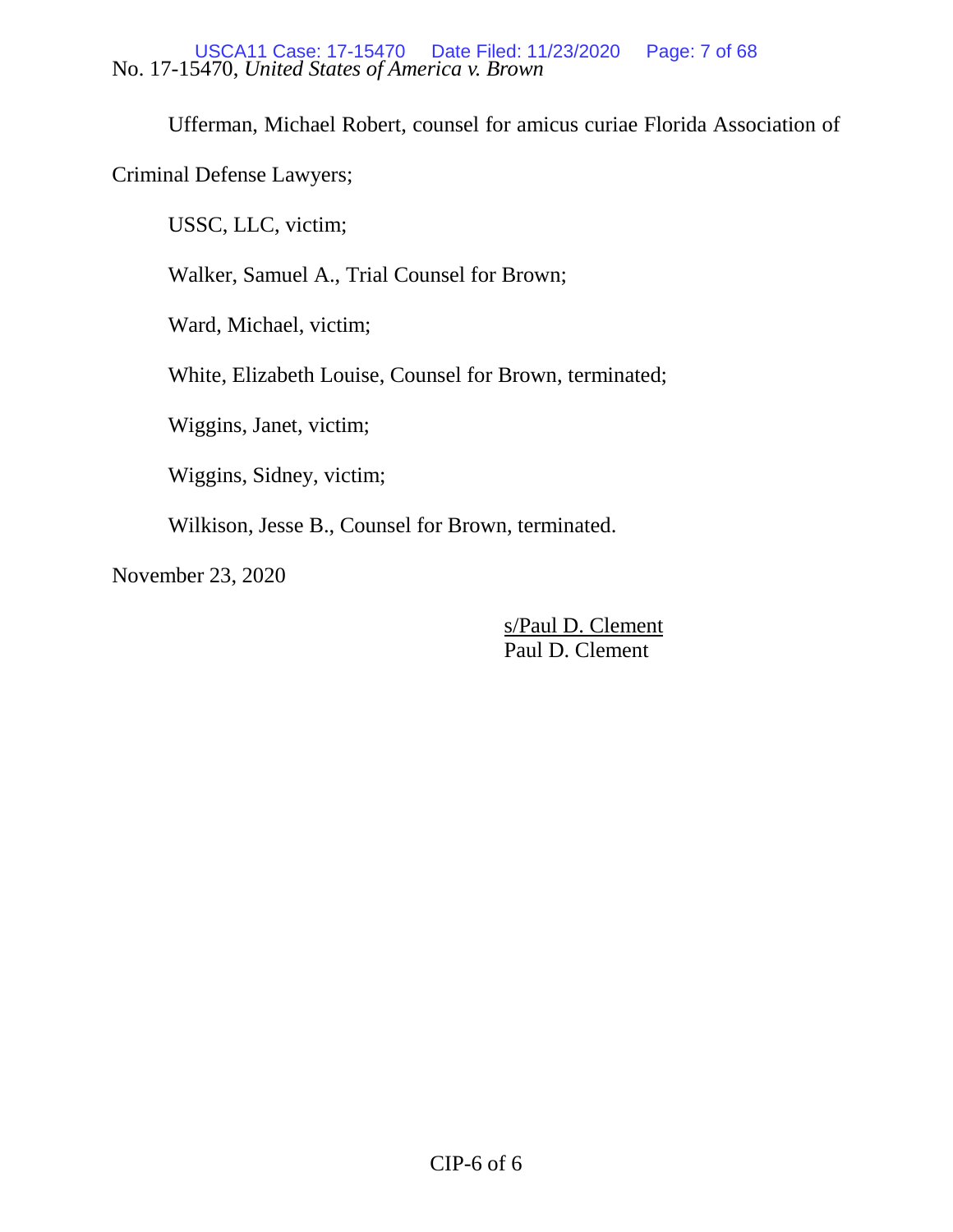Ufferman, Michael Robert, counsel for amicus curiae Florida Association of Criminal Defense Lawyers;

USSC, LLC, victim;

Walker, Samuel A., Trial Counsel for Brown;

Ward, Michael, victim;

White, Elizabeth Louise, Counsel for Brown, terminated;

Wiggins, Janet, victim;

Wiggins, Sidney, victim;

Wilkison, Jesse B., Counsel for Brown, terminated.

November 23, 2020

s/Paul D. Clement
Paul D. Clement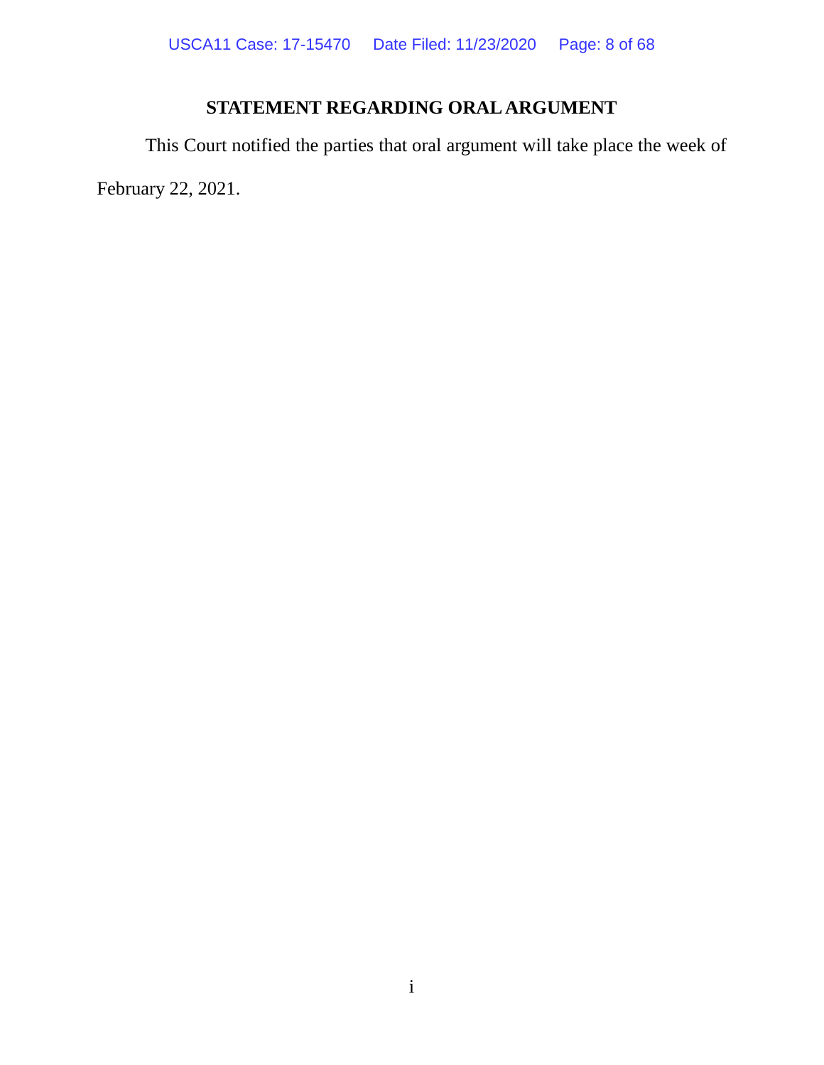## STATEMENT REGARDING ORAL ARGUMENT

This Court notified the parties that oral argument will take place the week of February 22, 2021.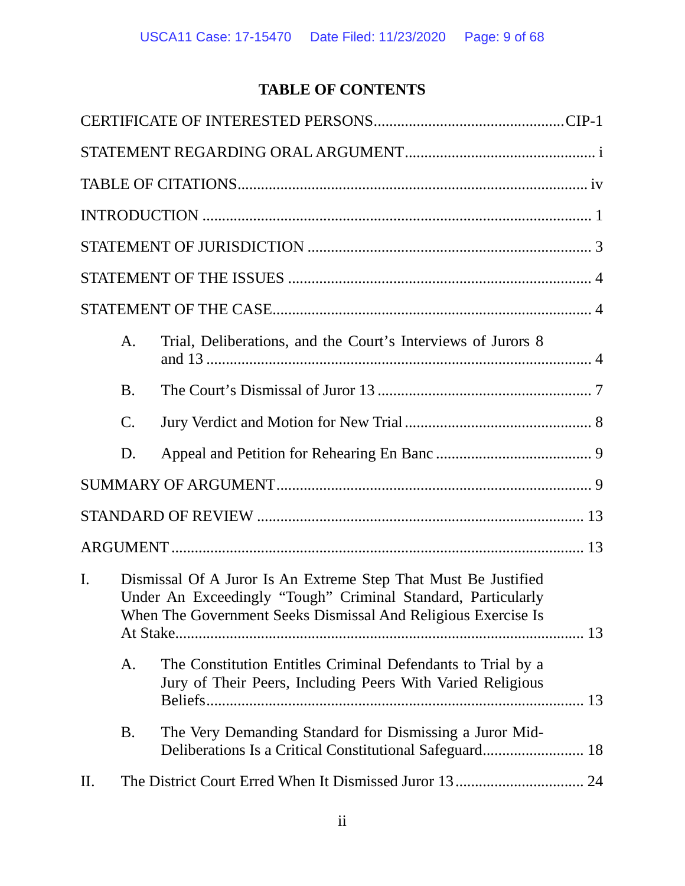# TABLE OF CONTENTS

CERTIFICATE OF INTERESTED PERSONS ................................................ CIP-1

STATEMENT REGARDING ORAL ARGUMENT ................................................ i

TABLE OF CITATIONS ................................................ iv

INTRODUCTION ................................................ 1

STATEMENT OF JURISDICTION ................................................ 3

STATEMENT OF THE ISSUES ................................................ 4

STATEMENT OF THE CASE ................................................ 4

- A. Trial, Deliberations, and the Court's Interviews of Jurors 8 and 13 ................................................ 4
- B. The Court's Dismissal of Juror 13 ................................................ 7
- C. Jury Verdict and Motion for New Trial ................................................ 8
- D. Appeal and Petition for Rehearing En Banc ................................................ 9

SUMMARY OF ARGUMENT ................................................ 9

STANDARD OF REVIEW ................................................ 13

ARGUMENT ................................................ 13

I. Dismissal Of A Juror Is An Extreme Step That Must Be Justified Under An Exceedingly "Tough" Criminal Standard, Particularly When The Government Seeks Dismissal And Religious Exercise Is At Stake ................................................ 13

- A. The Constitution Entitles Criminal Defendants to Trial by a Jury of Their Peers, Including Peers With Varied Religious Beliefs ................................................ 13
- B. The Very Demanding Standard for Dismissing a Juror Mid-Deliberations Is a Critical Constitutional Safeguard ................................................ 18

II. The District Court Erred When It Dismissed Juror 13 ................................................ 24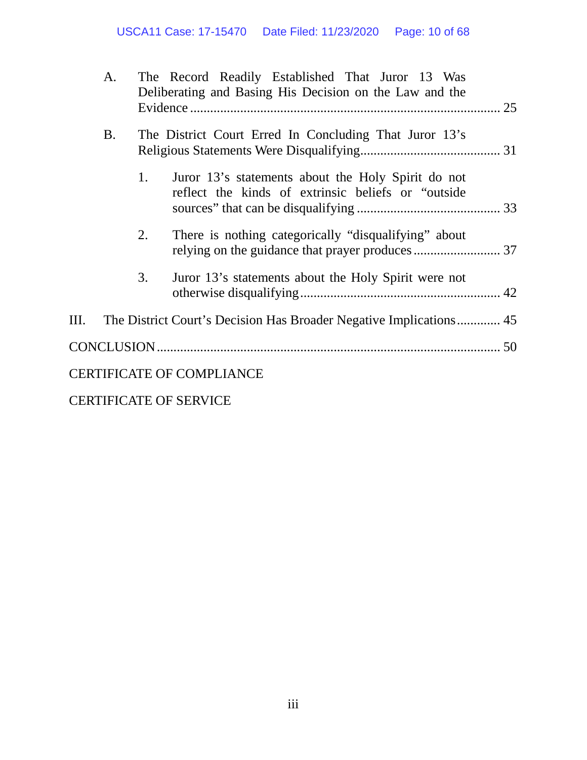A. The Record Readily Established That Juror 13 Was Deliberating and Basing His Decision on the Law and the Evidence ........................................................................................ 25

B. The District Court Erred In Concluding That Juror 13's Religious Statements Were Disqualifying.......................................... 31

1. Juror 13's statements about the Holy Spirit do not reflect the kinds of extrinsic beliefs or "outside sources" that can be disqualifying ........................................... 33

2. There is nothing categorically "disqualifying" about relying on the guidance that prayer produces .......................... 37

3. Juror 13's statements about the Holy Spirit were not otherwise disqualifying............................................................ 42

III. The District Court's Decision Has Broader Negative Implications............. 45

CONCLUSION ...................................................................................................... 50

CERTIFICATE OF COMPLIANCE

CERTIFICATE OF SERVICE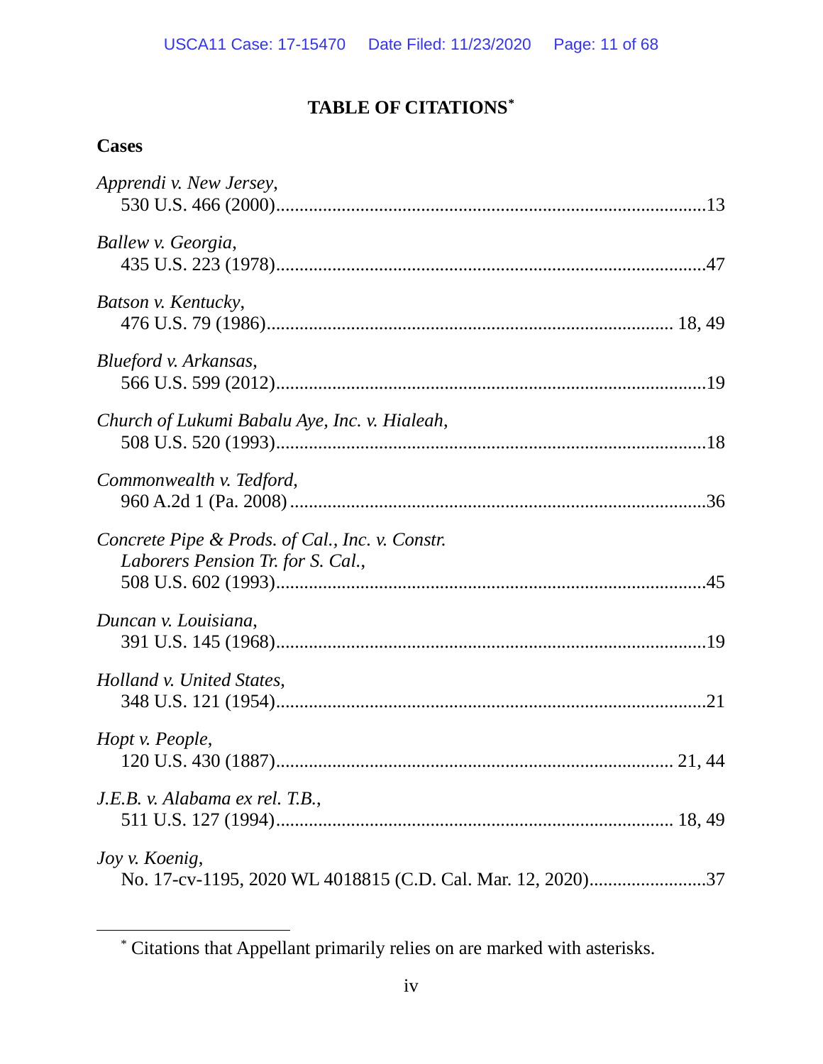# TABLE OF CITATIONS[*]

## Cases

*Apprendi v. New Jersey*,
530 U.S. 466 (2000)...........................................................................................13

*Ballew v. Georgia*,
435 U.S. 223 (1978)...........................................................................................47

*Batson v. Kentucky*,
476 U.S. 79 (1986)..................................................................................... 18, 49

*Blueford v. Arkansas*,
566 U.S. 599 (2012)...........................................................................................19

*Church of Lukumi Babalu Aye, Inc. v. Hialeah*,
508 U.S. 520 (1993)...........................................................................................18

*Commonwealth v. Tedford*,
960 A.2d 1 (Pa. 2008) ........................................................................................36

*Concrete Pipe & Prods. of Cal., Inc. v. Constr. Laborers Pension Tr. for S. Cal.*,
508 U.S. 602 (1993)...........................................................................................45

*Duncan v. Louisiana*,
391 U.S. 145 (1968)...........................................................................................19

*Holland v. United States*,
348 U.S. 121 (1954)...........................................................................................21

*Hopt v. People*,
120 U.S. 430 (1887)................................................................................... 21, 44

*J.E.B. v. Alabama ex rel. T.B.*,
511 U.S. 127 (1994)................................................................................... 18, 49

*Joy v. Koenig*,
No. 17-cv-1195, 2020 WL 4018815 (C.D. Cal. Mar. 12, 2020).........................37

---

[*] Citations that Appellant primarily relies on are marked with asterisks.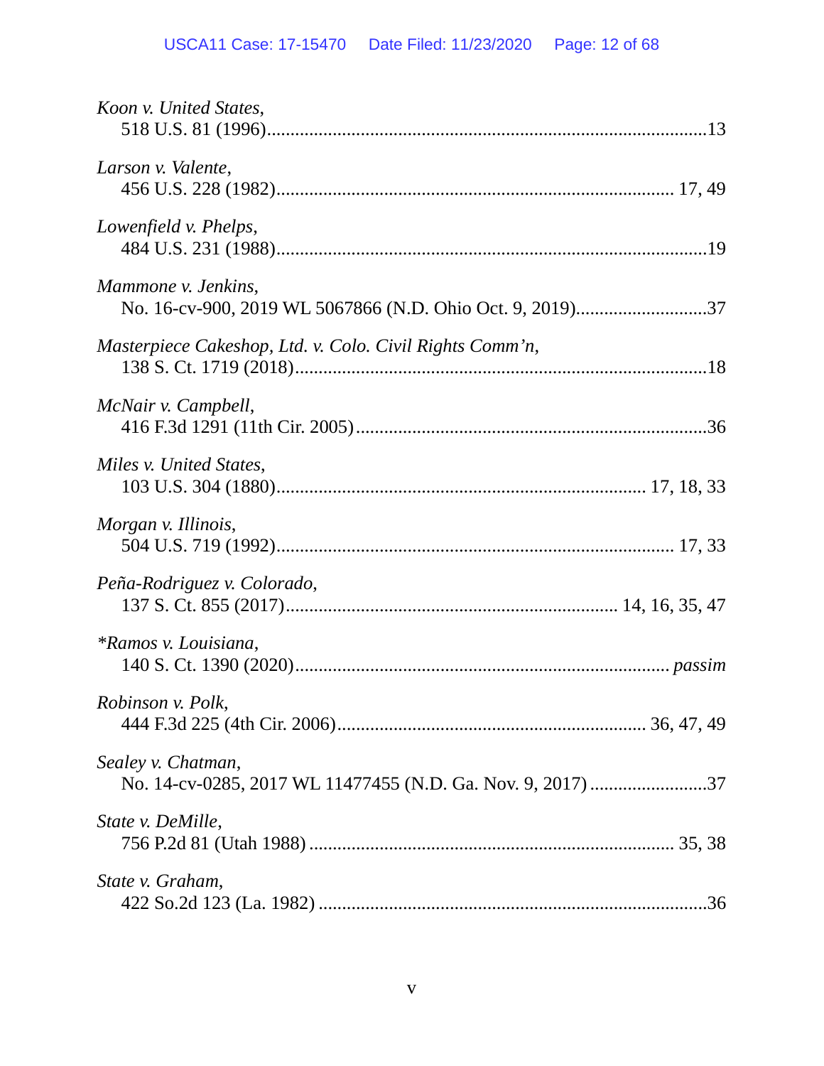*Koon v. United States*,
518 U.S. 81 (1996)............................................................................................13

*Larson v. Valente*,
456 U.S. 228 (1982)................................................................................... 17, 49

*Lowenfield v. Phelps*,
484 U.S. 231 (1988)..........................................................................................19

*Mammone v. Jenkins*,
No. 16-cv-900, 2019 WL 5067866 (N.D. Ohio Oct. 9, 2019)............................37

*Masterpiece Cakeshop, Ltd. v. Colo. Civil Rights Comm'n*,
138 S. Ct. 1719 (2018)......................................................................................18

*McNair v. Campbell*,
416 F.3d 1291 (11th Cir. 2005).........................................................................36

*Miles v. United States*,
103 U.S. 304 (1880)............................................................................ 17, 18, 33

*Morgan v. Illinois*,
504 U.S. 719 (1992)................................................................................... 17, 33

*Peña-Rodriguez v. Colorado*,
137 S. Ct. 855 (2017)...................................................................... 14, 16, 35, 47

*\*Ramos v. Louisiana*,
140 S. Ct. 1390 (2020)............................................................................. *passim*

*Robinson v. Polk*,
444 F.3d 225 (4th Cir. 2006)................................................................. 36, 47, 49

*Sealey v. Chatman*,
No. 14-cv-0285, 2017 WL 11477455 (N.D. Ga. Nov. 9, 2017).........................37

*State v. DeMille*,
756 P.2d 81 (Utah 1988) ........................................................................... 35, 38

*State v. Graham*,
422 So.2d 123 (La. 1982) ..................................................................................36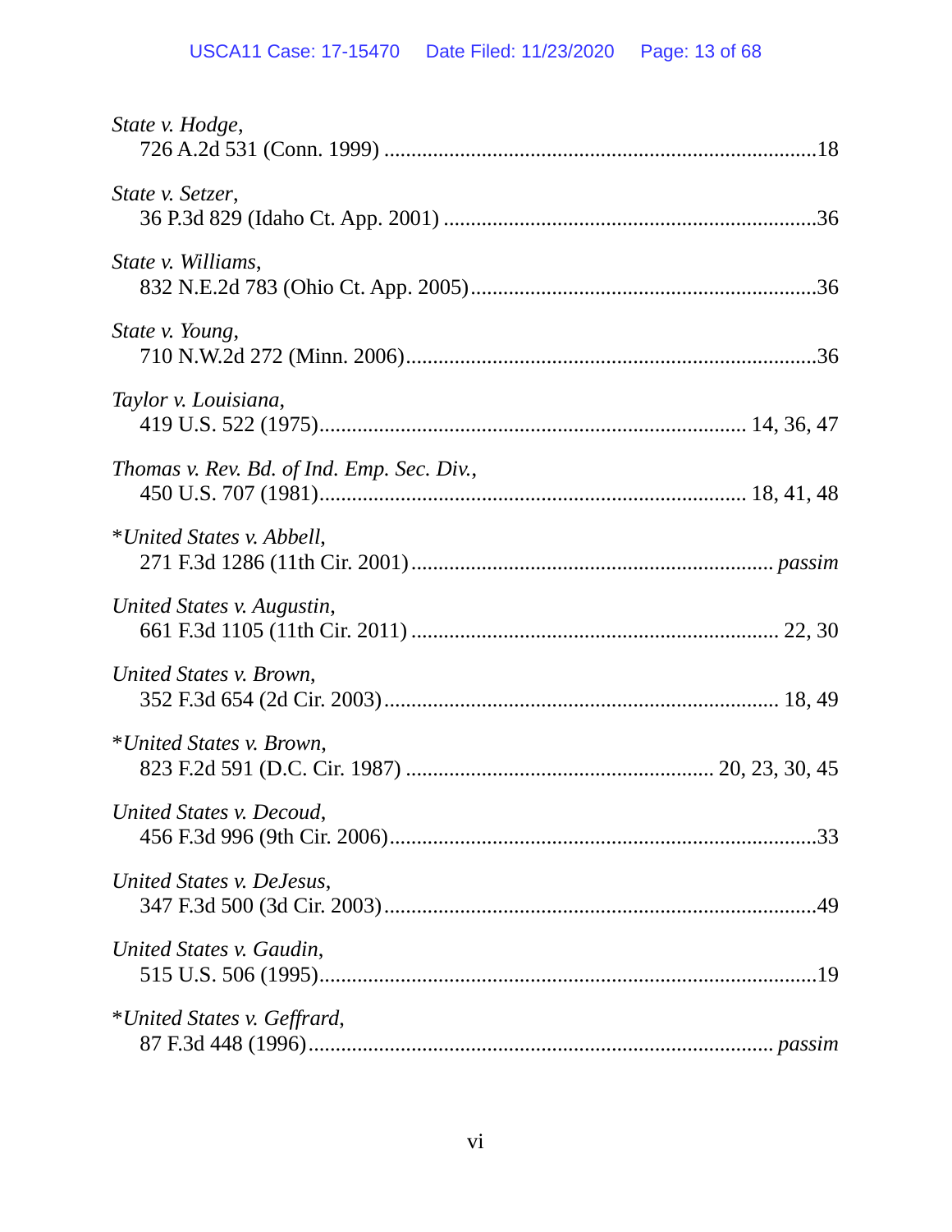*State v. Hodge*,
726 A.2d 531 (Conn. 1999) ....................................................................................18

*State v. Setzer*,
36 P.3d 829 (Idaho Ct. App. 2001) .......................................................................36

*State v. Williams*,
832 N.E.2d 783 (Ohio Ct. App. 2005)...................................................................36

*State v. Young*,
710 N.W.2d 272 (Minn. 2006)..............................................................................36

*Taylor v. Louisiana*,
419 U.S. 522 (1975).............................................................................. 14, 36, 47

*Thomas v. Rev. Bd. of Ind. Emp. Sec. Div.*,
450 U.S. 707 (1981).............................................................................. 18, 41, 48

\**United States v. Abbell*,
271 F.3d 1286 (11th Cir. 2001) ................................................................... *passim*

*United States v. Augustin*,
661 F.3d 1105 (11th Cir. 2011) ...................................................................... 22, 30

*United States v. Brown*,
352 F.3d 654 (2d Cir. 2003)........................................................................... 18, 49

\**United States v. Brown*,
823 F.2d 591 (D.C. Cir. 1987) ............................................................ 20, 23, 30, 45

*United States v. Decoud*,
456 F.3d 996 (9th Cir. 2006)..................................................................................33

*United States v. DeJesus*,
347 F.3d 500 (3d Cir. 2003)...................................................................................49

*United States v. Gaudin*,
515 U.S. 506 (1995)...............................................................................................19

\**United States v. Geffrard*,
87 F.3d 448 (1996)....................................................................................... *passim*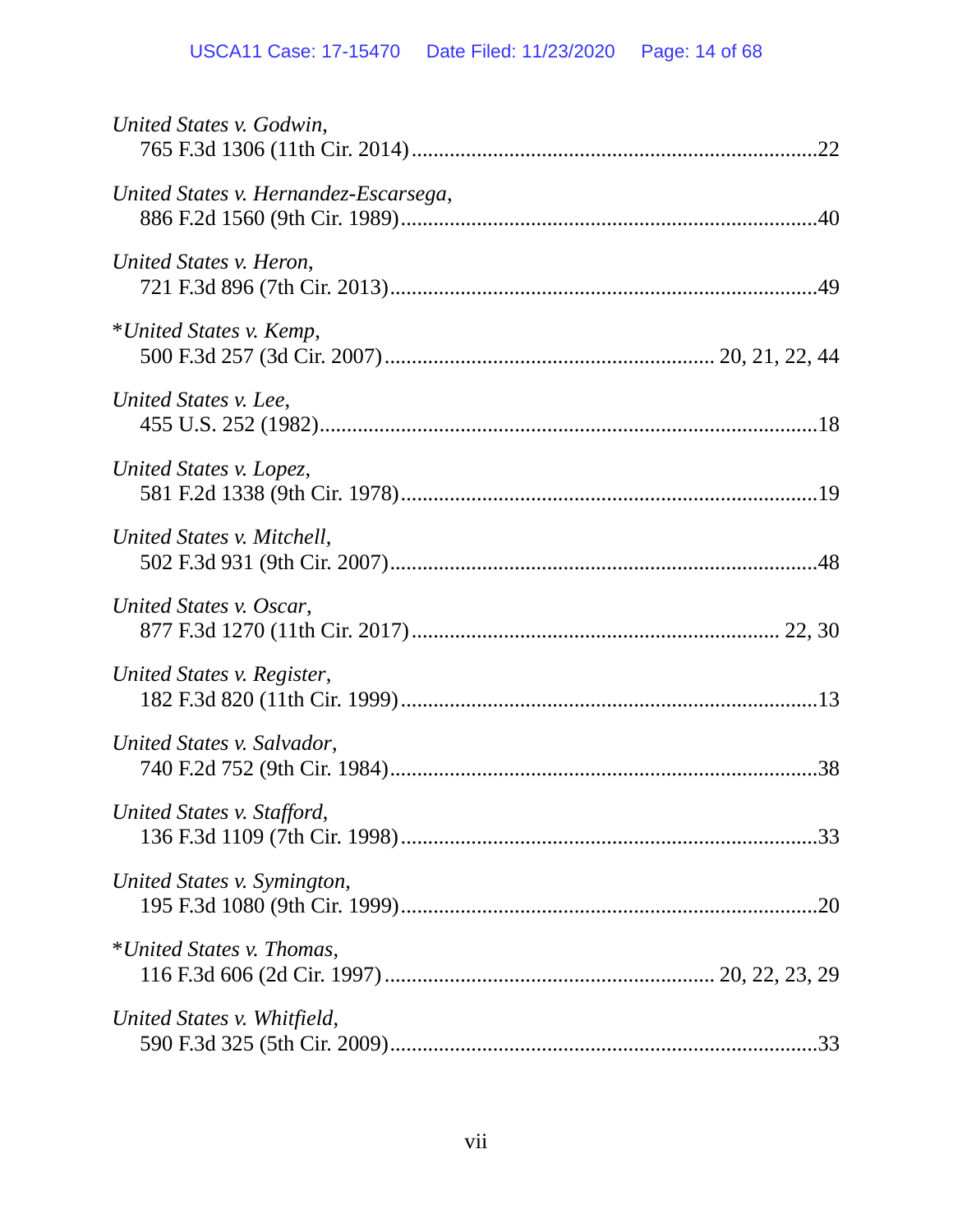*United States v. Godwin*,
765 F.3d 1306 (11th Cir. 2014)..........................................................................22

*United States v. Hernandez-Escarsega*,
886 F.2d 1560 (9th Cir. 1989)............................................................................40

*United States v. Heron*,
721 F.3d 896 (7th Cir. 2013)..............................................................................49

*\*United States v. Kemp*,
500 F.3d 257 (3d Cir. 2007)............................................................ 20, 21, 22, 44

*United States v. Lee*,
455 U.S. 252 (1982)..........................................................................................18

*United States v. Lopez*,
581 F.2d 1338 (9th Cir. 1978)............................................................................19

*United States v. Mitchell*,
502 F.3d 931 (9th Cir. 2007)..............................................................................48

*United States v. Oscar*,
877 F.3d 1270 (11th Cir. 2017)..................................................................... 22, 30

*United States v. Register*,
182 F.3d 820 (11th Cir. 1999)............................................................................13

*United States v. Salvador*,
740 F.2d 752 (9th Cir. 1984)..............................................................................38

*United States v. Stafford*,
136 F.3d 1109 (7th Cir. 1998)............................................................................33

*United States v. Symington*,
195 F.3d 1080 (9th Cir. 1999)............................................................................20

*\*United States v. Thomas*,
116 F.3d 606 (2d Cir. 1997)............................................................ 20, 22, 23, 29

*United States v. Whitfield*,
590 F.3d 325 (5th Cir. 2009)..............................................................................33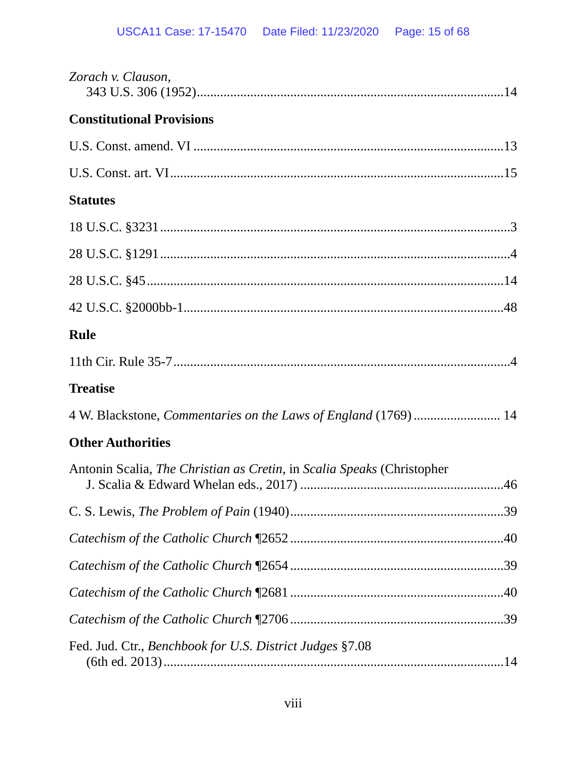*Zorach v. Clauson*,
343 U.S. 306 (1952)..........................................................................................14

**Constitutional Provisions**

U.S. Const. amend. VI ..........................................................................................13

U.S. Const. art. VI..................................................................................................15

**Statutes**

18 U.S.C. §3231......................................................................................................3

28 U.S.C. §1291......................................................................................................4

28 U.S.C. §45.........................................................................................................14

42 U.S.C. §2000bb-1..............................................................................................48

**Rule**

11th Cir. Rule 35-7..................................................................................................4

**Treatise**

4 W. Blackstone, *Commentaries on the Laws of England* (1769) .......................... 14

**Other Authorities**

Antonin Scalia, *The Christian as Cretin*, in *Scalia Speaks* (Christopher
J. Scalia & Edward Whelan eds., 2017) .............................................................46

C. S. Lewis, *The Problem of Pain* (1940)...............................................................39

*Catechism of the Catholic Church* ¶2652 ...............................................................40

*Catechism of the Catholic Church* ¶2654 ...............................................................39

*Catechism of the Catholic Church* ¶2681 ...............................................................40

*Catechism of the Catholic Church* ¶2706 ...............................................................39

Fed. Jud. Ctr., *Benchbook for U.S. District Judges* §7.08
(6th ed. 2013)......................................................................................................14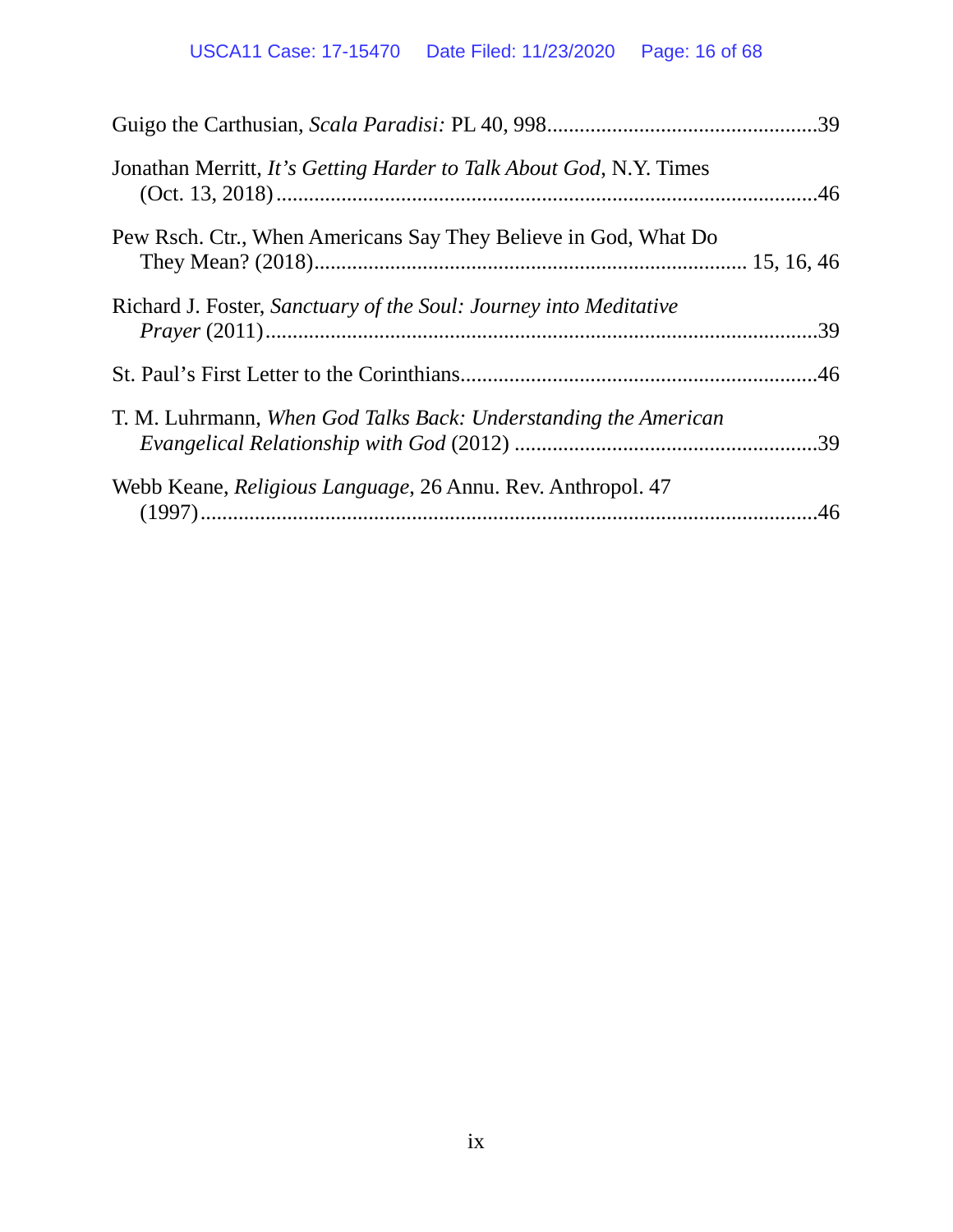Guigo the Carthusian, *Scala Paradisi:* PL 40, 998.................................................39

Jonathan Merritt, *It's Getting Harder to Talk About God*, N.Y. Times (Oct. 13, 2018).....................................................................................46

Pew Rsch. Ctr., When Americans Say They Believe in God, What Do They Mean? (2018)............................................................................ 15, 16, 46

Richard J. Foster, *Sanctuary of the Soul: Journey into Meditative Prayer* (2011).....................................................................................39

St. Paul's First Letter to the Corinthians.................................................................46

T. M. Luhrmann, *When God Talks Back: Understanding the American Evangelical Relationship with God* (2012) .......................................................39

Webb Keane, *Religious Language*, 26 Annu. Rev. Anthropol. 47 (1997)....................................................................................................46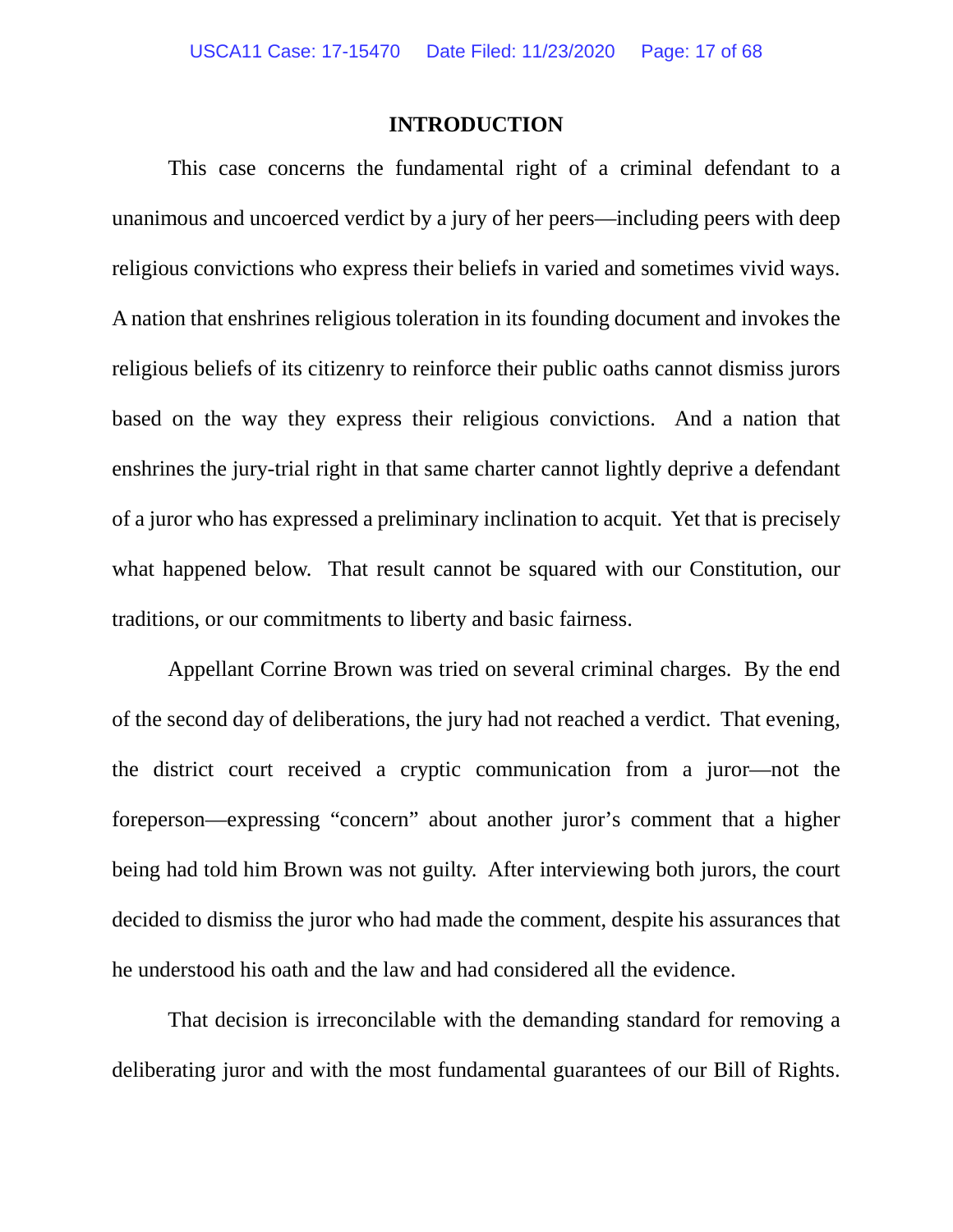## INTRODUCTION

This case concerns the fundamental right of a criminal defendant to a unanimous and uncoerced verdict by a jury of her peers—including peers with deep religious convictions who express their beliefs in varied and sometimes vivid ways. A nation that enshrines religious toleration in its founding document and invokes the religious beliefs of its citizenry to reinforce their public oaths cannot dismiss jurors based on the way they express their religious convictions. And a nation that enshrines the jury-trial right in that same charter cannot lightly deprive a defendant of a juror who has expressed a preliminary inclination to acquit. Yet that is precisely what happened below. That result cannot be squared with our Constitution, our traditions, or our commitments to liberty and basic fairness.

Appellant Corrine Brown was tried on several criminal charges. By the end of the second day of deliberations, the jury had not reached a verdict. That evening, the district court received a cryptic communication from a juror—not the foreperson—expressing "concern" about another juror's comment that a higher being had told him Brown was not guilty. After interviewing both jurors, the court decided to dismiss the juror who had made the comment, despite his assurances that he understood his oath and the law and had considered all the evidence.

That decision is irreconcilable with the demanding standard for removing a deliberating juror and with the most fundamental guarantees of our Bill of Rights.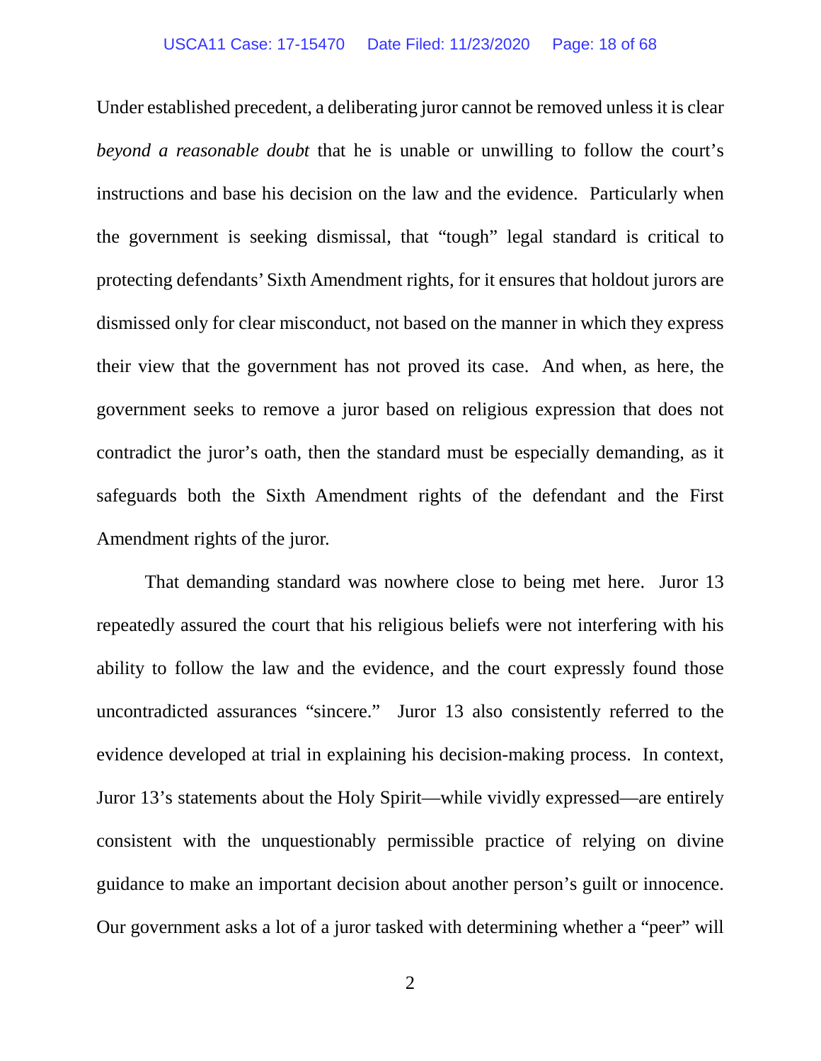Under established precedent, a deliberating juror cannot be removed unless it is clear *beyond a reasonable doubt* that he is unable or unwilling to follow the court's instructions and base his decision on the law and the evidence. Particularly when the government is seeking dismissal, that "tough" legal standard is critical to protecting defendants' Sixth Amendment rights, for it ensures that holdout jurors are dismissed only for clear misconduct, not based on the manner in which they express their view that the government has not proved its case. And when, as here, the government seeks to remove a juror based on religious expression that does not contradict the juror's oath, then the standard must be especially demanding, as it safeguards both the Sixth Amendment rights of the defendant and the First Amendment rights of the juror.

That demanding standard was nowhere close to being met here. Juror 13 repeatedly assured the court that his religious beliefs were not interfering with his ability to follow the law and the evidence, and the court expressly found those uncontradicted assurances "sincere." Juror 13 also consistently referred to the evidence developed at trial in explaining his decision-making process. In context, Juror 13's statements about the Holy Spirit—while vividly expressed—are entirely consistent with the unquestionably permissible practice of relying on divine guidance to make an important decision about another person's guilt or innocence. Our government asks a lot of a juror tasked with determining whether a "peer" will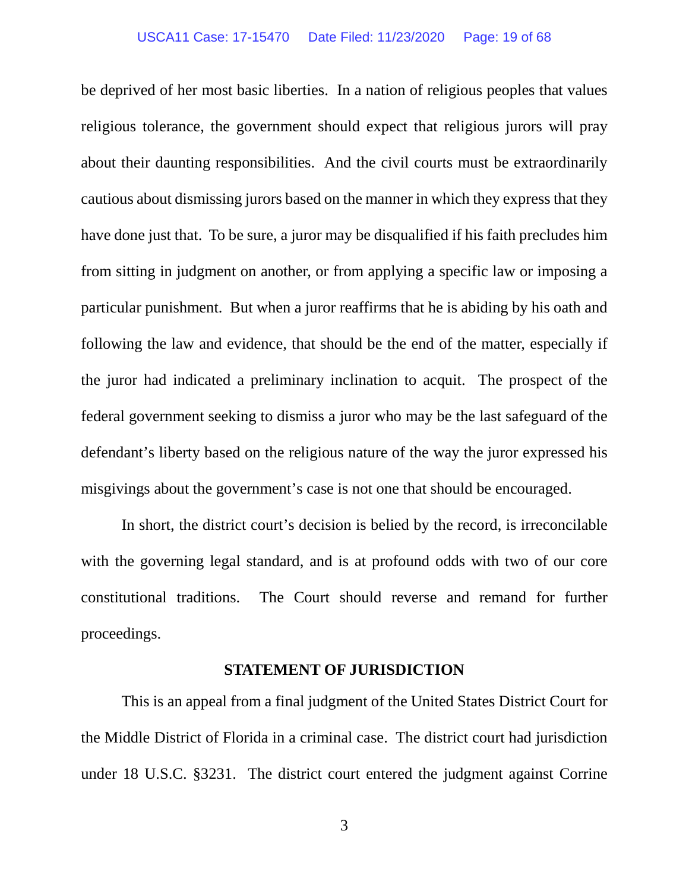be deprived of her most basic liberties. In a nation of religious peoples that values religious tolerance, the government should expect that religious jurors will pray about their daunting responsibilities. And the civil courts must be extraordinarily cautious about dismissing jurors based on the manner in which they express that they have done just that. To be sure, a juror may be disqualified if his faith precludes him from sitting in judgment on another, or from applying a specific law or imposing a particular punishment. But when a juror reaffirms that he is abiding by his oath and following the law and evidence, that should be the end of the matter, especially if the juror had indicated a preliminary inclination to acquit. The prospect of the federal government seeking to dismiss a juror who may be the last safeguard of the defendant's liberty based on the religious nature of the way the juror expressed his misgivings about the government's case is not one that should be encouraged.

In short, the district court's decision is belied by the record, is irreconcilable with the governing legal standard, and is at profound odds with two of our core constitutional traditions. The Court should reverse and remand for further proceedings.

## STATEMENT OF JURISDICTION

This is an appeal from a final judgment of the United States District Court for the Middle District of Florida in a criminal case. The district court had jurisdiction under 18 U.S.C. §3231. The district court entered the judgment against Corrine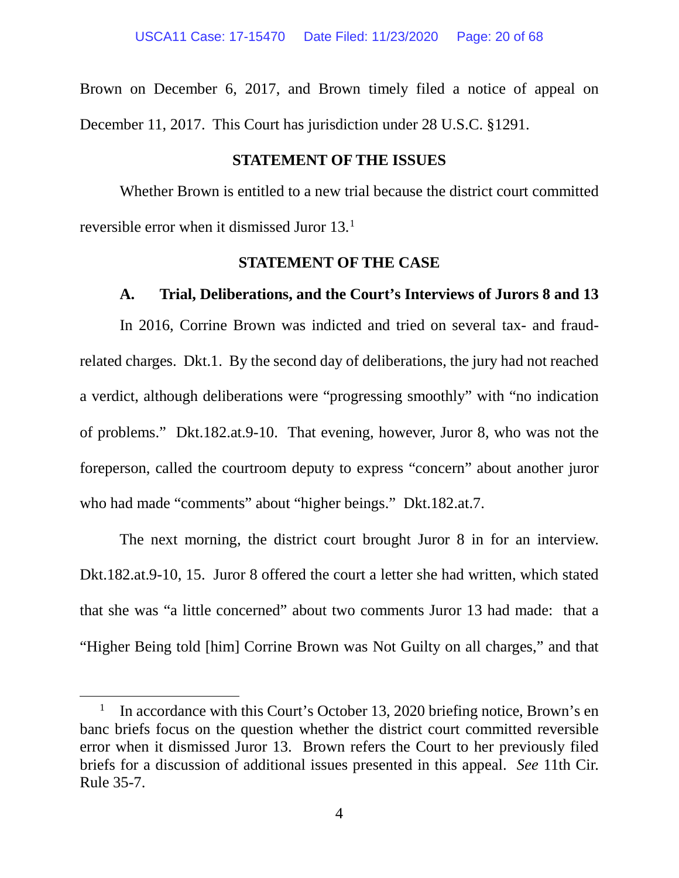Brown on December 6, 2017, and Brown timely filed a notice of appeal on December 11, 2017. This Court has jurisdiction under 28 U.S.C. §1291.

## STATEMENT OF THE ISSUES

Whether Brown is entitled to a new trial because the district court committed reversible error when it dismissed Juror 13.[1]

## STATEMENT OF THE CASE

### A. Trial, Deliberations, and the Court's Interviews of Jurors 8 and 13

In 2016, Corrine Brown was indicted and tried on several tax- and fraud-related charges. Dkt.1. By the second day of deliberations, the jury had not reached a verdict, although deliberations were "progressing smoothly" with "no indication of problems." Dkt.182.at.9-10. That evening, however, Juror 8, who was not the foreperson, called the courtroom deputy to express "concern" about another juror who had made "comments" about "higher beings." Dkt.182.at.7.

The next morning, the district court brought Juror 8 in for an interview. Dkt.182.at.9-10, 15. Juror 8 offered the court a letter she had written, which stated that she was "a little concerned" about two comments Juror 13 had made: that a "Higher Being told [him] Corrine Brown was Not Guilty on all charges," and that

---

[1] In accordance with this Court's October 13, 2020 briefing notice, Brown's en banc briefs focus on the question whether the district court committed reversible error when it dismissed Juror 13. Brown refers the Court to her previously filed briefs for a discussion of additional issues presented in this appeal. *See* 11th Cir. Rule 35-7.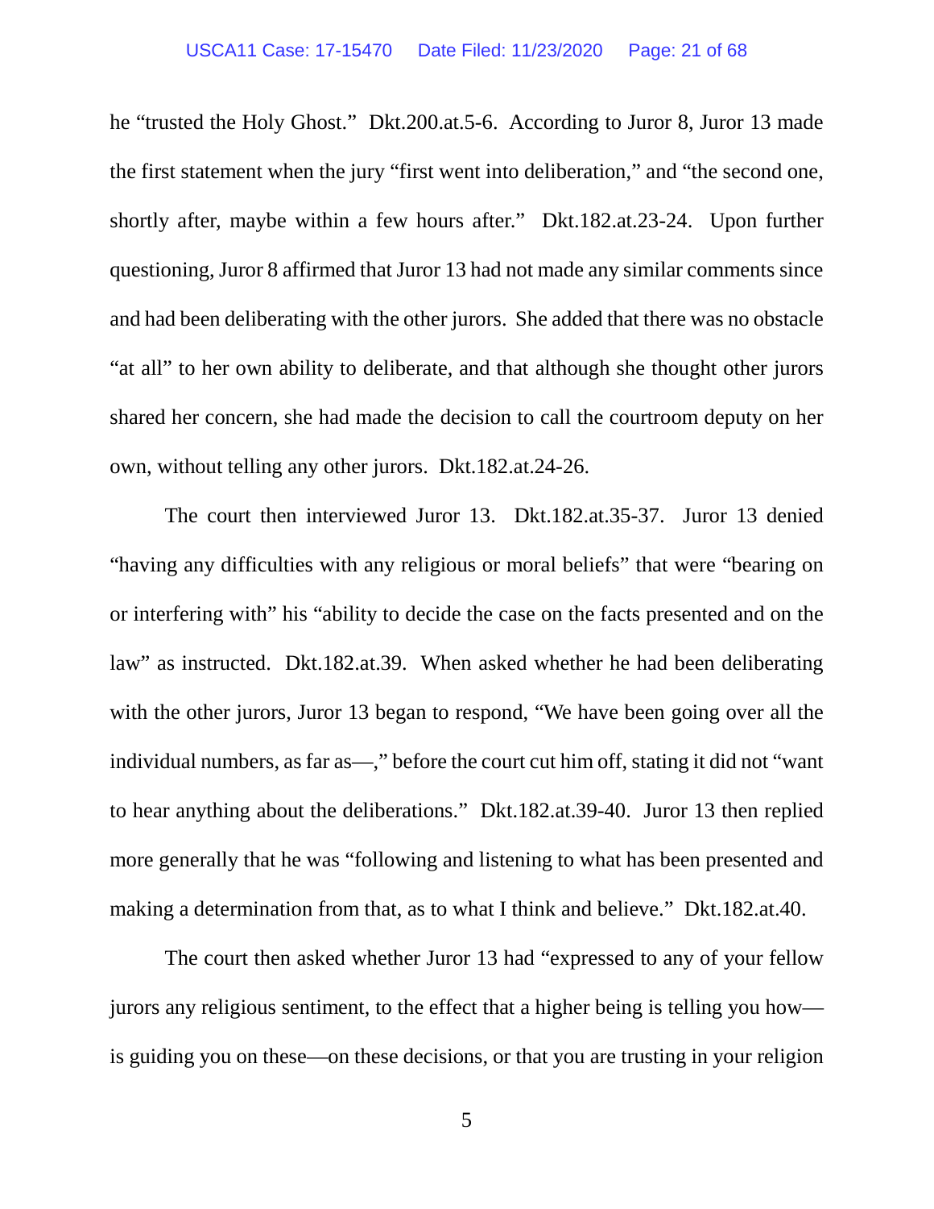he "trusted the Holy Ghost." Dkt.200.at.5-6. According to Juror 8, Juror 13 made the first statement when the jury "first went into deliberation," and "the second one, shortly after, maybe within a few hours after." Dkt.182.at.23-24. Upon further questioning, Juror 8 affirmed that Juror 13 had not made any similar comments since and had been deliberating with the other jurors. She added that there was no obstacle "at all" to her own ability to deliberate, and that although she thought other jurors shared her concern, she had made the decision to call the courtroom deputy on her own, without telling any other jurors. Dkt.182.at.24-26.

The court then interviewed Juror 13. Dkt.182.at.35-37. Juror 13 denied "having any difficulties with any religious or moral beliefs" that were "bearing on or interfering with" his "ability to decide the case on the facts presented and on the law" as instructed. Dkt.182.at.39. When asked whether he had been deliberating with the other jurors, Juror 13 began to respond, "We have been going over all the individual numbers, as far as—," before the court cut him off, stating it did not "want to hear anything about the deliberations." Dkt.182.at.39-40. Juror 13 then replied more generally that he was "following and listening to what has been presented and making a determination from that, as to what I think and believe." Dkt.182.at.40.

The court then asked whether Juror 13 had "expressed to any of your fellow jurors any religious sentiment, to the effect that a higher being is telling you how—is guiding you on these—on these decisions, or that you are trusting in your religion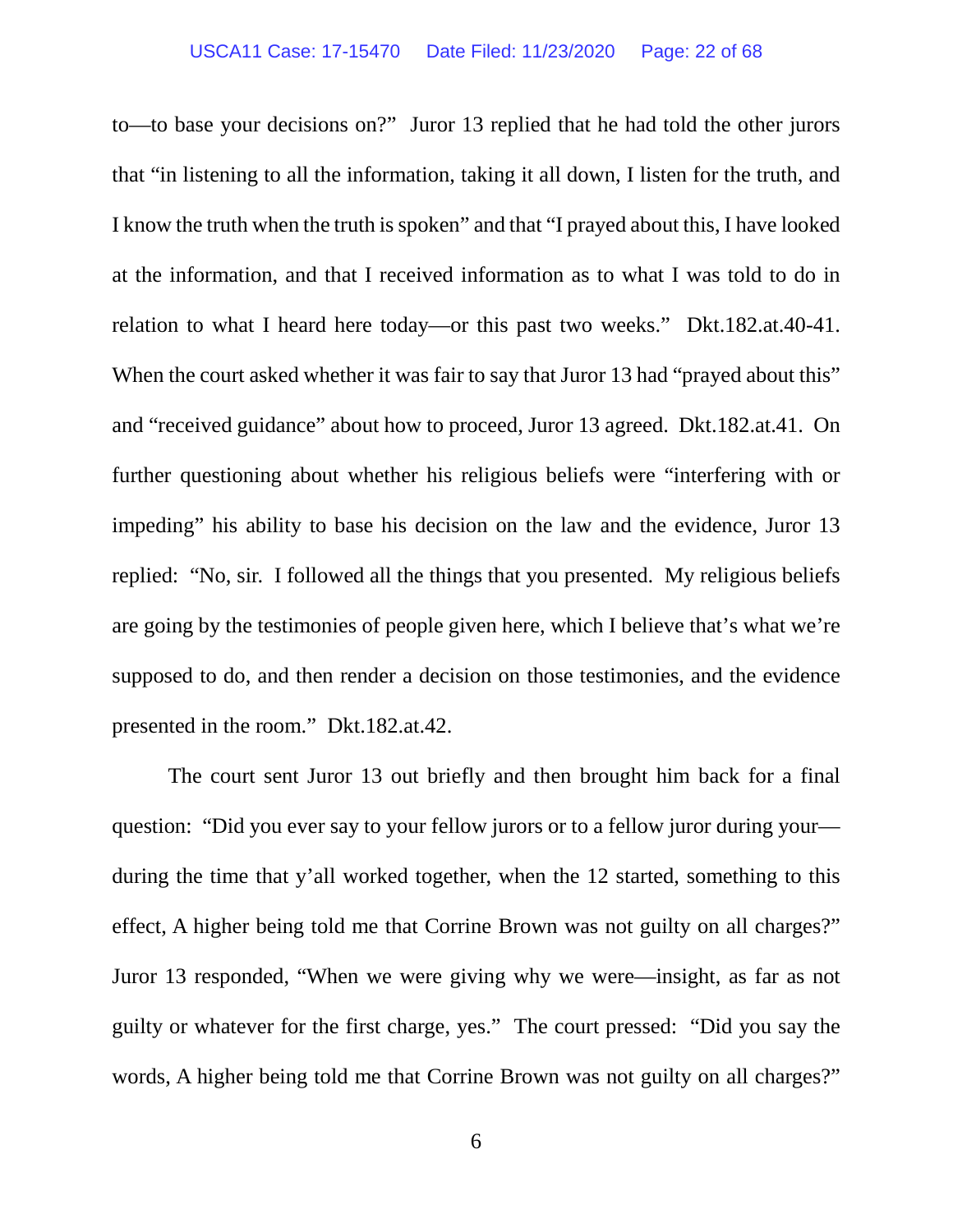to—to base your decisions on?" Juror 13 replied that he had told the other jurors that "in listening to all the information, taking it all down, I listen for the truth, and I know the truth when the truth is spoken" and that "I prayed about this, I have looked at the information, and that I received information as to what I was told to do in relation to what I heard here today—or this past two weeks." Dkt.182.at.40-41. When the court asked whether it was fair to say that Juror 13 had "prayed about this" and "received guidance" about how to proceed, Juror 13 agreed. Dkt.182.at.41. On further questioning about whether his religious beliefs were "interfering with or impeding" his ability to base his decision on the law and the evidence, Juror 13 replied: "No, sir. I followed all the things that you presented. My religious beliefs are going by the testimonies of people given here, which I believe that's what we're supposed to do, and then render a decision on those testimonies, and the evidence presented in the room." Dkt.182.at.42.

The court sent Juror 13 out briefly and then brought him back for a final question: "Did you ever say to your fellow jurors or to a fellow juror during your—during the time that y'all worked together, when the 12 started, something to this effect, A higher being told me that Corrine Brown was not guilty on all charges?" Juror 13 responded, "When we were giving why we were—insight, as far as not guilty or whatever for the first charge, yes." The court pressed: "Did you say the words, A higher being told me that Corrine Brown was not guilty on all charges?"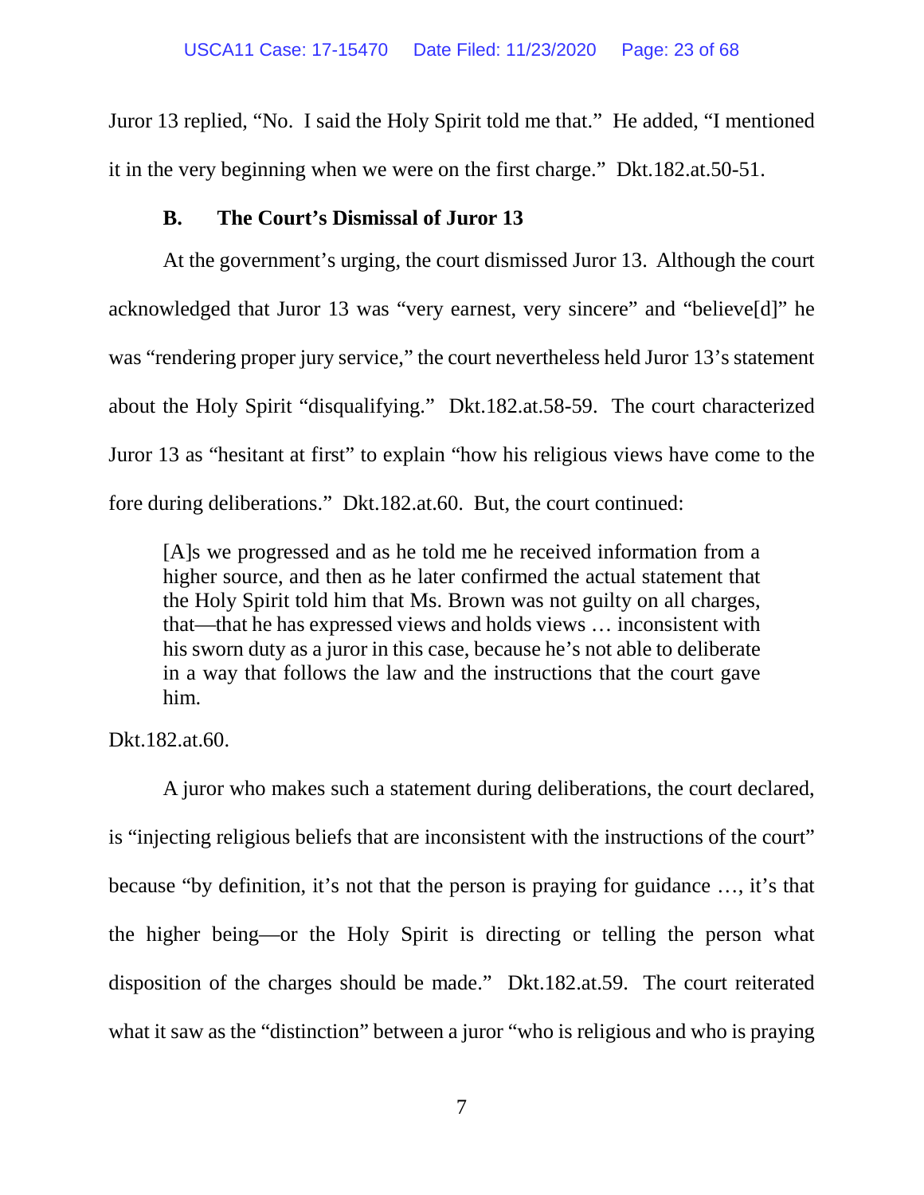Juror 13 replied, "No. I said the Holy Spirit told me that." He added, "I mentioned it in the very beginning when we were on the first charge." Dkt.182.at.50-51.

### B. The Court's Dismissal of Juror 13

At the government's urging, the court dismissed Juror 13. Although the court acknowledged that Juror 13 was "very earnest, very sincere" and "believe[d]" he was "rendering proper jury service," the court nevertheless held Juror 13's statement about the Holy Spirit "disqualifying." Dkt.182.at.58-59. The court characterized Juror 13 as "hesitant at first" to explain "how his religious views have come to the fore during deliberations." Dkt.182.at.60. But, the court continued:

> [A]s we progressed and as he told me he received information from a higher source, and then as he later confirmed the actual statement that the Holy Spirit told him that Ms. Brown was not guilty on all charges, that—that he has expressed views and holds views … inconsistent with his sworn duty as a juror in this case, because he's not able to deliberate in a way that follows the law and the instructions that the court gave him.

Dkt.182.at.60.

A juror who makes such a statement during deliberations, the court declared, is "injecting religious beliefs that are inconsistent with the instructions of the court" because "by definition, it's not that the person is praying for guidance …, it's that the higher being—or the Holy Spirit is directing or telling the person what disposition of the charges should be made." Dkt.182.at.59. The court reiterated what it saw as the "distinction" between a juror "who is religious and who is praying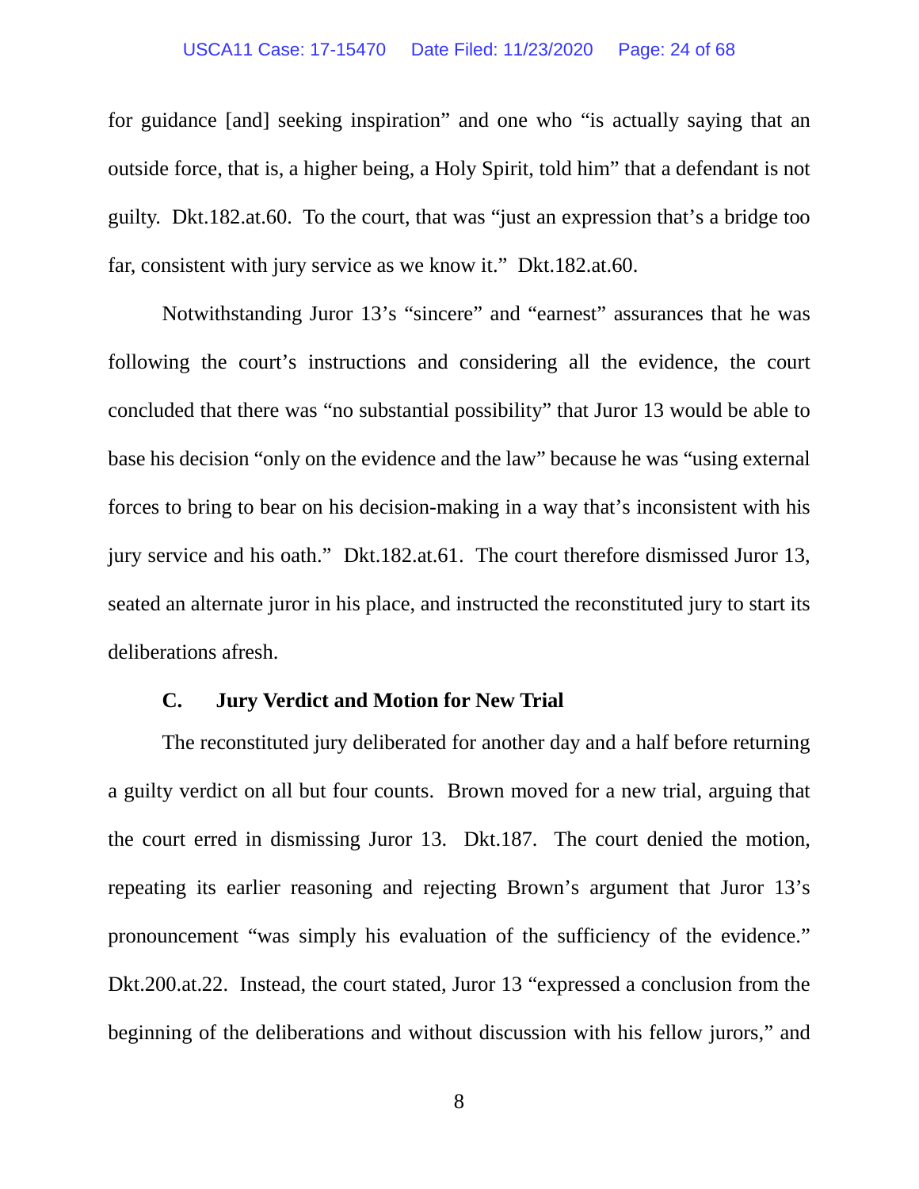for guidance [and] seeking inspiration" and one who "is actually saying that an outside force, that is, a higher being, a Holy Spirit, told him" that a defendant is not guilty. Dkt.182.at.60. To the court, that was "just an expression that's a bridge too far, consistent with jury service as we know it." Dkt.182.at.60.

Notwithstanding Juror 13's "sincere" and "earnest" assurances that he was following the court's instructions and considering all the evidence, the court concluded that there was "no substantial possibility" that Juror 13 would be able to base his decision "only on the evidence and the law" because he was "using external forces to bring to bear on his decision-making in a way that's inconsistent with his jury service and his oath." Dkt.182.at.61. The court therefore dismissed Juror 13, seated an alternate juror in his place, and instructed the reconstituted jury to start its deliberations afresh.

### C. Jury Verdict and Motion for New Trial

The reconstituted jury deliberated for another day and a half before returning a guilty verdict on all but four counts. Brown moved for a new trial, arguing that the court erred in dismissing Juror 13. Dkt.187. The court denied the motion, repeating its earlier reasoning and rejecting Brown's argument that Juror 13's pronouncement "was simply his evaluation of the sufficiency of the evidence." Dkt.200.at.22. Instead, the court stated, Juror 13 "expressed a conclusion from the beginning of the deliberations and without discussion with his fellow jurors," and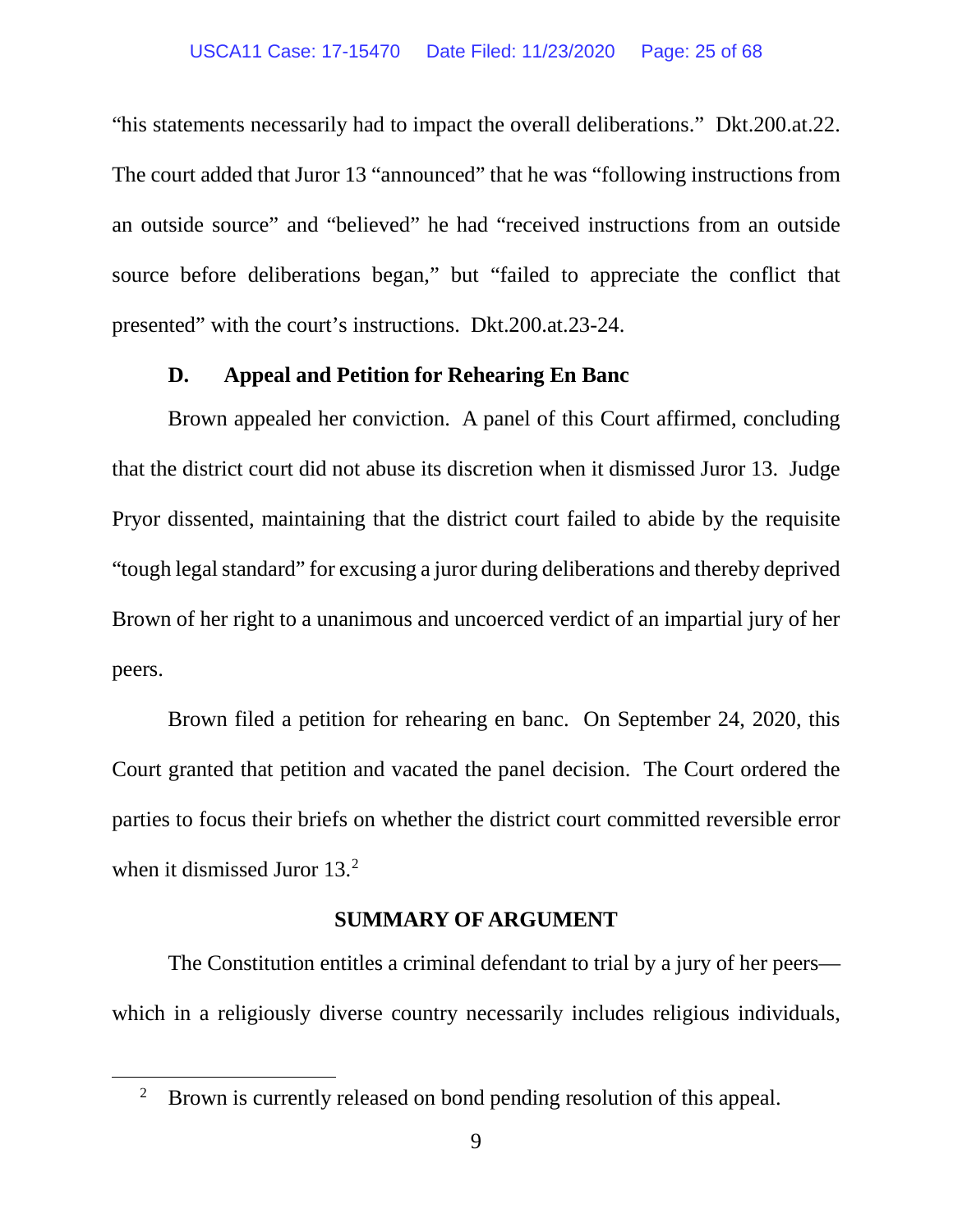"his statements necessarily had to impact the overall deliberations." Dkt.200.at.22. The court added that Juror 13 "announced" that he was "following instructions from an outside source" and "believed" he had "received instructions from an outside source before deliberations began," but "failed to appreciate the conflict that presented" with the court's instructions. Dkt.200.at.23-24.

### D. Appeal and Petition for Rehearing En Banc

Brown appealed her conviction. A panel of this Court affirmed, concluding that the district court did not abuse its discretion when it dismissed Juror 13. Judge Pryor dissented, maintaining that the district court failed to abide by the requisite "tough legal standard" for excusing a juror during deliberations and thereby deprived Brown of her right to a unanimous and uncoerced verdict of an impartial jury of her peers.

Brown filed a petition for rehearing en banc. On September 24, 2020, this Court granted that petition and vacated the panel decision. The Court ordered the parties to focus their briefs on whether the district court committed reversible error when it dismissed Juror 13.[2]

## SUMMARY OF ARGUMENT

The Constitution entitles a criminal defendant to trial by a jury of her peers—which in a religiously diverse country necessarily includes religious individuals,

[2] Brown is currently released on bond pending resolution of this appeal.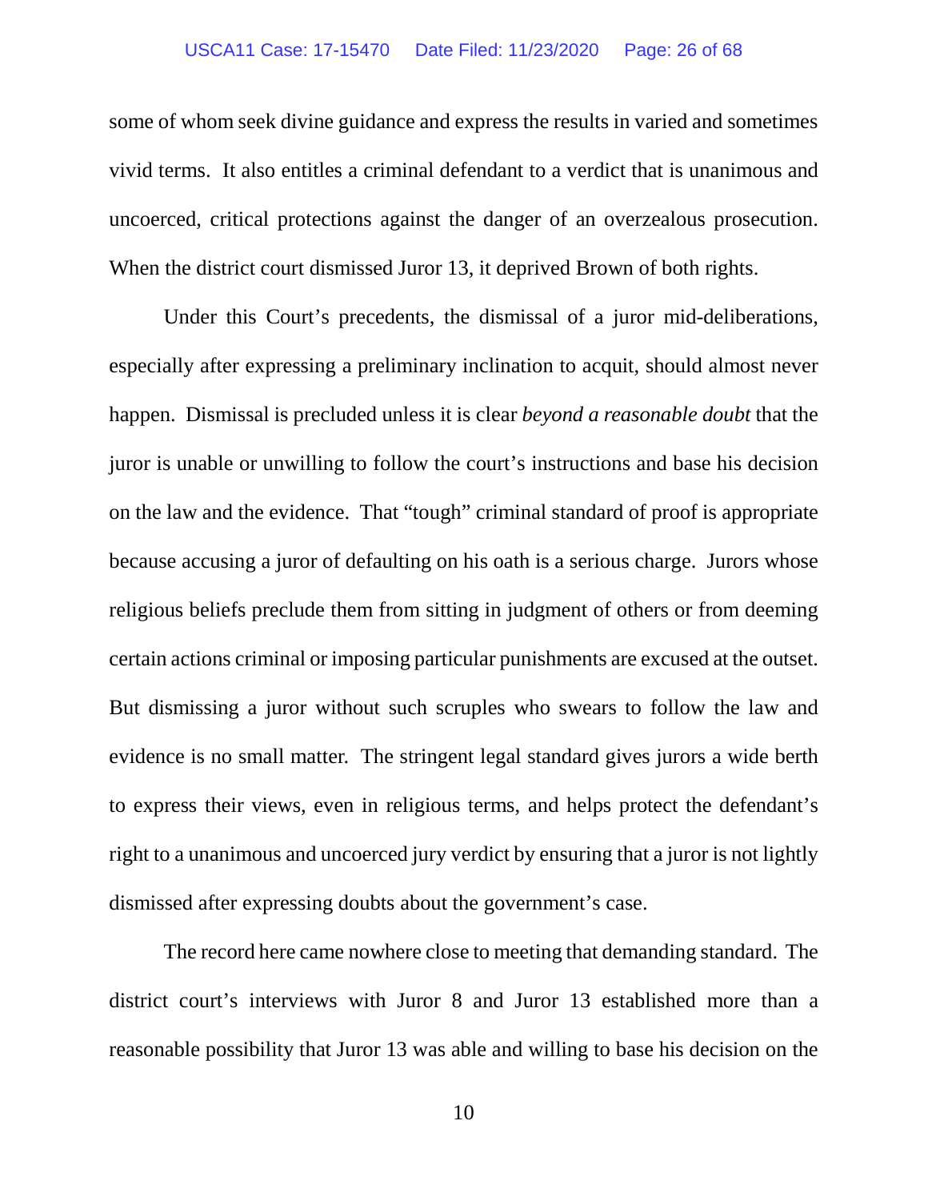some of whom seek divine guidance and express the results in varied and sometimes vivid terms. It also entitles a criminal defendant to a verdict that is unanimous and uncoerced, critical protections against the danger of an overzealous prosecution. When the district court dismissed Juror 13, it deprived Brown of both rights.

Under this Court's precedents, the dismissal of a juror mid-deliberations, especially after expressing a preliminary inclination to acquit, should almost never happen. Dismissal is precluded unless it is clear *beyond a reasonable doubt* that the juror is unable or unwilling to follow the court's instructions and base his decision on the law and the evidence. That "tough" criminal standard of proof is appropriate because accusing a juror of defaulting on his oath is a serious charge. Jurors whose religious beliefs preclude them from sitting in judgment of others or from deeming certain actions criminal or imposing particular punishments are excused at the outset. But dismissing a juror without such scruples who swears to follow the law and evidence is no small matter. The stringent legal standard gives jurors a wide berth to express their views, even in religious terms, and helps protect the defendant's right to a unanimous and uncoerced jury verdict by ensuring that a juror is not lightly dismissed after expressing doubts about the government's case.

The record here came nowhere close to meeting that demanding standard. The district court's interviews with Juror 8 and Juror 13 established more than a reasonable possibility that Juror 13 was able and willing to base his decision on the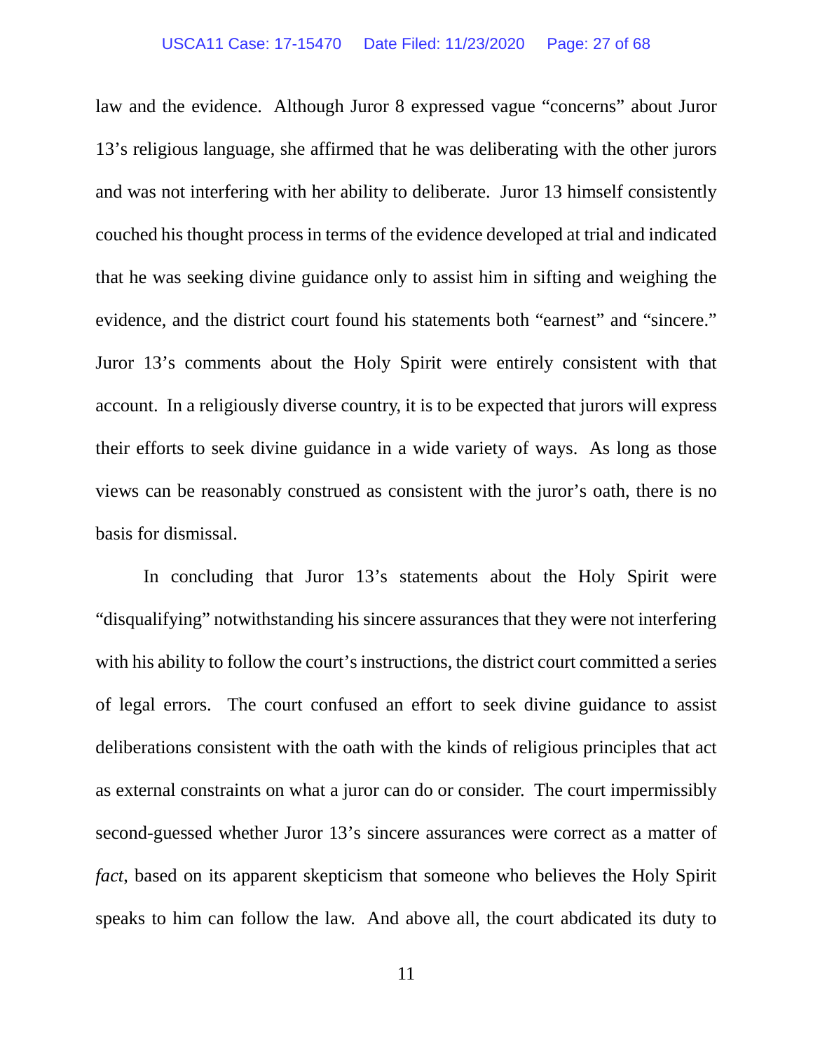law and the evidence. Although Juror 8 expressed vague "concerns" about Juror 13's religious language, she affirmed that he was deliberating with the other jurors and was not interfering with her ability to deliberate. Juror 13 himself consistently couched his thought process in terms of the evidence developed at trial and indicated that he was seeking divine guidance only to assist him in sifting and weighing the evidence, and the district court found his statements both "earnest" and "sincere." Juror 13's comments about the Holy Spirit were entirely consistent with that account. In a religiously diverse country, it is to be expected that jurors will express their efforts to seek divine guidance in a wide variety of ways. As long as those views can be reasonably construed as consistent with the juror's oath, there is no basis for dismissal.

In concluding that Juror 13's statements about the Holy Spirit were "disqualifying" notwithstanding his sincere assurances that they were not interfering with his ability to follow the court's instructions, the district court committed a series of legal errors. The court confused an effort to seek divine guidance to assist deliberations consistent with the oath with the kinds of religious principles that act as external constraints on what a juror can do or consider. The court impermissibly second-guessed whether Juror 13's sincere assurances were correct as a matter of *fact*, based on its apparent skepticism that someone who believes the Holy Spirit speaks to him can follow the law. And above all, the court abdicated its duty to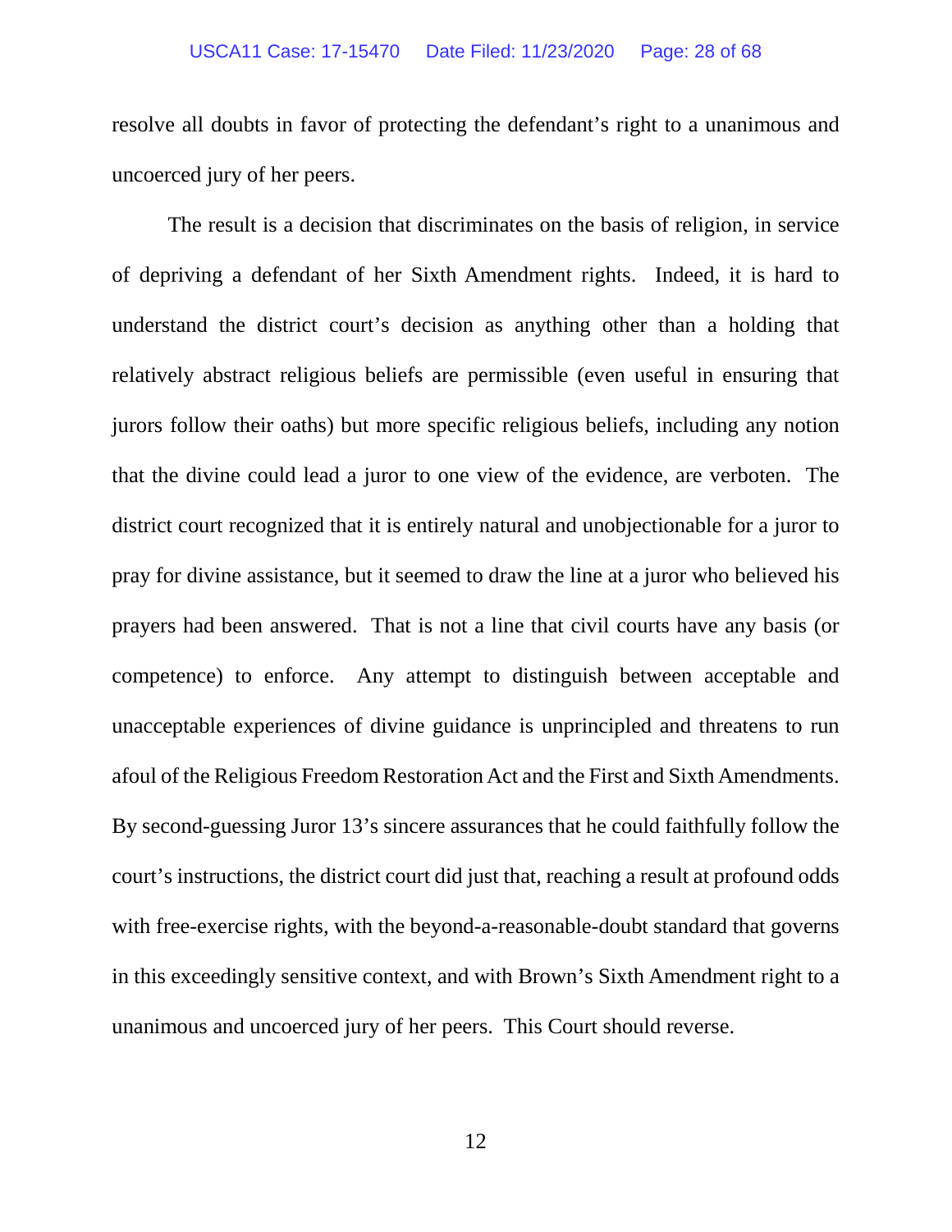resolve all doubts in favor of protecting the defendant's right to a unanimous and uncoerced jury of her peers.

The result is a decision that discriminates on the basis of religion, in service of depriving a defendant of her Sixth Amendment rights. Indeed, it is hard to understand the district court's decision as anything other than a holding that relatively abstract religious beliefs are permissible (even useful in ensuring that jurors follow their oaths) but more specific religious beliefs, including any notion that the divine could lead a juror to one view of the evidence, are verboten. The district court recognized that it is entirely natural and unobjectionable for a juror to pray for divine assistance, but it seemed to draw the line at a juror who believed his prayers had been answered. That is not a line that civil courts have any basis (or competence) to enforce. Any attempt to distinguish between acceptable and unacceptable experiences of divine guidance is unprincipled and threatens to run afoul of the Religious Freedom Restoration Act and the First and Sixth Amendments. By second-guessing Juror 13's sincere assurances that he could faithfully follow the court's instructions, the district court did just that, reaching a result at profound odds with free-exercise rights, with the beyond-a-reasonable-doubt standard that governs in this exceedingly sensitive context, and with Brown's Sixth Amendment right to a unanimous and uncoerced jury of her peers. This Court should reverse.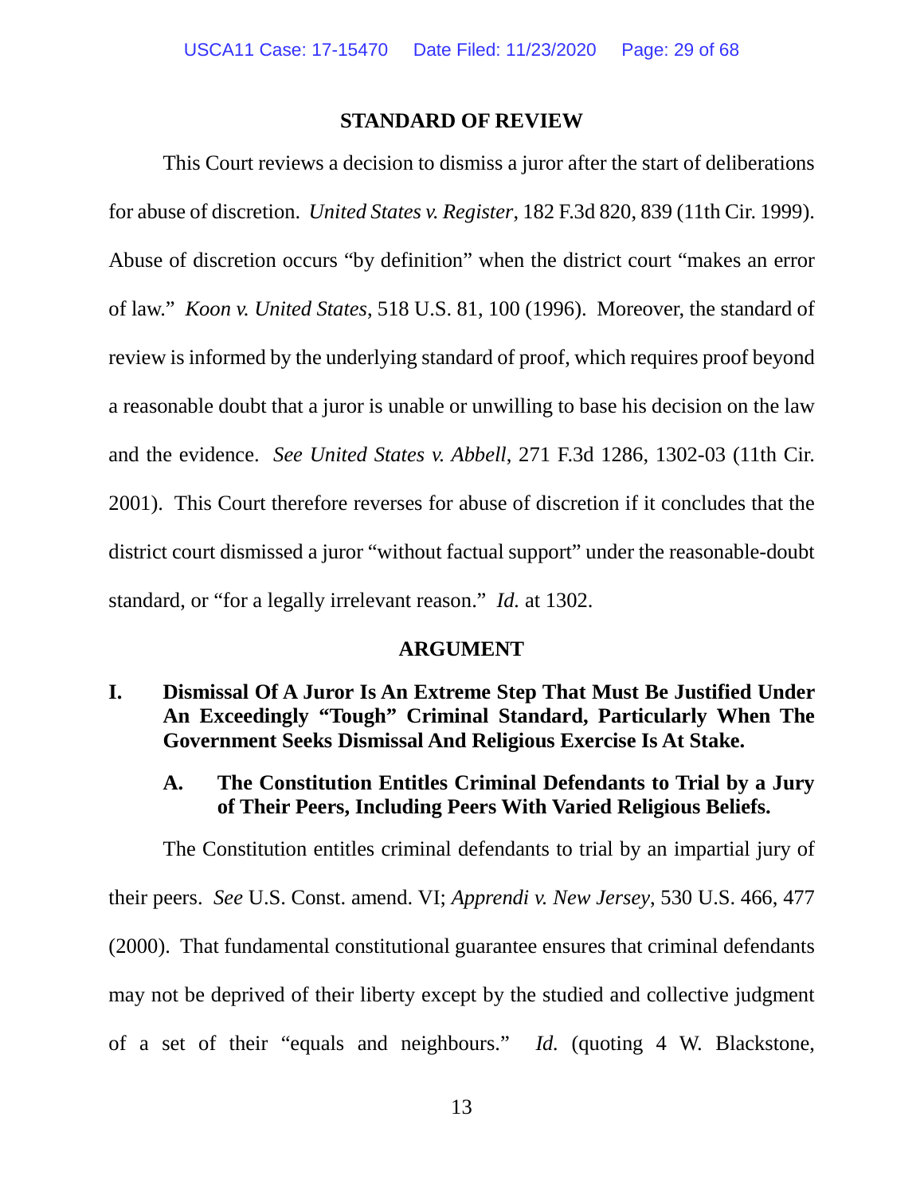## STANDARD OF REVIEW

This Court reviews a decision to dismiss a juror after the start of deliberations for abuse of discretion. *United States v. Register*, 182 F.3d 820, 839 (11th Cir. 1999). Abuse of discretion occurs "by definition" when the district court "makes an error of law." *Koon v. United States*, 518 U.S. 81, 100 (1996). Moreover, the standard of review is informed by the underlying standard of proof, which requires proof beyond a reasonable doubt that a juror is unable or unwilling to base his decision on the law and the evidence. *See United States v. Abbell*, 271 F.3d 1286, 1302-03 (11th Cir. 2001). This Court therefore reverses for abuse of discretion if it concludes that the district court dismissed a juror "without factual support" under the reasonable-doubt standard, or "for a legally irrelevant reason." *Id.* at 1302.

## ARGUMENT

### I. Dismissal Of A Juror Is An Extreme Step That Must Be Justified Under An Exceedingly "Tough" Criminal Standard, Particularly When The Government Seeks Dismissal And Religious Exercise Is At Stake.

#### A. The Constitution Entitles Criminal Defendants to Trial by a Jury of Their Peers, Including Peers With Varied Religious Beliefs.

The Constitution entitles criminal defendants to trial by an impartial jury of their peers. *See* U.S. Const. amend. VI; *Apprendi v. New Jersey*, 530 U.S. 466, 477 (2000). That fundamental constitutional guarantee ensures that criminal defendants may not be deprived of their liberty except by the studied and collective judgment of a set of their "equals and neighbours." *Id.* (quoting 4 W. Blackstone,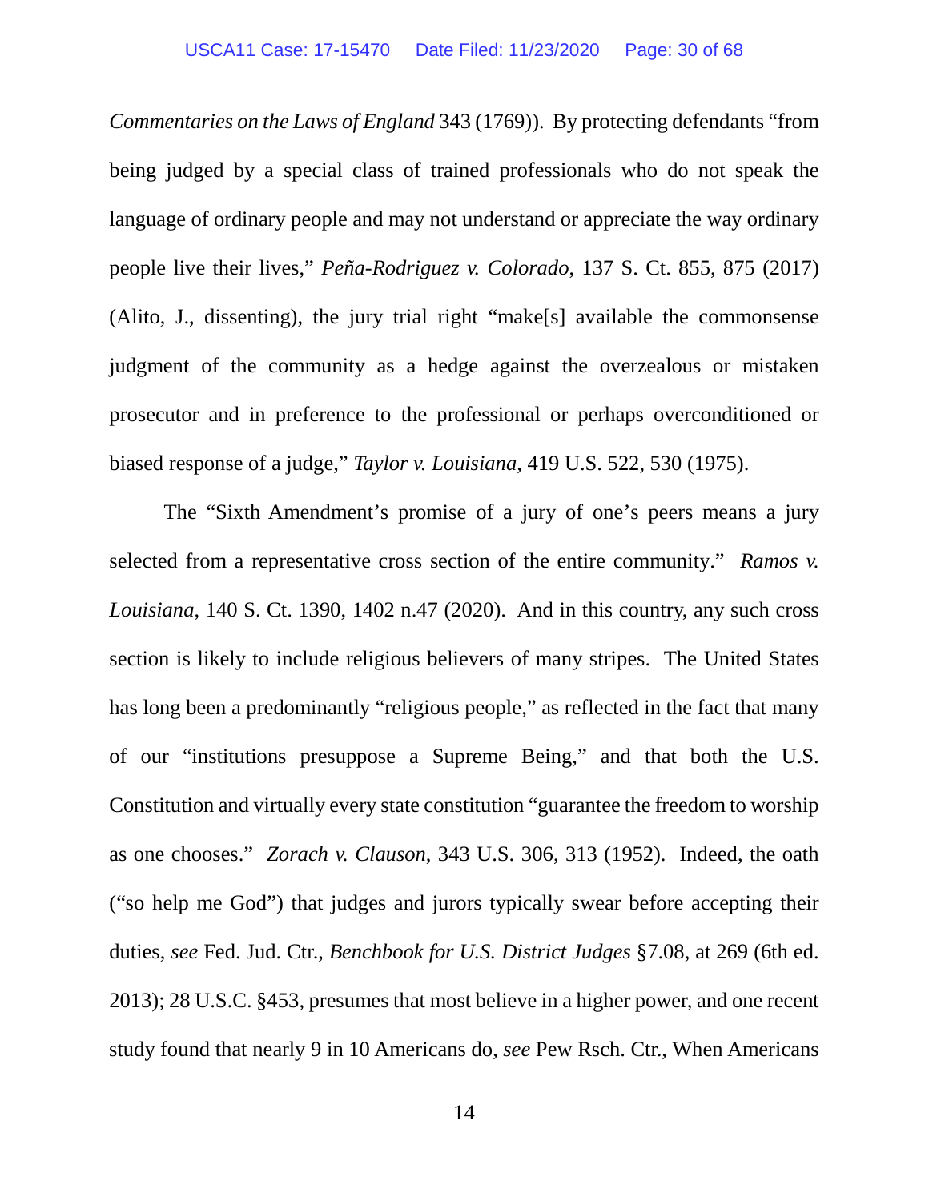*Commentaries on the Laws of England* 343 (1769)). By protecting defendants "from being judged by a special class of trained professionals who do not speak the language of ordinary people and may not understand or appreciate the way ordinary people live their lives," *Peña-Rodriguez v. Colorado*, 137 S. Ct. 855, 875 (2017) (Alito, J., dissenting), the jury trial right "make[s] available the commonsense judgment of the community as a hedge against the overzealous or mistaken prosecutor and in preference to the professional or perhaps overconditioned or biased response of a judge," *Taylor v. Louisiana*, 419 U.S. 522, 530 (1975).

The "Sixth Amendment's promise of a jury of one's peers means a jury selected from a representative cross section of the entire community." *Ramos v. Louisiana*, 140 S. Ct. 1390, 1402 n.47 (2020). And in this country, any such cross section is likely to include religious believers of many stripes. The United States has long been a predominantly "religious people," as reflected in the fact that many of our "institutions presuppose a Supreme Being," and that both the U.S. Constitution and virtually every state constitution "guarantee the freedom to worship as one chooses." *Zorach v. Clauson*, 343 U.S. 306, 313 (1952). Indeed, the oath ("so help me God") that judges and jurors typically swear before accepting their duties, *see* Fed. Jud. Ctr., *Benchbook for U.S. District Judges* §7.08, at 269 (6th ed. 2013); 28 U.S.C. §453, presumes that most believe in a higher power, and one recent study found that nearly 9 in 10 Americans do, *see* Pew Rsch. Ctr., When Americans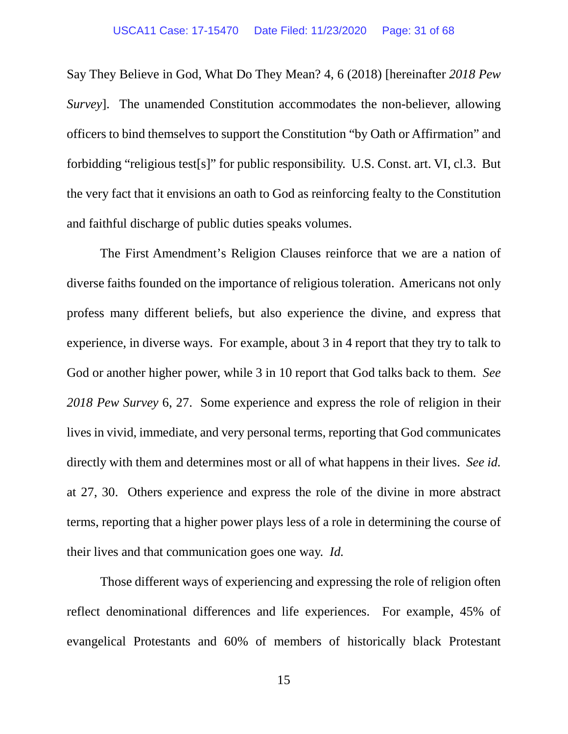Say They Believe in God, What Do They Mean? 4, 6 (2018) [hereinafter *2018 Pew Survey*]. The unamended Constitution accommodates the non-believer, allowing officers to bind themselves to support the Constitution "by Oath or Affirmation" and forbidding "religious test[s]" for public responsibility. U.S. Const. art. VI, cl.3. But the very fact that it envisions an oath to God as reinforcing fealty to the Constitution and faithful discharge of public duties speaks volumes.

The First Amendment's Religion Clauses reinforce that we are a nation of diverse faiths founded on the importance of religious toleration. Americans not only profess many different beliefs, but also experience the divine, and express that experience, in diverse ways. For example, about 3 in 4 report that they try to talk to God or another higher power, while 3 in 10 report that God talks back to them. *See 2018 Pew Survey* 6, 27. Some experience and express the role of religion in their lives in vivid, immediate, and very personal terms, reporting that God communicates directly with them and determines most or all of what happens in their lives. *See id.* at 27, 30. Others experience and express the role of the divine in more abstract terms, reporting that a higher power plays less of a role in determining the course of their lives and that communication goes one way. *Id.*

Those different ways of experiencing and expressing the role of religion often reflect denominational differences and life experiences. For example, 45% of evangelical Protestants and 60% of members of historically black Protestant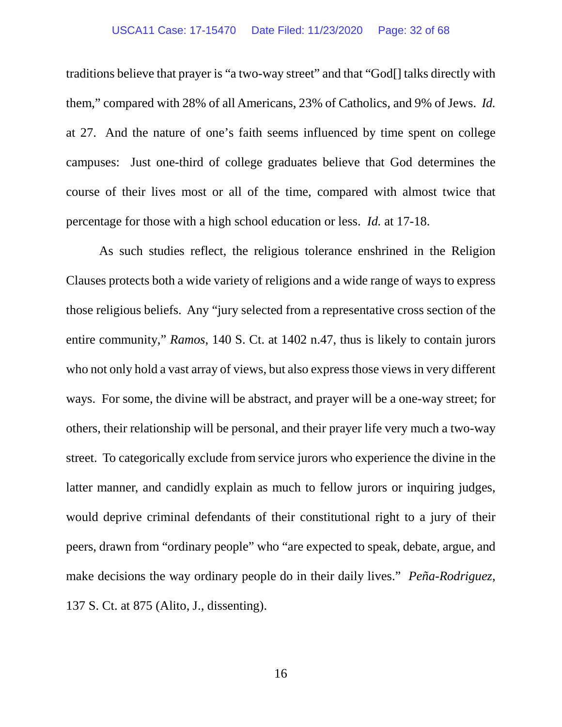traditions believe that prayer is "a two-way street" and that "God[] talks directly with them," compared with 28% of all Americans, 23% of Catholics, and 9% of Jews. *Id.* at 27. And the nature of one's faith seems influenced by time spent on college campuses: Just one-third of college graduates believe that God determines the course of their lives most or all of the time, compared with almost twice that percentage for those with a high school education or less. *Id.* at 17-18.

As such studies reflect, the religious tolerance enshrined in the Religion Clauses protects both a wide variety of religions and a wide range of ways to express those religious beliefs. Any "jury selected from a representative cross section of the entire community," *Ramos*, 140 S. Ct. at 1402 n.47, thus is likely to contain jurors who not only hold a vast array of views, but also express those views in very different ways. For some, the divine will be abstract, and prayer will be a one-way street; for others, their relationship will be personal, and their prayer life very much a two-way street. To categorically exclude from service jurors who experience the divine in the latter manner, and candidly explain as much to fellow jurors or inquiring judges, would deprive criminal defendants of their constitutional right to a jury of their peers, drawn from "ordinary people" who "are expected to speak, debate, argue, and make decisions the way ordinary people do in their daily lives." *Peña-Rodriguez*, 137 S. Ct. at 875 (Alito, J., dissenting).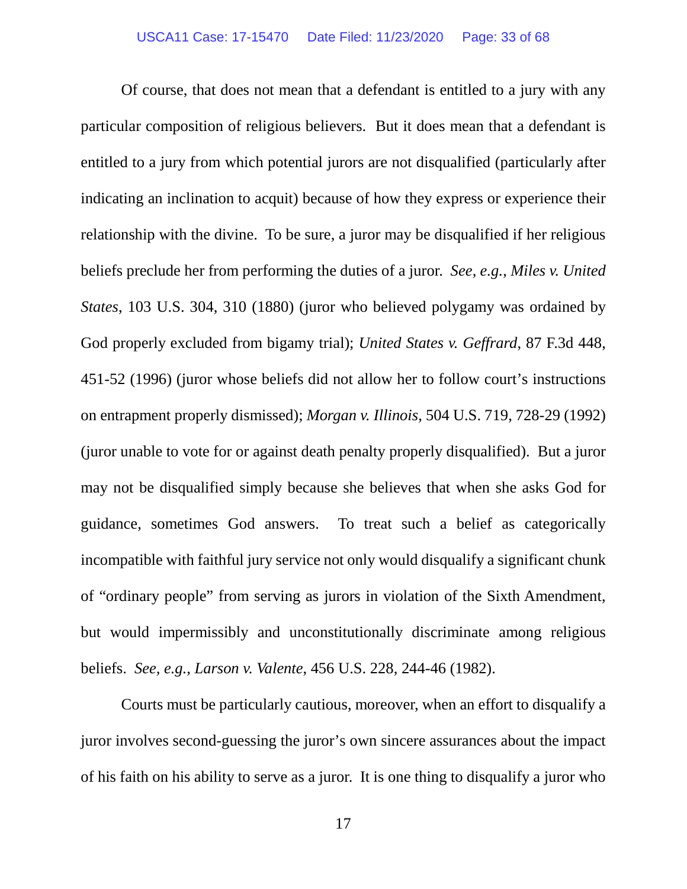Of course, that does not mean that a defendant is entitled to a jury with any particular composition of religious believers. But it does mean that a defendant is entitled to a jury from which potential jurors are not disqualified (particularly after indicating an inclination to acquit) because of how they express or experience their relationship with the divine. To be sure, a juror may be disqualified if her religious beliefs preclude her from performing the duties of a juror. *See, e.g.*, *Miles v. United States*, 103 U.S. 304, 310 (1880) (juror who believed polygamy was ordained by God properly excluded from bigamy trial); *United States v. Geffrard*, 87 F.3d 448, 451-52 (1996) (juror whose beliefs did not allow her to follow court's instructions on entrapment properly dismissed); *Morgan v. Illinois*, 504 U.S. 719, 728-29 (1992) (juror unable to vote for or against death penalty properly disqualified). But a juror may not be disqualified simply because she believes that when she asks God for guidance, sometimes God answers. To treat such a belief as categorically incompatible with faithful jury service not only would disqualify a significant chunk of "ordinary people" from serving as jurors in violation of the Sixth Amendment, but would impermissibly and unconstitutionally discriminate among religious beliefs. *See, e.g.*, *Larson v. Valente*, 456 U.S. 228, 244-46 (1982).

Courts must be particularly cautious, moreover, when an effort to disqualify a juror involves second-guessing the juror's own sincere assurances about the impact of his faith on his ability to serve as a juror. It is one thing to disqualify a juror who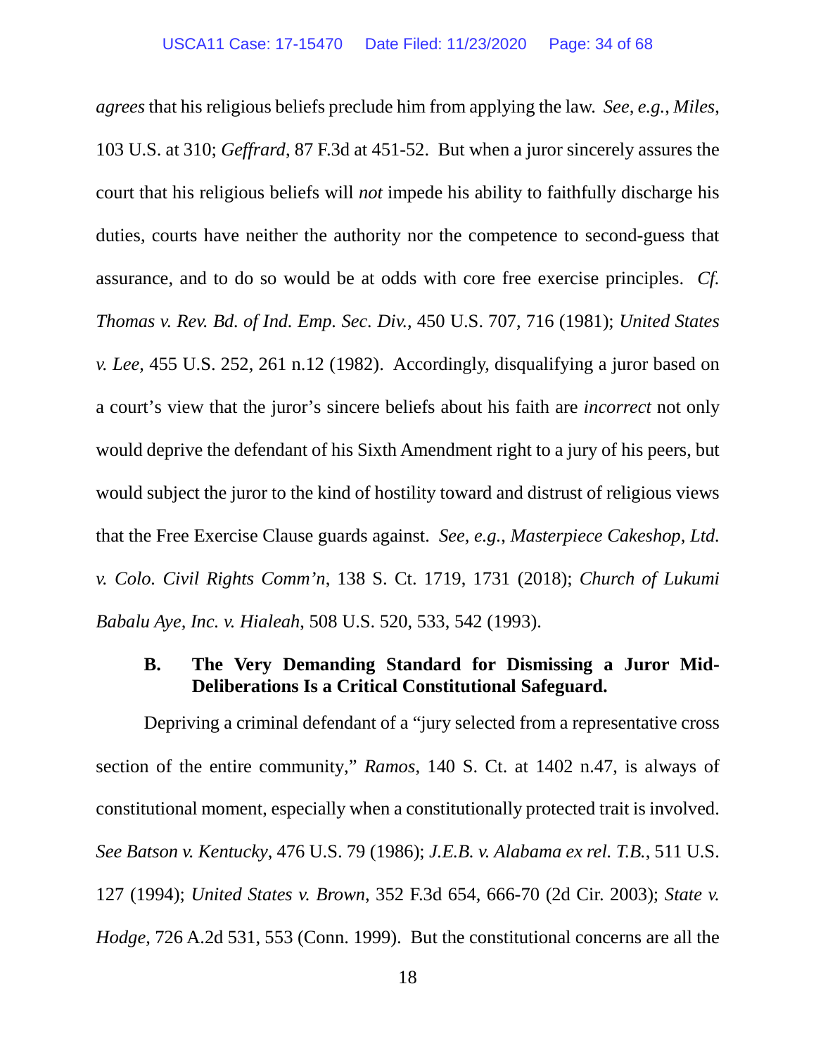*agrees* that his religious beliefs preclude him from applying the law. *See, e.g.*, *Miles*, 103 U.S. at 310; *Geffrard*, 87 F.3d at 451-52. But when a juror sincerely assures the court that his religious beliefs will *not* impede his ability to faithfully discharge his duties, courts have neither the authority nor the competence to second-guess that assurance, and to do so would be at odds with core free exercise principles. *Cf. Thomas v. Rev. Bd. of Ind. Emp. Sec. Div.*, 450 U.S. 707, 716 (1981); *United States v. Lee*, 455 U.S. 252, 261 n.12 (1982). Accordingly, disqualifying a juror based on a court's view that the juror's sincere beliefs about his faith are *incorrect* not only would deprive the defendant of his Sixth Amendment right to a jury of his peers, but would subject the juror to the kind of hostility toward and distrust of religious views that the Free Exercise Clause guards against. *See, e.g.*, *Masterpiece Cakeshop, Ltd. v. Colo. Civil Rights Comm'n*, 138 S. Ct. 1719, 1731 (2018); *Church of Lukumi Babalu Aye, Inc. v. Hialeah*, 508 U.S. 520, 533, 542 (1993).

### B. The Very Demanding Standard for Dismissing a Juror Mid-Deliberations Is a Critical Constitutional Safeguard.

Depriving a criminal defendant of a "jury selected from a representative cross section of the entire community," *Ramos*, 140 S. Ct. at 1402 n.47, is always of constitutional moment, especially when a constitutionally protected trait is involved. *See Batson v. Kentucky*, 476 U.S. 79 (1986); *J.E.B. v. Alabama ex rel. T.B.*, 511 U.S. 127 (1994); *United States v. Brown*, 352 F.3d 654, 666-70 (2d Cir. 2003); *State v. Hodge*, 726 A.2d 531, 553 (Conn. 1999). But the constitutional concerns are all the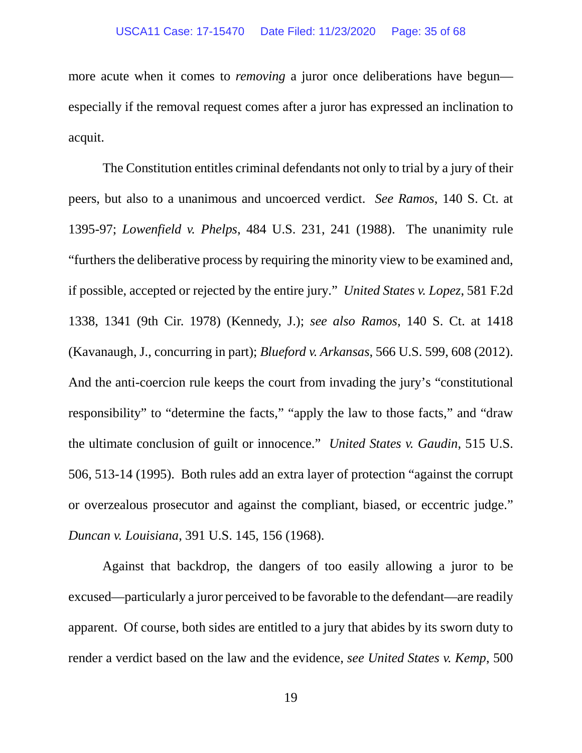more acute when it comes to *removing* a juror once deliberations have begun—especially if the removal request comes after a juror has expressed an inclination to acquit.

The Constitution entitles criminal defendants not only to trial by a jury of their peers, but also to a unanimous and uncoerced verdict. *See Ramos*, 140 S. Ct. at 1395-97; *Lowenfield v. Phelps*, 484 U.S. 231, 241 (1988). The unanimity rule "furthers the deliberative process by requiring the minority view to be examined and, if possible, accepted or rejected by the entire jury." *United States v. Lopez*, 581 F.2d 1338, 1341 (9th Cir. 1978) (Kennedy, J.); *see also Ramos*, 140 S. Ct. at 1418 (Kavanaugh, J., concurring in part); *Blueford v. Arkansas*, 566 U.S. 599, 608 (2012). And the anti-coercion rule keeps the court from invading the jury's "constitutional responsibility" to "determine the facts," "apply the law to those facts," and "draw the ultimate conclusion of guilt or innocence." *United States v. Gaudin*, 515 U.S. 506, 513-14 (1995). Both rules add an extra layer of protection "against the corrupt or overzealous prosecutor and against the compliant, biased, or eccentric judge." *Duncan v. Louisiana*, 391 U.S. 145, 156 (1968).

Against that backdrop, the dangers of too easily allowing a juror to be excused—particularly a juror perceived to be favorable to the defendant—are readily apparent. Of course, both sides are entitled to a jury that abides by its sworn duty to render a verdict based on the law and the evidence, *see United States v. Kemp*, 500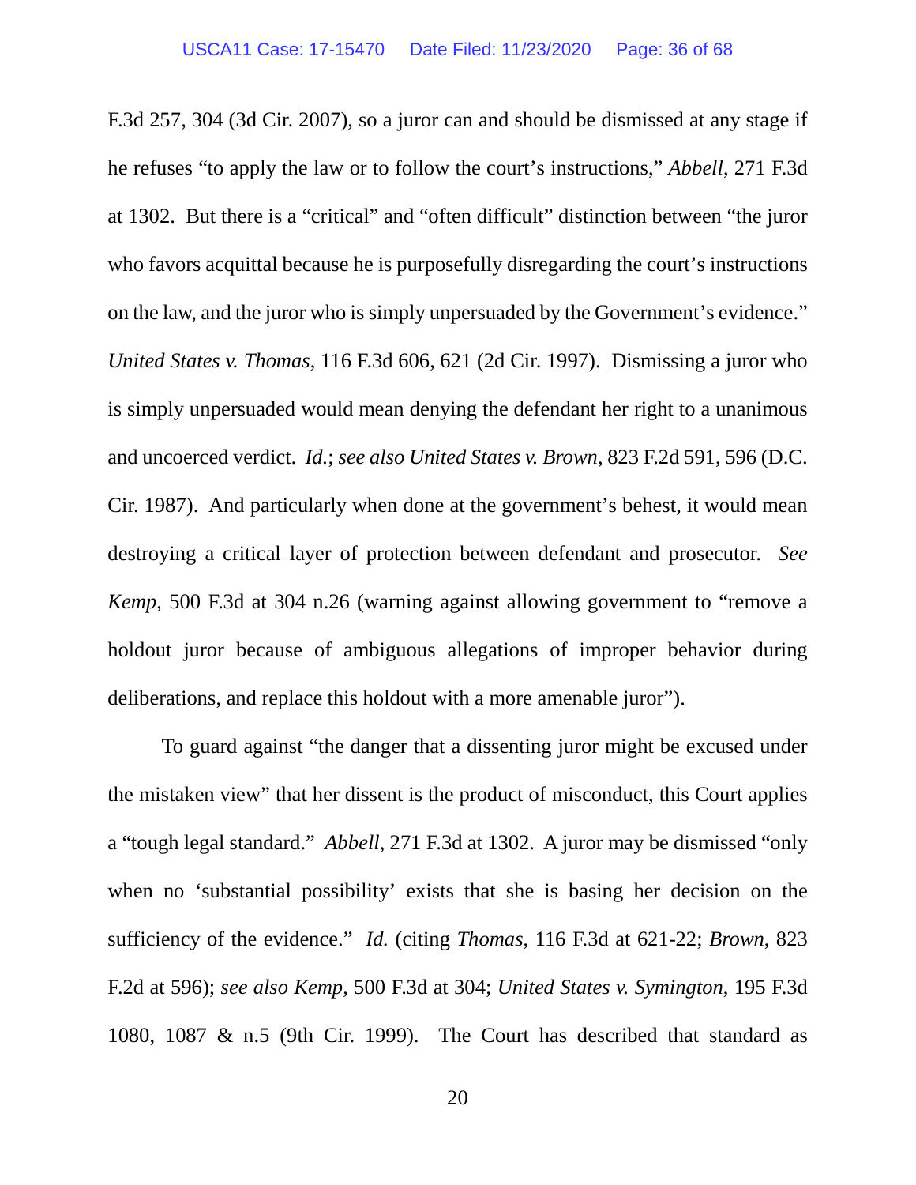F.3d 257, 304 (3d Cir. 2007), so a juror can and should be dismissed at any stage if he refuses "to apply the law or to follow the court's instructions," *Abbell*, 271 F.3d at 1302. But there is a "critical" and "often difficult" distinction between "the juror who favors acquittal because he is purposefully disregarding the court's instructions on the law, and the juror who is simply unpersuaded by the Government's evidence." *United States v. Thomas*, 116 F.3d 606, 621 (2d Cir. 1997). Dismissing a juror who is simply unpersuaded would mean denying the defendant her right to a unanimous and uncoerced verdict. *Id.*; *see also United States v. Brown*, 823 F.2d 591, 596 (D.C. Cir. 1987). And particularly when done at the government's behest, it would mean destroying a critical layer of protection between defendant and prosecutor. *See Kemp*, 500 F.3d at 304 n.26 (warning against allowing government to "remove a holdout juror because of ambiguous allegations of improper behavior during deliberations, and replace this holdout with a more amenable juror").

To guard against "the danger that a dissenting juror might be excused under the mistaken view" that her dissent is the product of misconduct, this Court applies a "tough legal standard." *Abbell*, 271 F.3d at 1302. A juror may be dismissed "only when no 'substantial possibility' exists that she is basing her decision on the sufficiency of the evidence." *Id.* (citing *Thomas*, 116 F.3d at 621-22; *Brown*, 823 F.2d at 596); *see also Kemp*, 500 F.3d at 304; *United States v. Symington*, 195 F.3d 1080, 1087 & n.5 (9th Cir. 1999). The Court has described that standard as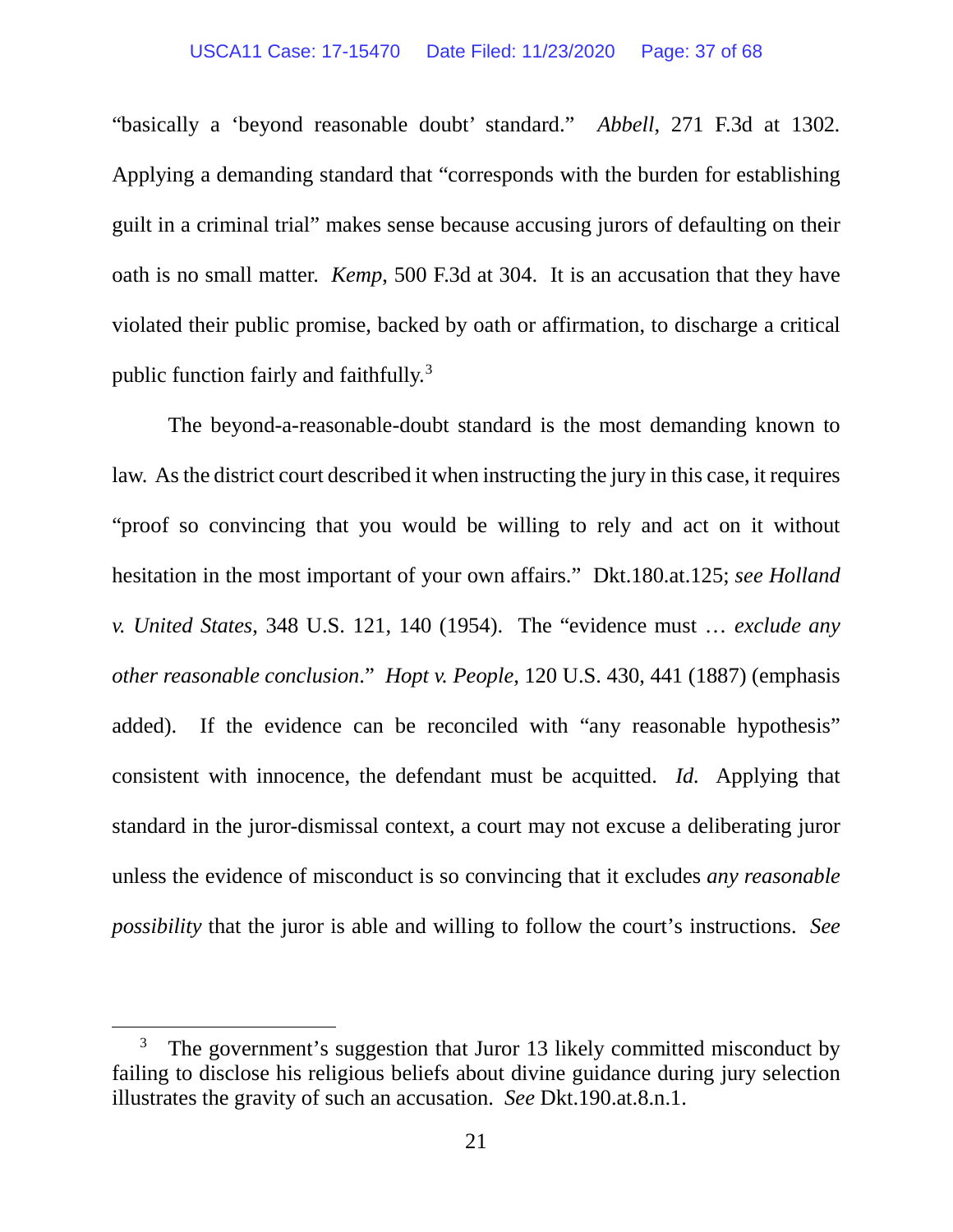"basically a 'beyond reasonable doubt' standard." *Abbell*, 271 F.3d at 1302. Applying a demanding standard that "corresponds with the burden for establishing guilt in a criminal trial" makes sense because accusing jurors of defaulting on their oath is no small matter. *Kemp,* 500 F.3d at 304. It is an accusation that they have violated their public promise, backed by oath or affirmation, to discharge a critical public function fairly and faithfully.[3]

The beyond-a-reasonable-doubt standard is the most demanding known to law. As the district court described it when instructing the jury in this case, it requires "proof so convincing that you would be willing to rely and act on it without hesitation in the most important of your own affairs." Dkt.180.at.125; *see Holland v. United States*, 348 U.S. 121, 140 (1954). The "evidence must … *exclude any other reasonable conclusion*." *Hopt v. People,* 120 U.S. 430, 441 (1887) (emphasis added). If the evidence can be reconciled with "any reasonable hypothesis" consistent with innocence, the defendant must be acquitted. *Id.* Applying that standard in the juror-dismissal context, a court may not excuse a deliberating juror unless the evidence of misconduct is so convincing that it excludes *any reasonable possibility* that the juror is able and willing to follow the court's instructions. *See*

---

[3] The government's suggestion that Juror 13 likely committed misconduct by failing to disclose his religious beliefs about divine guidance during jury selection illustrates the gravity of such an accusation. *See* Dkt.190.at.8.n.1.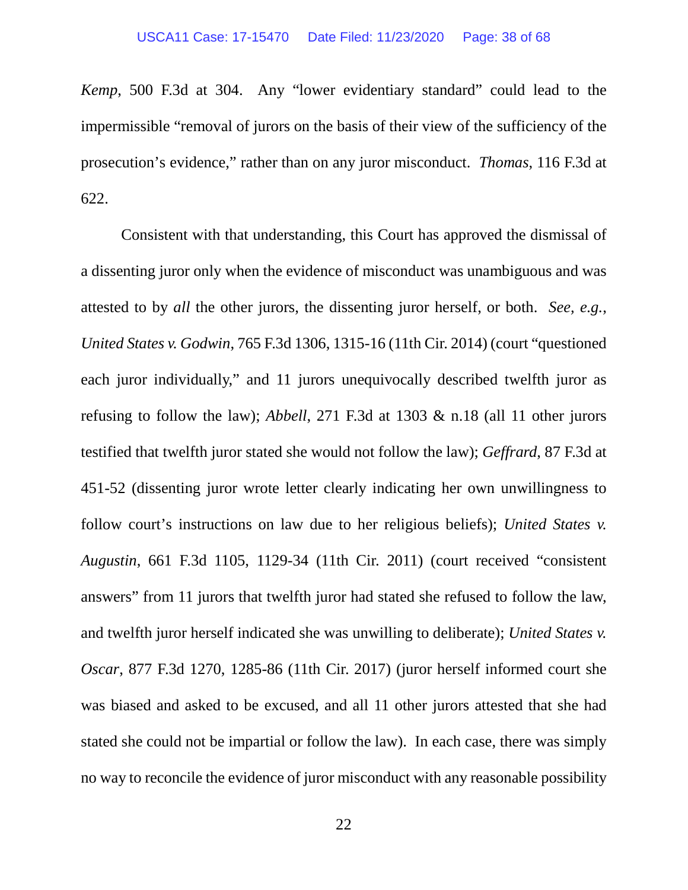*Kemp*, 500 F.3d at 304. Any "lower evidentiary standard" could lead to the impermissible "removal of jurors on the basis of their view of the sufficiency of the prosecution's evidence," rather than on any juror misconduct. *Thomas*, 116 F.3d at 622.

Consistent with that understanding, this Court has approved the dismissal of a dissenting juror only when the evidence of misconduct was unambiguous and was attested to by *all* the other jurors, the dissenting juror herself, or both. *See, e.g.*, *United States v. Godwin*, 765 F.3d 1306, 1315-16 (11th Cir. 2014) (court "questioned each juror individually," and 11 jurors unequivocally described twelfth juror as refusing to follow the law); *Abbell*, 271 F.3d at 1303 & n.18 (all 11 other jurors testified that twelfth juror stated she would not follow the law); *Geffrard*, 87 F.3d at 451-52 (dissenting juror wrote letter clearly indicating her own unwillingness to follow court's instructions on law due to her religious beliefs); *United States v. Augustin*, 661 F.3d 1105, 1129-34 (11th Cir. 2011) (court received "consistent answers" from 11 jurors that twelfth juror had stated she refused to follow the law, and twelfth juror herself indicated she was unwilling to deliberate); *United States v. Oscar*, 877 F.3d 1270, 1285-86 (11th Cir. 2017) (juror herself informed court she was biased and asked to be excused, and all 11 other jurors attested that she had stated she could not be impartial or follow the law). In each case, there was simply no way to reconcile the evidence of juror misconduct with any reasonable possibility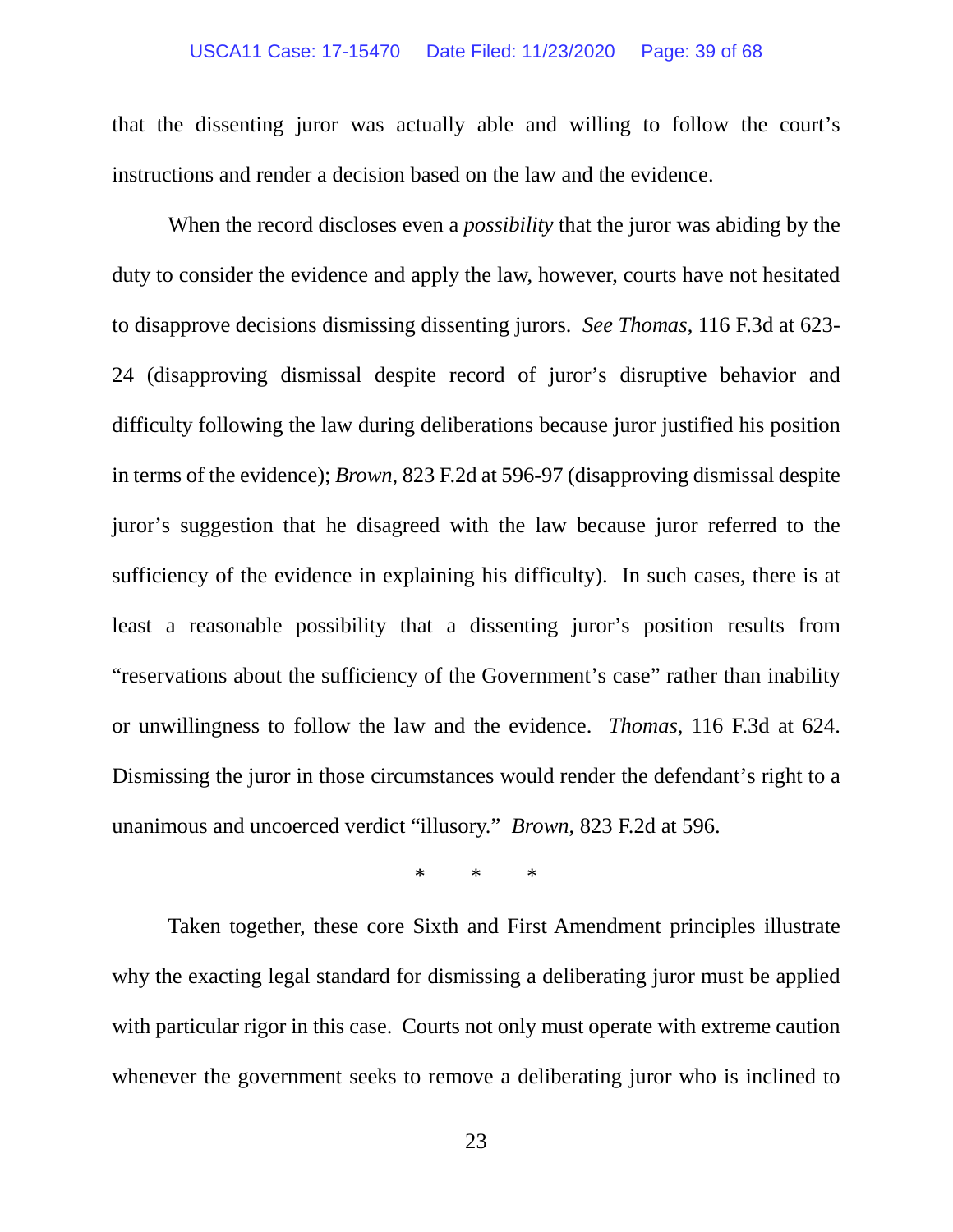that the dissenting juror was actually able and willing to follow the court's instructions and render a decision based on the law and the evidence.

When the record discloses even a *possibility* that the juror was abiding by the duty to consider the evidence and apply the law, however, courts have not hesitated to disapprove decisions dismissing dissenting jurors. *See Thomas*, 116 F.3d at 623-24 (disapproving dismissal despite record of juror's disruptive behavior and difficulty following the law during deliberations because juror justified his position in terms of the evidence); *Brown*, 823 F.2d at 596-97 (disapproving dismissal despite juror's suggestion that he disagreed with the law because juror referred to the sufficiency of the evidence in explaining his difficulty). In such cases, there is at least a reasonable possibility that a dissenting juror's position results from "reservations about the sufficiency of the Government's case" rather than inability or unwillingness to follow the law and the evidence. *Thomas*, 116 F.3d at 624. Dismissing the juror in those circumstances would render the defendant's right to a unanimous and uncoerced verdict "illusory." *Brown*, 823 F.2d at 596.

\* \* \*

Taken together, these core Sixth and First Amendment principles illustrate why the exacting legal standard for dismissing a deliberating juror must be applied with particular rigor in this case. Courts not only must operate with extreme caution whenever the government seeks to remove a deliberating juror who is inclined to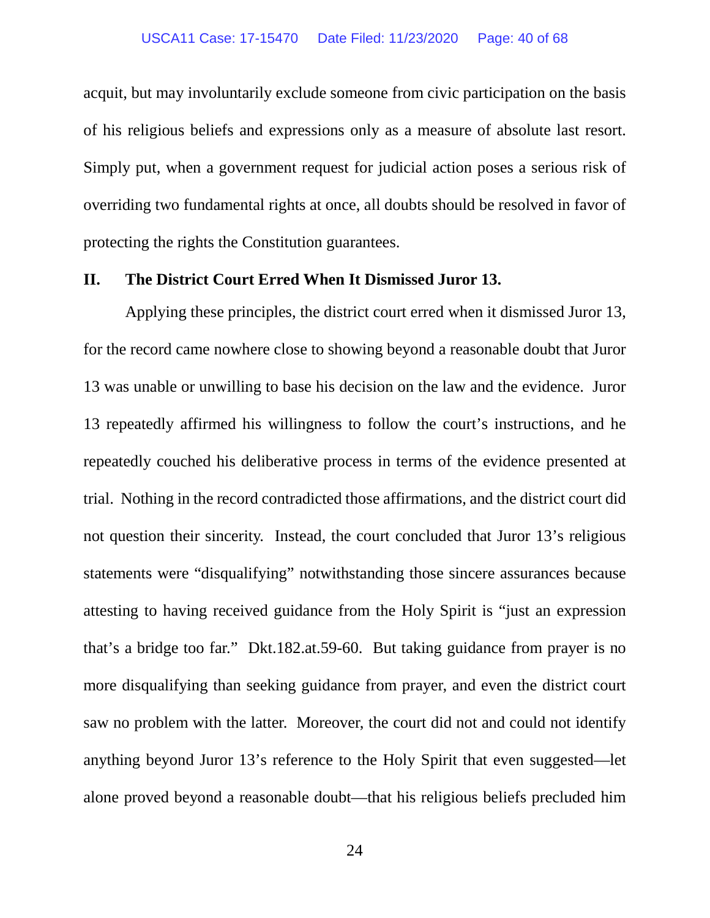acquit, but may involuntarily exclude someone from civic participation on the basis of his religious beliefs and expressions only as a measure of absolute last resort. Simply put, when a government request for judicial action poses a serious risk of overriding two fundamental rights at once, all doubts should be resolved in favor of protecting the rights the Constitution guarantees.

## II. The District Court Erred When It Dismissed Juror 13.

Applying these principles, the district court erred when it dismissed Juror 13, for the record came nowhere close to showing beyond a reasonable doubt that Juror 13 was unable or unwilling to base his decision on the law and the evidence. Juror 13 repeatedly affirmed his willingness to follow the court's instructions, and he repeatedly couched his deliberative process in terms of the evidence presented at trial. Nothing in the record contradicted those affirmations, and the district court did not question their sincerity. Instead, the court concluded that Juror 13's religious statements were "disqualifying" notwithstanding those sincere assurances because attesting to having received guidance from the Holy Spirit is "just an expression that's a bridge too far." Dkt.182.at.59-60. But taking guidance from prayer is no more disqualifying than seeking guidance from prayer, and even the district court saw no problem with the latter. Moreover, the court did not and could not identify anything beyond Juror 13's reference to the Holy Spirit that even suggested—let alone proved beyond a reasonable doubt—that his religious beliefs precluded him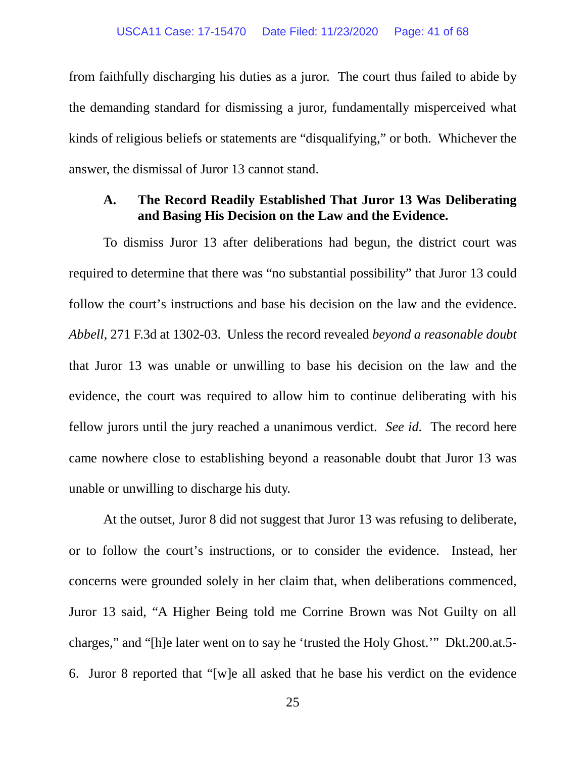from faithfully discharging his duties as a juror. The court thus failed to abide by the demanding standard for dismissing a juror, fundamentally misperceived what kinds of religious beliefs or statements are "disqualifying," or both. Whichever the answer, the dismissal of Juror 13 cannot stand.

### A. The Record Readily Established That Juror 13 Was Deliberating and Basing His Decision on the Law and the Evidence.

To dismiss Juror 13 after deliberations had begun, the district court was required to determine that there was "no substantial possibility" that Juror 13 could follow the court's instructions and base his decision on the law and the evidence. *Abbell*, 271 F.3d at 1302-03. Unless the record revealed *beyond a reasonable doubt* that Juror 13 was unable or unwilling to base his decision on the law and the evidence, the court was required to allow him to continue deliberating with his fellow jurors until the jury reached a unanimous verdict. *See id.* The record here came nowhere close to establishing beyond a reasonable doubt that Juror 13 was unable or unwilling to discharge his duty.

At the outset, Juror 8 did not suggest that Juror 13 was refusing to deliberate, or to follow the court's instructions, or to consider the evidence. Instead, her concerns were grounded solely in her claim that, when deliberations commenced, Juror 13 said, "A Higher Being told me Corrine Brown was Not Guilty on all charges," and "[h]e later went on to say he 'trusted the Holy Ghost.'" Dkt.200.at.5-6. Juror 8 reported that "[w]e all asked that he base his verdict on the evidence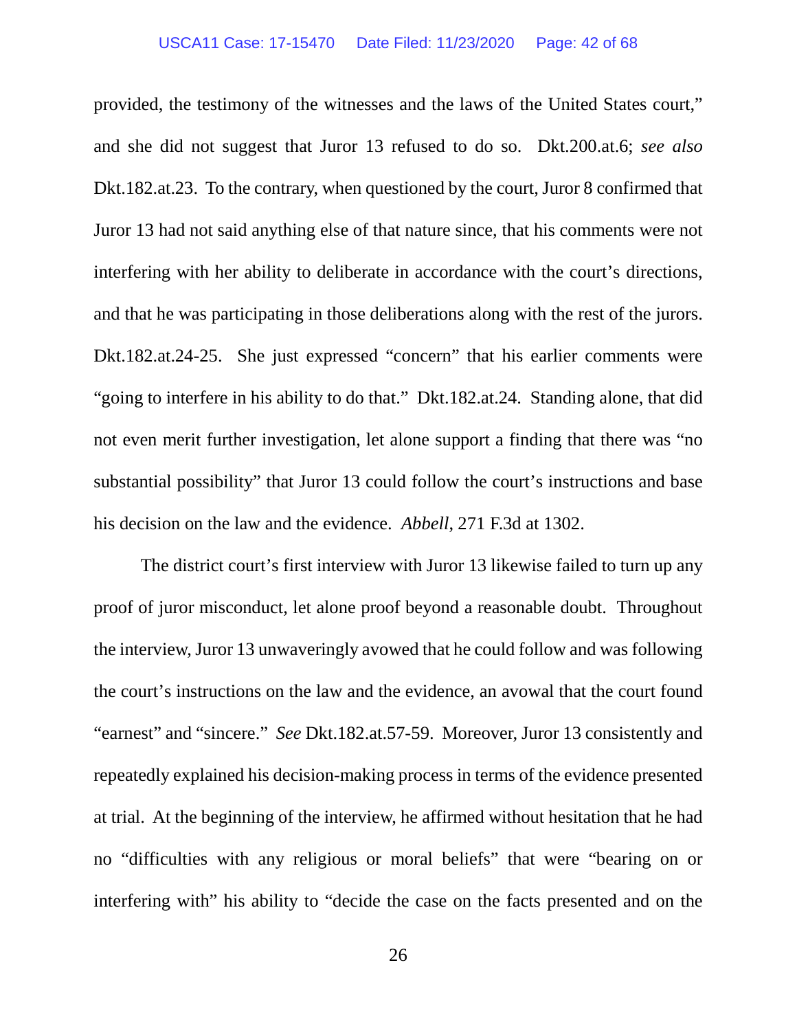provided, the testimony of the witnesses and the laws of the United States court," and she did not suggest that Juror 13 refused to do so. Dkt.200.at.6; *see also* Dkt.182.at.23. To the contrary, when questioned by the court, Juror 8 confirmed that Juror 13 had not said anything else of that nature since, that his comments were not interfering with her ability to deliberate in accordance with the court's directions, and that he was participating in those deliberations along with the rest of the jurors. Dkt.182.at.24-25. She just expressed "concern" that his earlier comments were "going to interfere in his ability to do that." Dkt.182.at.24. Standing alone, that did not even merit further investigation, let alone support a finding that there was "no substantial possibility" that Juror 13 could follow the court's instructions and base his decision on the law and the evidence. *Abbell*, 271 F.3d at 1302.

The district court's first interview with Juror 13 likewise failed to turn up any proof of juror misconduct, let alone proof beyond a reasonable doubt. Throughout the interview, Juror 13 unwaveringly avowed that he could follow and was following the court's instructions on the law and the evidence, an avowal that the court found "earnest" and "sincere." *See* Dkt.182.at.57-59. Moreover, Juror 13 consistently and repeatedly explained his decision-making process in terms of the evidence presented at trial. At the beginning of the interview, he affirmed without hesitation that he had no "difficulties with any religious or moral beliefs" that were "bearing on or interfering with" his ability to "decide the case on the facts presented and on the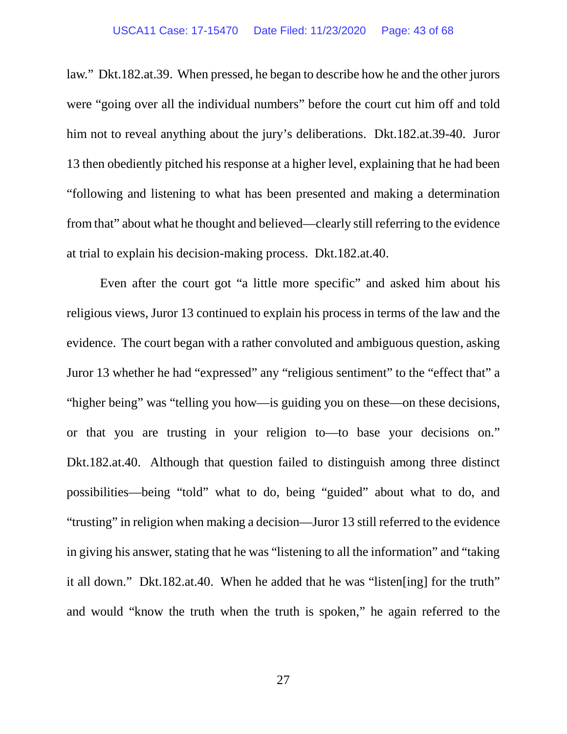law." Dkt.182.at.39. When pressed, he began to describe how he and the other jurors were "going over all the individual numbers" before the court cut him off and told him not to reveal anything about the jury's deliberations. Dkt.182.at.39-40. Juror 13 then obediently pitched his response at a higher level, explaining that he had been "following and listening to what has been presented and making a determination from that" about what he thought and believed—clearly still referring to the evidence at trial to explain his decision-making process. Dkt.182.at.40.

Even after the court got "a little more specific" and asked him about his religious views, Juror 13 continued to explain his process in terms of the law and the evidence. The court began with a rather convoluted and ambiguous question, asking Juror 13 whether he had "expressed" any "religious sentiment" to the "effect that" a "higher being" was "telling you how—is guiding you on these—on these decisions, or that you are trusting in your religion to—to base your decisions on." Dkt.182.at.40. Although that question failed to distinguish among three distinct possibilities—being "told" what to do, being "guided" about what to do, and "trusting" in religion when making a decision—Juror 13 still referred to the evidence in giving his answer, stating that he was "listening to all the information" and "taking it all down." Dkt.182.at.40. When he added that he was "listen[ing] for the truth" and would "know the truth when the truth is spoken," he again referred to the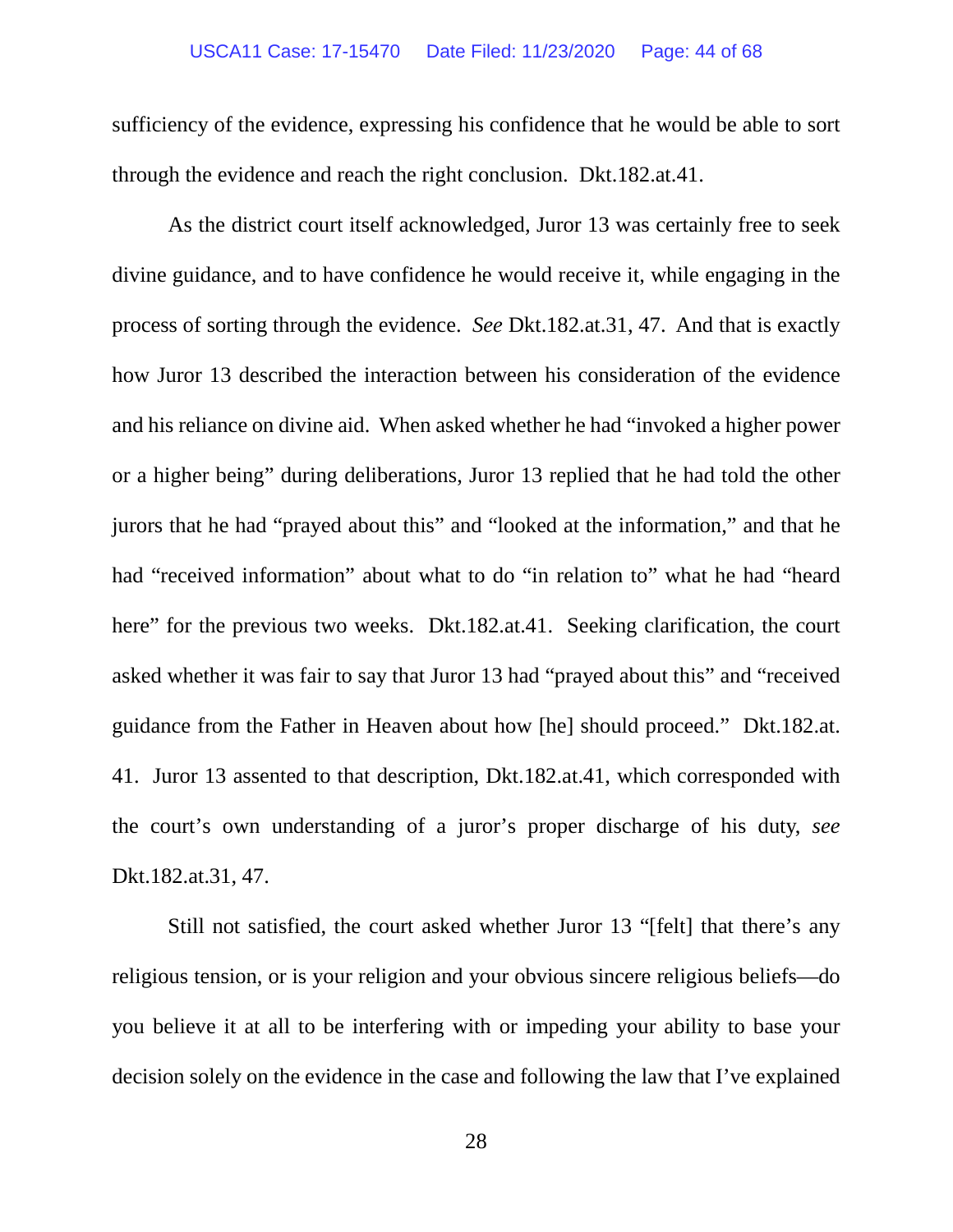sufficiency of the evidence, expressing his confidence that he would be able to sort through the evidence and reach the right conclusion. Dkt.182.at.41.

As the district court itself acknowledged, Juror 13 was certainly free to seek divine guidance, and to have confidence he would receive it, while engaging in the process of sorting through the evidence. *See* Dkt.182.at.31, 47. And that is exactly how Juror 13 described the interaction between his consideration of the evidence and his reliance on divine aid. When asked whether he had "invoked a higher power or a higher being" during deliberations, Juror 13 replied that he had told the other jurors that he had "prayed about this" and "looked at the information," and that he had "received information" about what to do "in relation to" what he had "heard here" for the previous two weeks. Dkt.182.at.41. Seeking clarification, the court asked whether it was fair to say that Juror 13 had "prayed about this" and "received guidance from the Father in Heaven about how [he] should proceed." Dkt.182.at. 41. Juror 13 assented to that description, Dkt.182.at.41, which corresponded with the court's own understanding of a juror's proper discharge of his duty, *see* Dkt.182.at.31, 47.

Still not satisfied, the court asked whether Juror 13 "[felt] that there's any religious tension, or is your religion and your obvious sincere religious beliefs—do you believe it at all to be interfering with or impeding your ability to base your decision solely on the evidence in the case and following the law that I've explained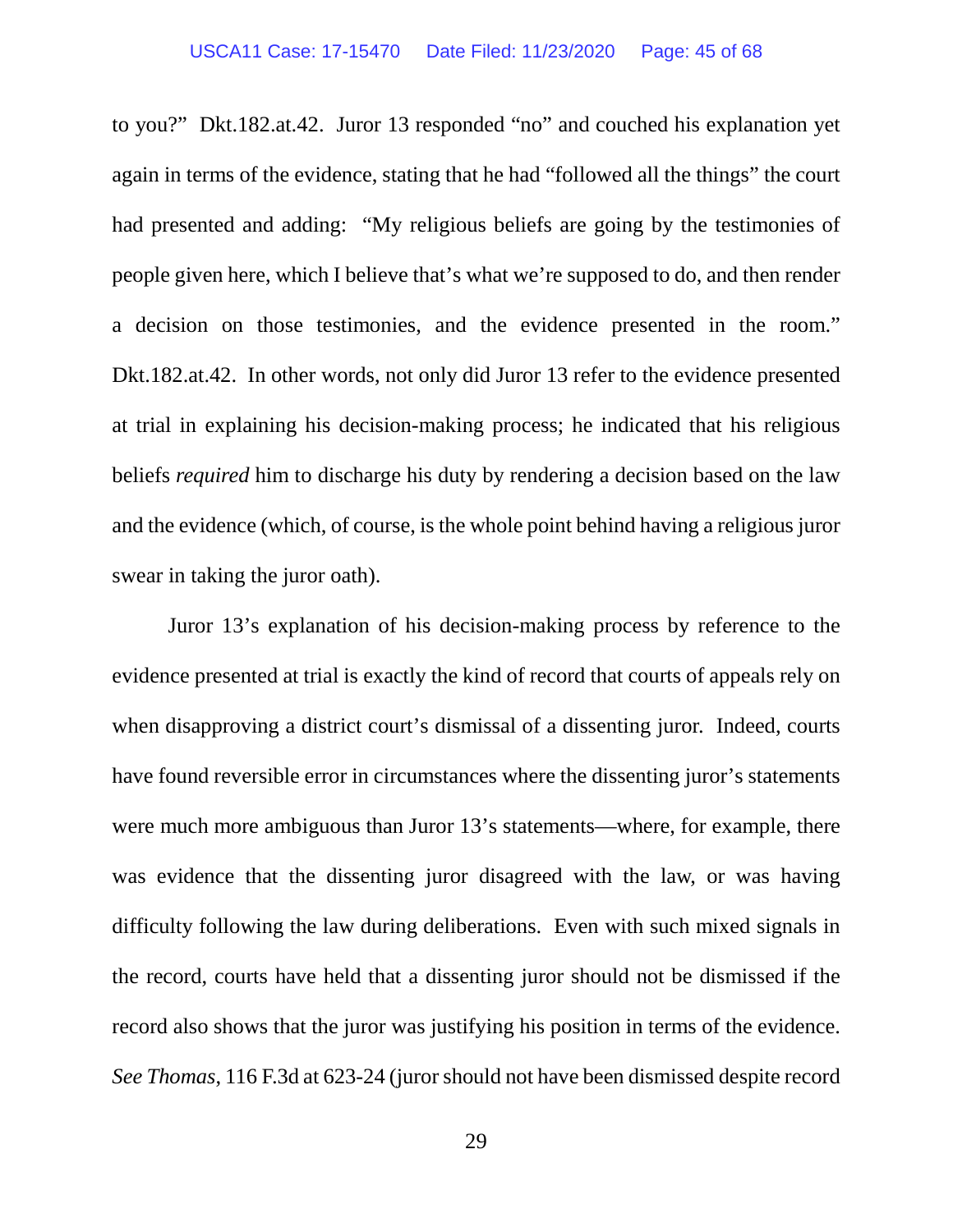to you?" Dkt.182.at.42. Juror 13 responded "no" and couched his explanation yet again in terms of the evidence, stating that he had "followed all the things" the court had presented and adding: "My religious beliefs are going by the testimonies of people given here, which I believe that's what we're supposed to do, and then render a decision on those testimonies, and the evidence presented in the room." Dkt.182.at.42. In other words, not only did Juror 13 refer to the evidence presented at trial in explaining his decision-making process; he indicated that his religious beliefs *required* him to discharge his duty by rendering a decision based on the law and the evidence (which, of course, is the whole point behind having a religious juror swear in taking the juror oath).

Juror 13's explanation of his decision-making process by reference to the evidence presented at trial is exactly the kind of record that courts of appeals rely on when disapproving a district court's dismissal of a dissenting juror. Indeed, courts have found reversible error in circumstances where the dissenting juror's statements were much more ambiguous than Juror 13's statements—where, for example, there was evidence that the dissenting juror disagreed with the law, or was having difficulty following the law during deliberations. Even with such mixed signals in the record, courts have held that a dissenting juror should not be dismissed if the record also shows that the juror was justifying his position in terms of the evidence. *See Thomas*, 116 F.3d at 623-24 (juror should not have been dismissed despite record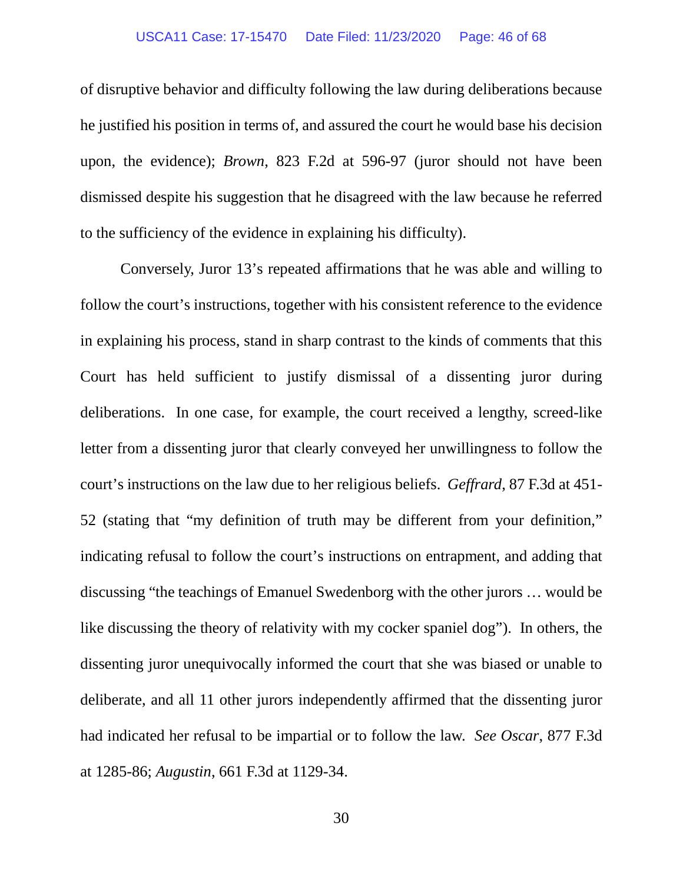of disruptive behavior and difficulty following the law during deliberations because he justified his position in terms of, and assured the court he would base his decision upon, the evidence); *Brown*, 823 F.2d at 596-97 (juror should not have been dismissed despite his suggestion that he disagreed with the law because he referred to the sufficiency of the evidence in explaining his difficulty).

Conversely, Juror 13's repeated affirmations that he was able and willing to follow the court's instructions, together with his consistent reference to the evidence in explaining his process, stand in sharp contrast to the kinds of comments that this Court has held sufficient to justify dismissal of a dissenting juror during deliberations. In one case, for example, the court received a lengthy, screed-like letter from a dissenting juror that clearly conveyed her unwillingness to follow the court's instructions on the law due to her religious beliefs. *Geffrard*, 87 F.3d at 451-52 (stating that "my definition of truth may be different from your definition," indicating refusal to follow the court's instructions on entrapment, and adding that discussing "the teachings of Emanuel Swedenborg with the other jurors … would be like discussing the theory of relativity with my cocker spaniel dog"). In others, the dissenting juror unequivocally informed the court that she was biased or unable to deliberate, and all 11 other jurors independently affirmed that the dissenting juror had indicated her refusal to be impartial or to follow the law. *See Oscar*, 877 F.3d at 1285-86; *Augustin*, 661 F.3d at 1129-34.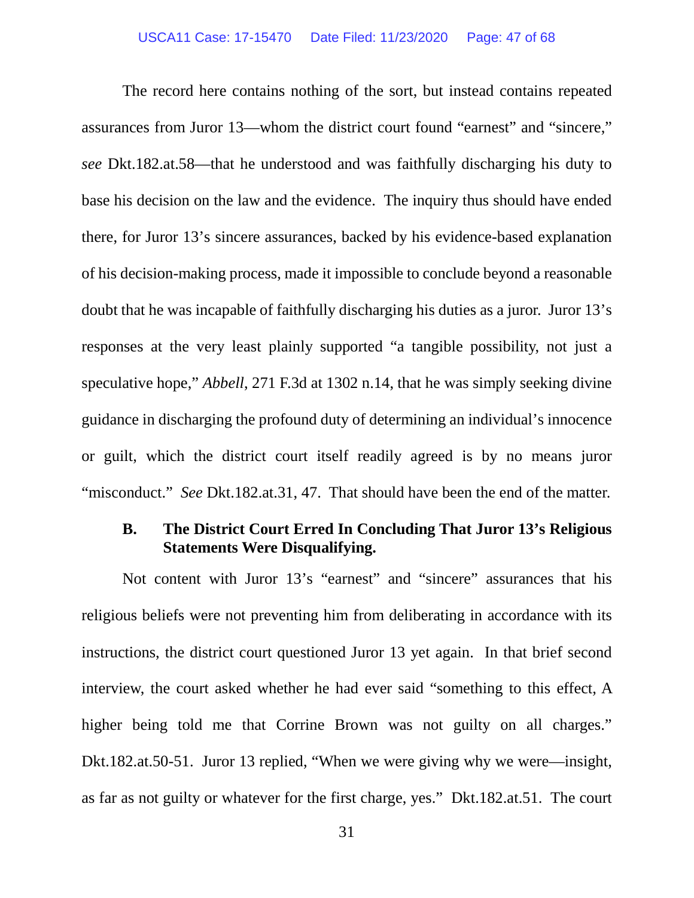The record here contains nothing of the sort, but instead contains repeated assurances from Juror 13—whom the district court found "earnest" and "sincere," *see* Dkt.182.at.58—that he understood and was faithfully discharging his duty to base his decision on the law and the evidence. The inquiry thus should have ended there, for Juror 13's sincere assurances, backed by his evidence-based explanation of his decision-making process, made it impossible to conclude beyond a reasonable doubt that he was incapable of faithfully discharging his duties as a juror. Juror 13's responses at the very least plainly supported "a tangible possibility, not just a speculative hope," *Abbell*, 271 F.3d at 1302 n.14, that he was simply seeking divine guidance in discharging the profound duty of determining an individual's innocence or guilt, which the district court itself readily agreed is by no means juror "misconduct." *See* Dkt.182.at.31, 47. That should have been the end of the matter.

### B. The District Court Erred In Concluding That Juror 13's Religious Statements Were Disqualifying.

Not content with Juror 13's "earnest" and "sincere" assurances that his religious beliefs were not preventing him from deliberating in accordance with its instructions, the district court questioned Juror 13 yet again. In that brief second interview, the court asked whether he had ever said "something to this effect, A higher being told me that Corrine Brown was not guilty on all charges." Dkt.182.at.50-51. Juror 13 replied, "When we were giving why we were—insight, as far as not guilty or whatever for the first charge, yes." Dkt.182.at.51. The court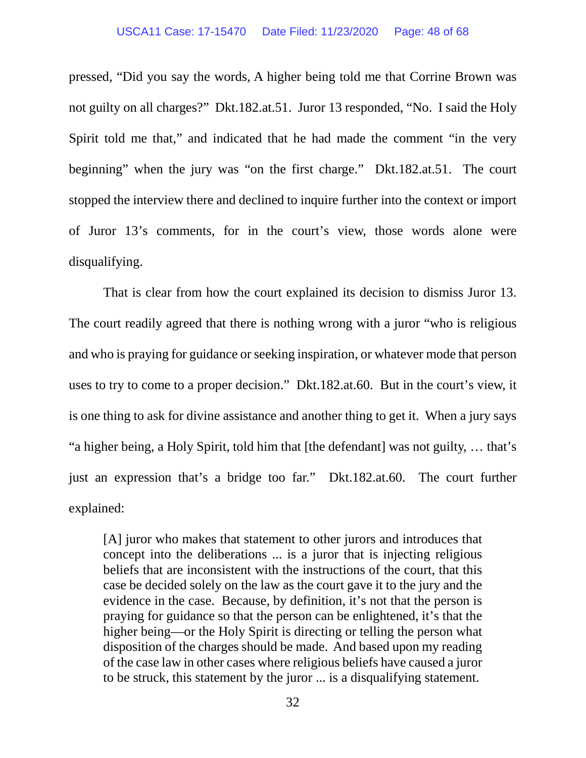pressed, "Did you say the words, A higher being told me that Corrine Brown was not guilty on all charges?" Dkt.182.at.51. Juror 13 responded, "No. I said the Holy Spirit told me that," and indicated that he had made the comment "in the very beginning" when the jury was "on the first charge." Dkt.182.at.51. The court stopped the interview there and declined to inquire further into the context or import of Juror 13's comments, for in the court's view, those words alone were disqualifying.

That is clear from how the court explained its decision to dismiss Juror 13. The court readily agreed that there is nothing wrong with a juror "who is religious and who is praying for guidance or seeking inspiration, or whatever mode that person uses to try to come to a proper decision." Dkt.182.at.60. But in the court's view, it is one thing to ask for divine assistance and another thing to get it. When a jury says "a higher being, a Holy Spirit, told him that [the defendant] was not guilty, … that's just an expression that's a bridge too far." Dkt.182.at.60. The court further explained:

> [A] juror who makes that statement to other jurors and introduces that concept into the deliberations ... is a juror that is injecting religious beliefs that are inconsistent with the instructions of the court, that this case be decided solely on the law as the court gave it to the jury and the evidence in the case. Because, by definition, it's not that the person is praying for guidance so that the person can be enlightened, it's that the higher being—or the Holy Spirit is directing or telling the person what disposition of the charges should be made. And based upon my reading of the case law in other cases where religious beliefs have caused a juror to be struck, this statement by the juror ... is a disqualifying statement.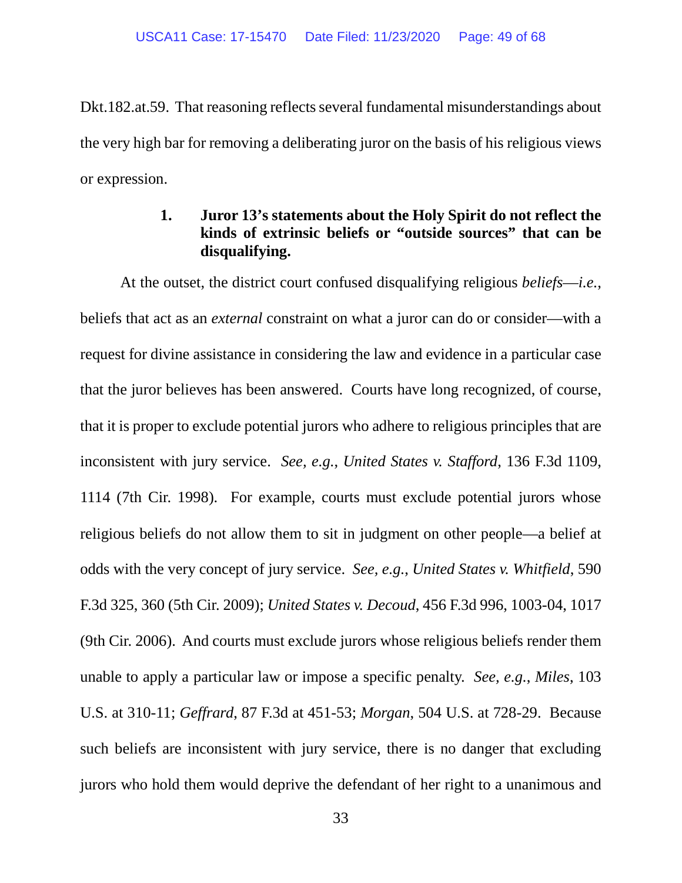Dkt.182.at.59. That reasoning reflects several fundamental misunderstandings about the very high bar for removing a deliberating juror on the basis of his religious views or expression.

**1. Juror 13's statements about the Holy Spirit do not reflect the kinds of extrinsic beliefs or "outside sources" that can be disqualifying.**

At the outset, the district court confused disqualifying religious *beliefs*—*i.e.*, beliefs that act as an *external* constraint on what a juror can do or consider—with a request for divine assistance in considering the law and evidence in a particular case that the juror believes has been answered. Courts have long recognized, of course, that it is proper to exclude potential jurors who adhere to religious principles that are inconsistent with jury service. *See, e.g.*, *United States v. Stafford*, 136 F.3d 1109, 1114 (7th Cir. 1998). For example, courts must exclude potential jurors whose religious beliefs do not allow them to sit in judgment on other people—a belief at odds with the very concept of jury service. *See, e.g.*, *United States v. Whitfield*, 590 F.3d 325, 360 (5th Cir. 2009); *United States v. Decoud*, 456 F.3d 996, 1003-04, 1017 (9th Cir. 2006). And courts must exclude jurors whose religious beliefs render them unable to apply a particular law or impose a specific penalty. *See, e.g.*, *Miles*, 103 U.S. at 310-11; *Geffrard*, 87 F.3d at 451-53; *Morgan*, 504 U.S. at 728-29. Because such beliefs are inconsistent with jury service, there is no danger that excluding jurors who hold them would deprive the defendant of her right to a unanimous and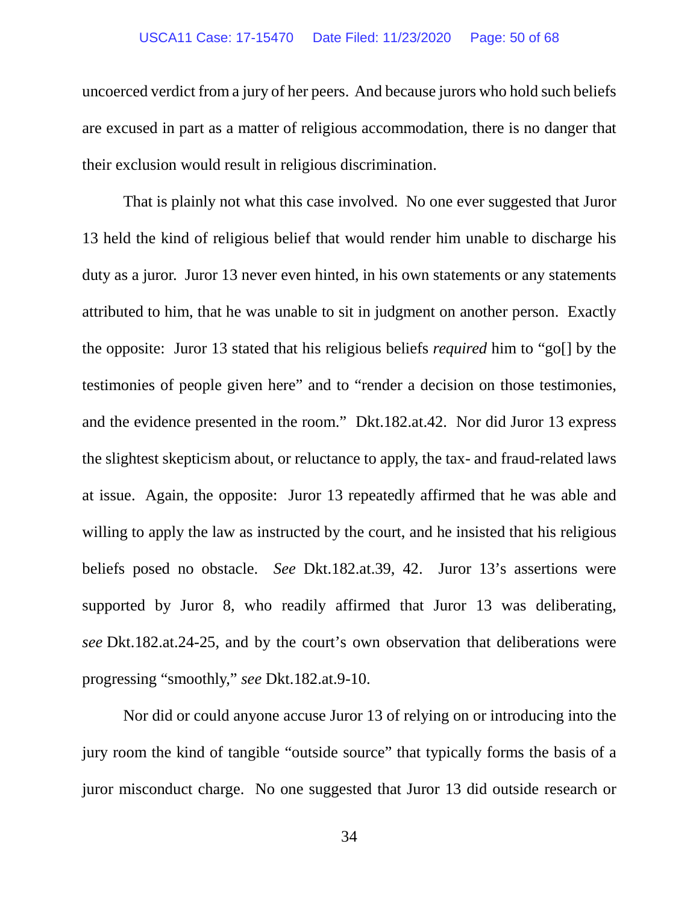uncoerced verdict from a jury of her peers. And because jurors who hold such beliefs are excused in part as a matter of religious accommodation, there is no danger that their exclusion would result in religious discrimination.

That is plainly not what this case involved. No one ever suggested that Juror 13 held the kind of religious belief that would render him unable to discharge his duty as a juror. Juror 13 never even hinted, in his own statements or any statements attributed to him, that he was unable to sit in judgment on another person. Exactly the opposite: Juror 13 stated that his religious beliefs *required* him to "go[] by the testimonies of people given here" and to "render a decision on those testimonies, and the evidence presented in the room." Dkt.182.at.42. Nor did Juror 13 express the slightest skepticism about, or reluctance to apply, the tax- and fraud-related laws at issue. Again, the opposite: Juror 13 repeatedly affirmed that he was able and willing to apply the law as instructed by the court, and he insisted that his religious beliefs posed no obstacle. *See* Dkt.182.at.39, 42. Juror 13's assertions were supported by Juror 8, who readily affirmed that Juror 13 was deliberating, *see* Dkt.182.at.24-25, and by the court's own observation that deliberations were progressing "smoothly," *see* Dkt.182.at.9-10.

Nor did or could anyone accuse Juror 13 of relying on or introducing into the jury room the kind of tangible "outside source" that typically forms the basis of a juror misconduct charge. No one suggested that Juror 13 did outside research or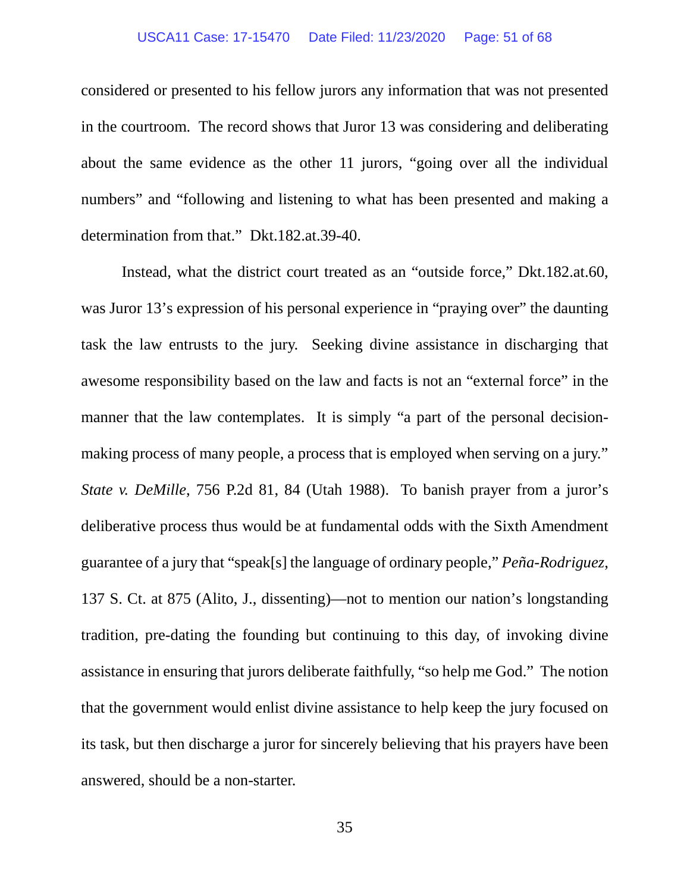considered or presented to his fellow jurors any information that was not presented in the courtroom. The record shows that Juror 13 was considering and deliberating about the same evidence as the other 11 jurors, "going over all the individual numbers" and "following and listening to what has been presented and making a determination from that." Dkt.182.at.39-40.

Instead, what the district court treated as an "outside force," Dkt.182.at.60, was Juror 13's expression of his personal experience in "praying over" the daunting task the law entrusts to the jury. Seeking divine assistance in discharging that awesome responsibility based on the law and facts is not an "external force" in the manner that the law contemplates. It is simply "a part of the personal decision-making process of many people, a process that is employed when serving on a jury." *State v. DeMille*, 756 P.2d 81, 84 (Utah 1988). To banish prayer from a juror's deliberative process thus would be at fundamental odds with the Sixth Amendment guarantee of a jury that "speak[s] the language of ordinary people," *Peña-Rodriguez*, 137 S. Ct. at 875 (Alito, J., dissenting)—not to mention our nation's longstanding tradition, pre-dating the founding but continuing to this day, of invoking divine assistance in ensuring that jurors deliberate faithfully, "so help me God." The notion that the government would enlist divine assistance to help keep the jury focused on its task, but then discharge a juror for sincerely believing that his prayers have been answered, should be a non-starter.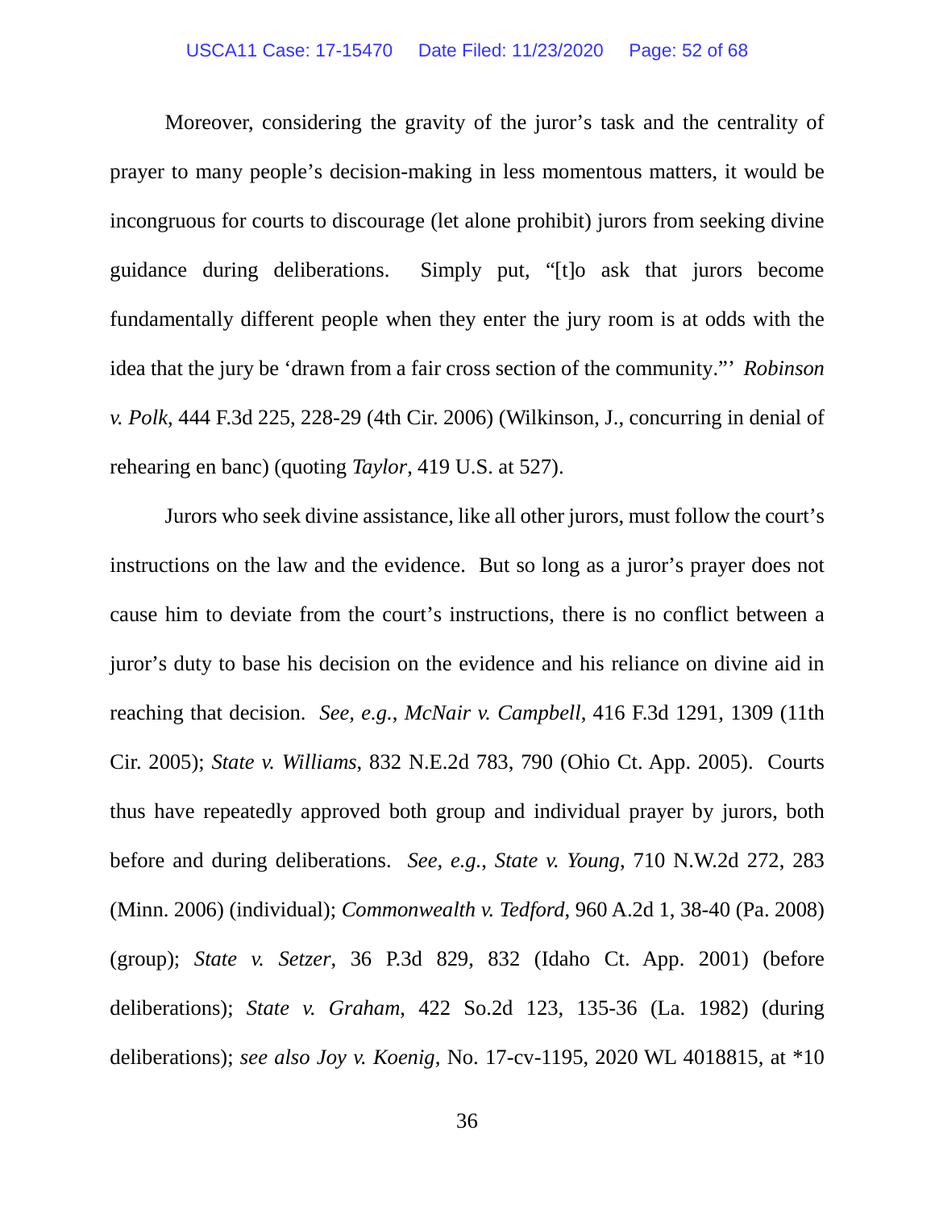Moreover, considering the gravity of the juror's task and the centrality of prayer to many people's decision-making in less momentous matters, it would be incongruous for courts to discourage (let alone prohibit) jurors from seeking divine guidance during deliberations. Simply put, "[t]o ask that jurors become fundamentally different people when they enter the jury room is at odds with the idea that the jury be 'drawn from a fair cross section of the community.'" *Robinson v. Polk*, 444 F.3d 225, 228-29 (4th Cir. 2006) (Wilkinson, J., concurring in denial of rehearing en banc) (quoting *Taylor*, 419 U.S. at 527).

Jurors who seek divine assistance, like all other jurors, must follow the court's instructions on the law and the evidence. But so long as a juror's prayer does not cause him to deviate from the court's instructions, there is no conflict between a juror's duty to base his decision on the evidence and his reliance on divine aid in reaching that decision. *See, e.g.*, *McNair v. Campbell*, 416 F.3d 1291, 1309 (11th Cir. 2005); *State v. Williams*, 832 N.E.2d 783, 790 (Ohio Ct. App. 2005). Courts thus have repeatedly approved both group and individual prayer by jurors, both before and during deliberations. *See, e.g.*, *State v. Young*, 710 N.W.2d 272, 283 (Minn. 2006) (individual); *Commonwealth v. Tedford*, 960 A.2d 1, 38-40 (Pa. 2008) (group); *State v. Setzer*, 36 P.3d 829, 832 (Idaho Ct. App. 2001) (before deliberations); *State v. Graham*, 422 So.2d 123, 135-36 (La. 1982) (during deliberations); *see also Joy v. Koenig*, No. 17-cv-1195, 2020 WL 4018815, at *10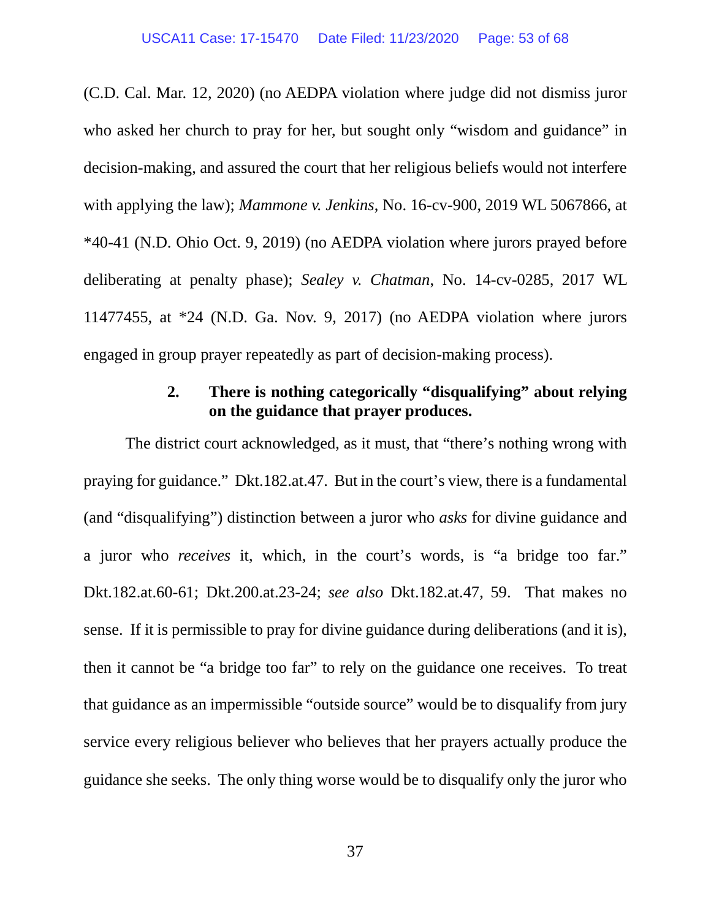(C.D. Cal. Mar. 12, 2020) (no AEDPA violation where judge did not dismiss juror who asked her church to pray for her, but sought only "wisdom and guidance" in decision-making, and assured the court that her religious beliefs would not interfere with applying the law); *Mammone v. Jenkins*, No. 16-cv-900, 2019 WL 5067866, at *40-41 (N.D. Ohio Oct. 9, 2019) (no AEDPA violation where jurors prayed before deliberating at penalty phase); *Sealey v. Chatman*, No. 14-cv-0285, 2017 WL 11477455, at *24 (N.D. Ga. Nov. 9, 2017) (no AEDPA violation where jurors engaged in group prayer repeatedly as part of decision-making process).

### 2. There is nothing categorically "disqualifying" about relying on the guidance that prayer produces.

The district court acknowledged, as it must, that "there's nothing wrong with praying for guidance." Dkt.182.at.47. But in the court's view, there is a fundamental (and "disqualifying") distinction between a juror who *asks* for divine guidance and a juror who *receives* it, which, in the court's words, is "a bridge too far." Dkt.182.at.60-61; Dkt.200.at.23-24; *see also* Dkt.182.at.47, 59. That makes no sense. If it is permissible to pray for divine guidance during deliberations (and it is), then it cannot be "a bridge too far" to rely on the guidance one receives. To treat that guidance as an impermissible "outside source" would be to disqualify from jury service every religious believer who believes that her prayers actually produce the guidance she seeks. The only thing worse would be to disqualify only the juror who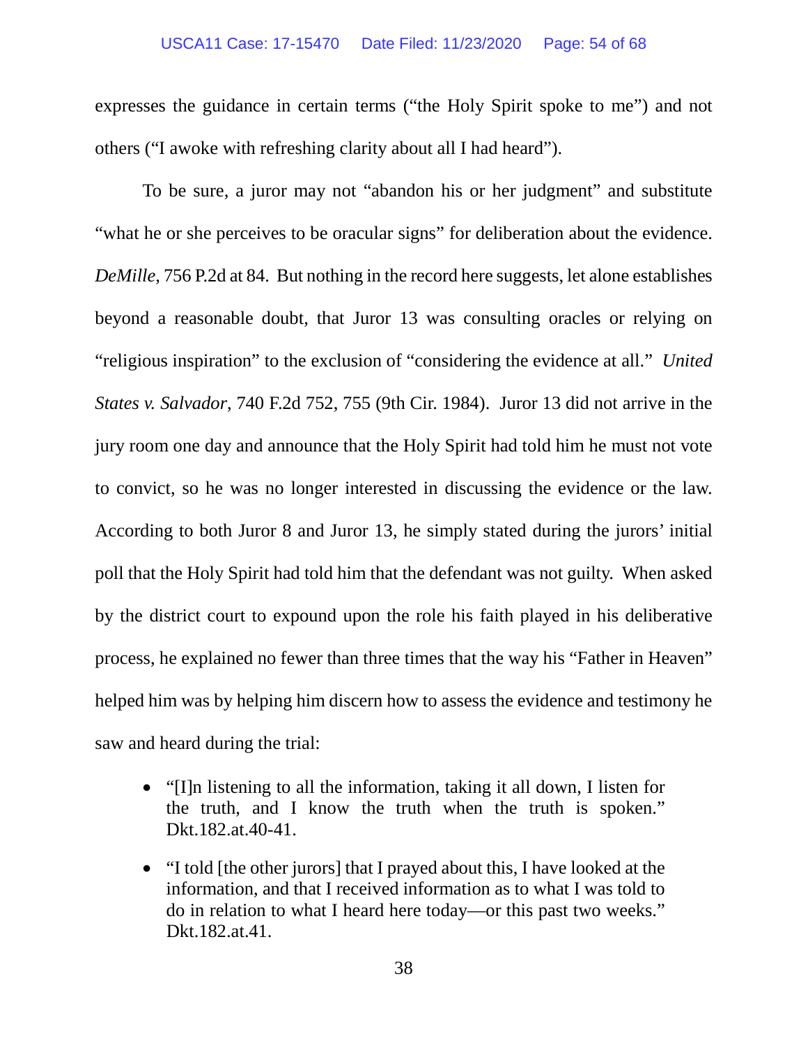expresses the guidance in certain terms ("the Holy Spirit spoke to me") and not others ("I awoke with refreshing clarity about all I had heard").

To be sure, a juror may not "abandon his or her judgment" and substitute "what he or she perceives to be oracular signs" for deliberation about the evidence. *DeMille*, 756 P.2d at 84. But nothing in the record here suggests, let alone establishes beyond a reasonable doubt, that Juror 13 was consulting oracles or relying on "religious inspiration" to the exclusion of "considering the evidence at all." *United States v. Salvador*, 740 F.2d 752, 755 (9th Cir. 1984). Juror 13 did not arrive in the jury room one day and announce that the Holy Spirit had told him he must not vote to convict, so he was no longer interested in discussing the evidence or the law. According to both Juror 8 and Juror 13, he simply stated during the jurors' initial poll that the Holy Spirit had told him that the defendant was not guilty. When asked by the district court to expound upon the role his faith played in his deliberative process, he explained no fewer than three times that the way his "Father in Heaven" helped him was by helping him discern how to assess the evidence and testimony he saw and heard during the trial:

- "[I]n listening to all the information, taking it all down, I listen for the truth, and I know the truth when the truth is spoken." Dkt.182.at.40-41.
- "I told [the other jurors] that I prayed about this, I have looked at the information, and that I received information as to what I was told to do in relation to what I heard here today—or this past two weeks." Dkt.182.at.41.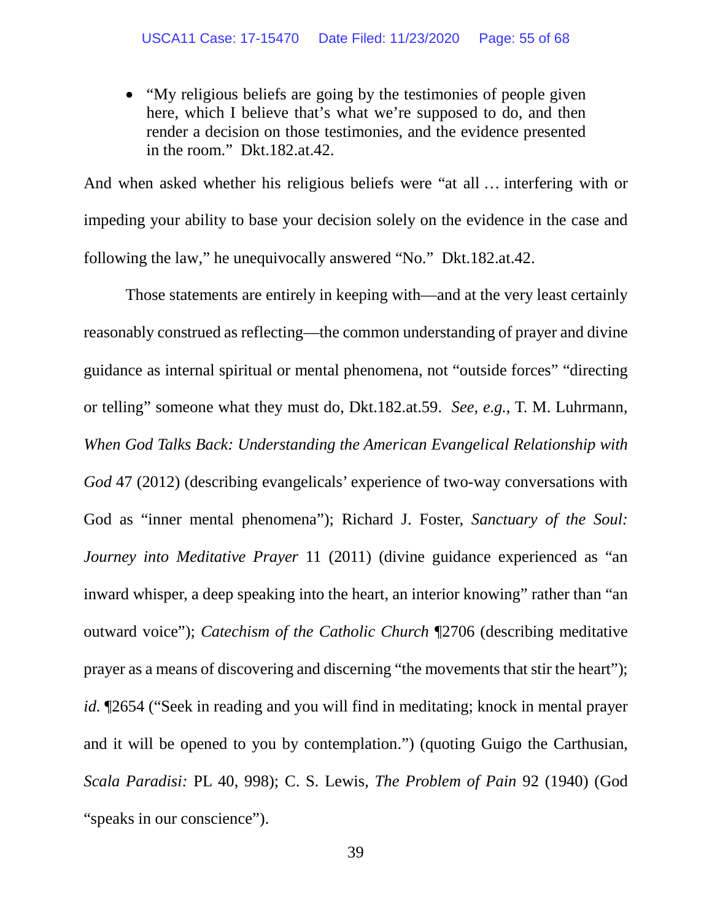- "My religious beliefs are going by the testimonies of people given here, which I believe that's what we're supposed to do, and then render a decision on those testimonies, and the evidence presented in the room." Dkt.182.at.42.

And when asked whether his religious beliefs were "at all … interfering with or impeding your ability to base your decision solely on the evidence in the case and following the law," he unequivocally answered "No." Dkt.182.at.42.

Those statements are entirely in keeping with—and at the very least certainly reasonably construed as reflecting—the common understanding of prayer and divine guidance as internal spiritual or mental phenomena, not "outside forces" "directing or telling" someone what they must do, Dkt.182.at.59. *See, e.g.*, T. M. Luhrmann, *When God Talks Back: Understanding the American Evangelical Relationship with God* 47 (2012) (describing evangelicals' experience of two-way conversations with God as "inner mental phenomena"); Richard J. Foster, *Sanctuary of the Soul: Journey into Meditative Prayer* 11 (2011) (divine guidance experienced as "an inward whisper, a deep speaking into the heart, an interior knowing" rather than "an outward voice"); *Catechism of the Catholic Church* ¶2706 (describing meditative prayer as a means of discovering and discerning "the movements that stir the heart"); *id.* ¶2654 ("Seek in reading and you will find in meditating; knock in mental prayer and it will be opened to you by contemplation.") (quoting Guigo the Carthusian, *Scala Paradisi:* PL 40, 998); C. S. Lewis, *The Problem of Pain* 92 (1940) (God "speaks in our conscience").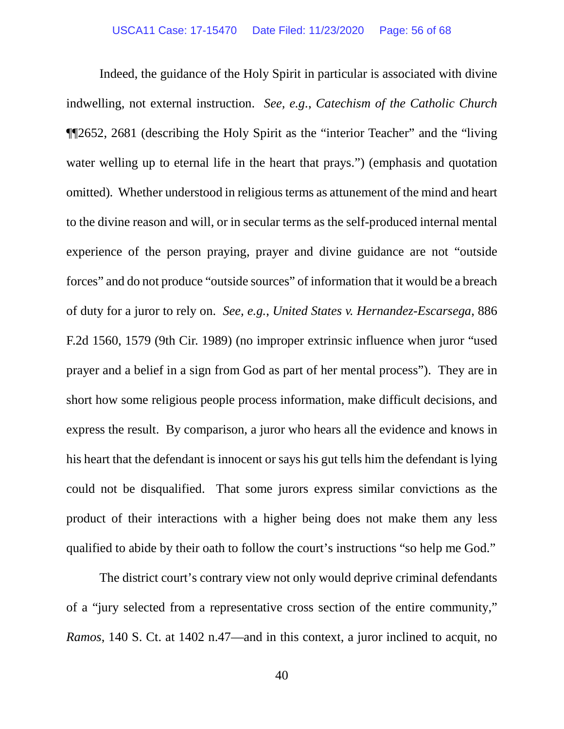Indeed, the guidance of the Holy Spirit in particular is associated with divine indwelling, not external instruction. *See, e.g.*, *Catechism of the Catholic Church* ¶¶2652, 2681 (describing the Holy Spirit as the "interior Teacher" and the "living water welling up to eternal life in the heart that prays.") (emphasis and quotation omitted). Whether understood in religious terms as attunement of the mind and heart to the divine reason and will, or in secular terms as the self-produced internal mental experience of the person praying, prayer and divine guidance are not "outside forces" and do not produce "outside sources" of information that it would be a breach of duty for a juror to rely on. *See, e.g.*, *United States v. Hernandez-Escarsega*, 886 F.2d 1560, 1579 (9th Cir. 1989) (no improper extrinsic influence when juror "used prayer and a belief in a sign from God as part of her mental process"). They are in short how some religious people process information, make difficult decisions, and express the result. By comparison, a juror who hears all the evidence and knows in his heart that the defendant is innocent or says his gut tells him the defendant is lying could not be disqualified. That some jurors express similar convictions as the product of their interactions with a higher being does not make them any less qualified to abide by their oath to follow the court's instructions "so help me God."

The district court's contrary view not only would deprive criminal defendants of a "jury selected from a representative cross section of the entire community," *Ramos*, 140 S. Ct. at 1402 n.47—and in this context, a juror inclined to acquit, no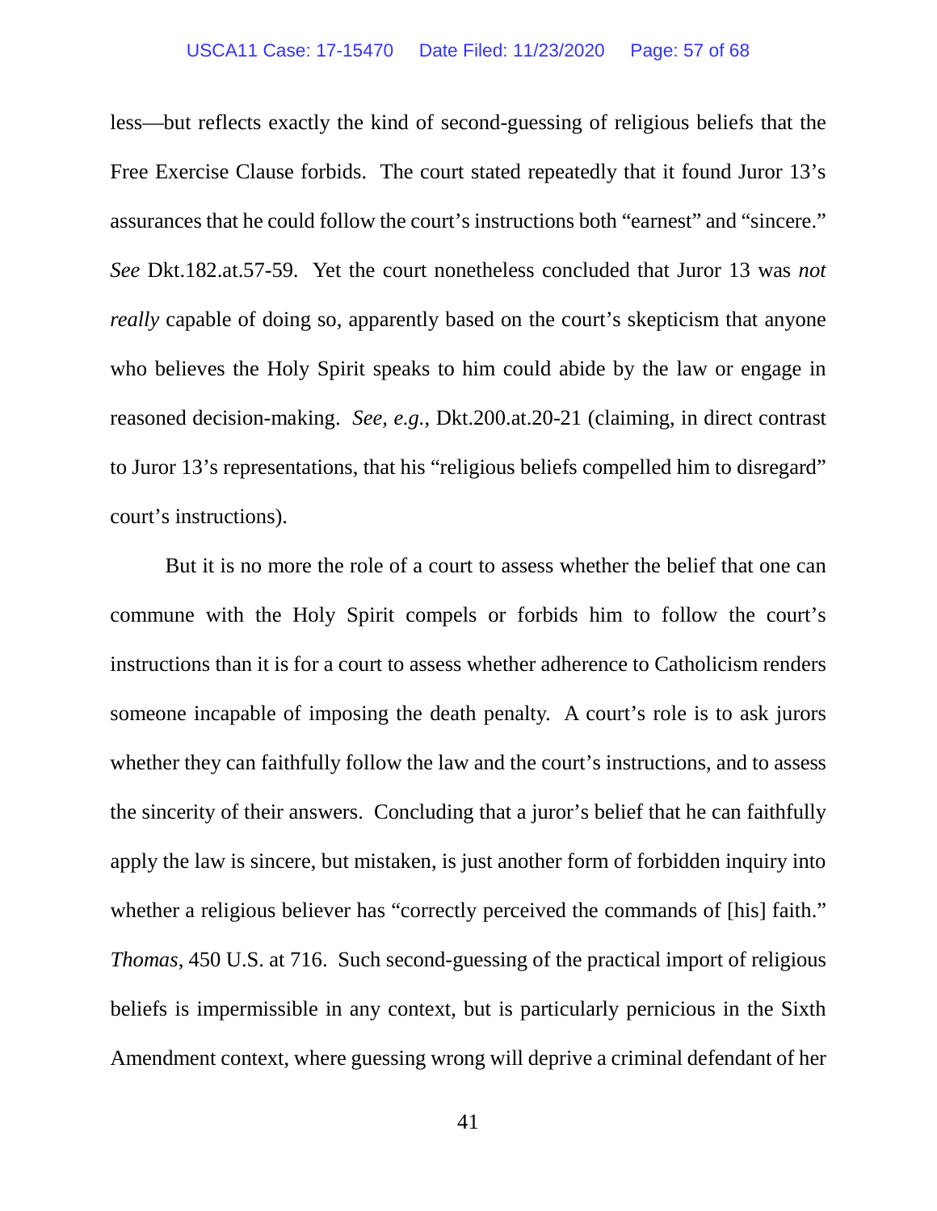less—but reflects exactly the kind of second-guessing of religious beliefs that the Free Exercise Clause forbids. The court stated repeatedly that it found Juror 13's assurances that he could follow the court's instructions both "earnest" and "sincere." *See* Dkt.182.at.57-59. Yet the court nonetheless concluded that Juror 13 was *not really* capable of doing so, apparently based on the court's skepticism that anyone who believes the Holy Spirit speaks to him could abide by the law or engage in reasoned decision-making. *See, e.g.*, Dkt.200.at.20-21 (claiming, in direct contrast to Juror 13's representations, that his "religious beliefs compelled him to disregard" court's instructions).

But it is no more the role of a court to assess whether the belief that one can commune with the Holy Spirit compels or forbids him to follow the court's instructions than it is for a court to assess whether adherence to Catholicism renders someone incapable of imposing the death penalty. A court's role is to ask jurors whether they can faithfully follow the law and the court's instructions, and to assess the sincerity of their answers. Concluding that a juror's belief that he can faithfully apply the law is sincere, but mistaken, is just another form of forbidden inquiry into whether a religious believer has "correctly perceived the commands of [his] faith." *Thomas*, 450 U.S. at 716. Such second-guessing of the practical import of religious beliefs is impermissible in any context, but is particularly pernicious in the Sixth Amendment context, where guessing wrong will deprive a criminal defendant of her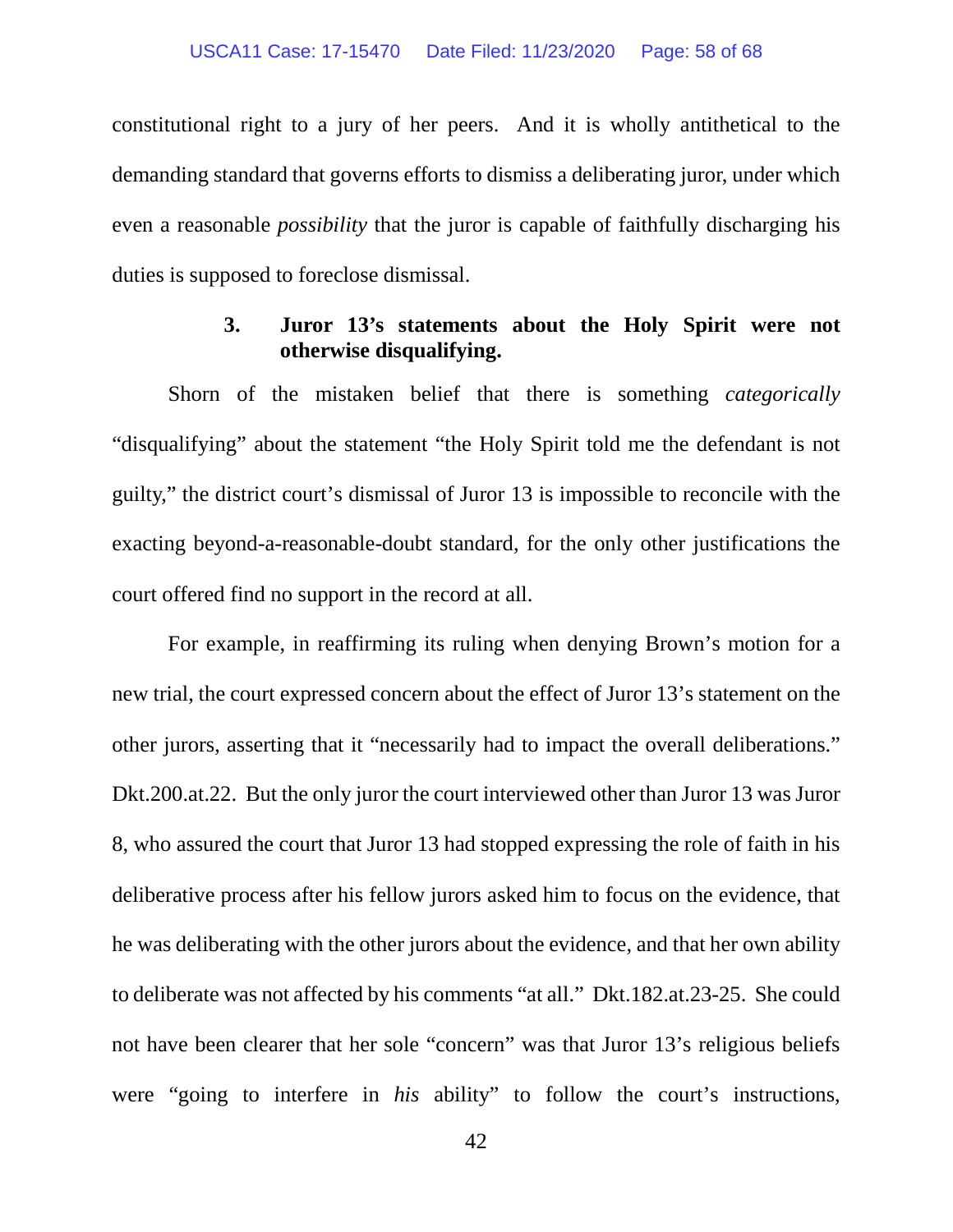constitutional right to a jury of her peers. And it is wholly antithetical to the demanding standard that governs efforts to dismiss a deliberating juror, under which even a reasonable *possibility* that the juror is capable of faithfully discharging his duties is supposed to foreclose dismissal.

#### 3. Juror 13's statements about the Holy Spirit were not otherwise disqualifying.

Shorn of the mistaken belief that there is something *categorically* "disqualifying" about the statement "the Holy Spirit told me the defendant is not guilty," the district court's dismissal of Juror 13 is impossible to reconcile with the exacting beyond-a-reasonable-doubt standard, for the only other justifications the court offered find no support in the record at all.

For example, in reaffirming its ruling when denying Brown's motion for a new trial, the court expressed concern about the effect of Juror 13's statement on the other jurors, asserting that it "necessarily had to impact the overall deliberations." Dkt.200.at.22. But the only juror the court interviewed other than Juror 13 was Juror 8, who assured the court that Juror 13 had stopped expressing the role of faith in his deliberative process after his fellow jurors asked him to focus on the evidence, that he was deliberating with the other jurors about the evidence, and that her own ability to deliberate was not affected by his comments "at all." Dkt.182.at.23-25. She could not have been clearer that her sole "concern" was that Juror 13's religious beliefs were "going to interfere in *his* ability" to follow the court's instructions,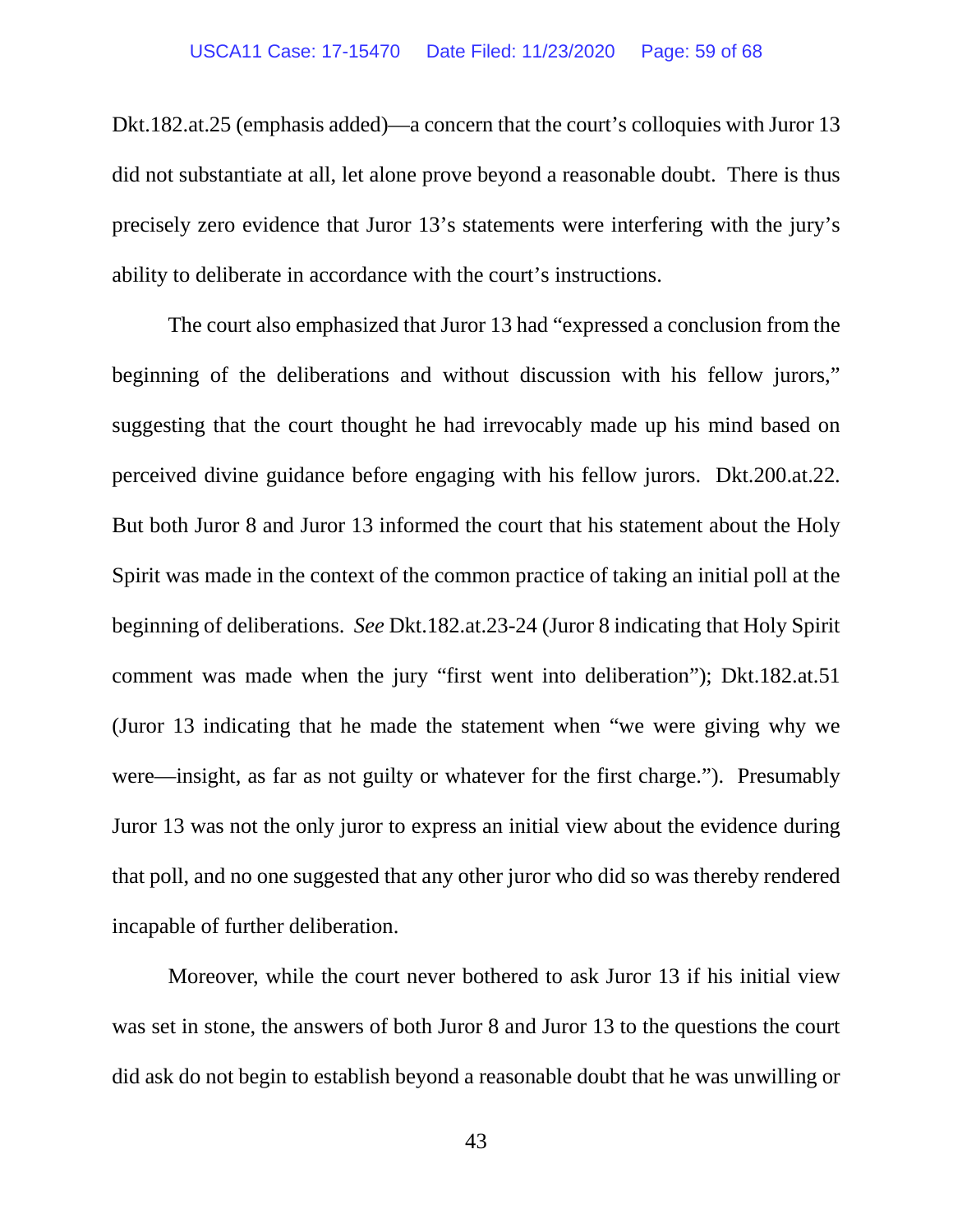Dkt.182.at.25 (emphasis added)—a concern that the court's colloquies with Juror 13 did not substantiate at all, let alone prove beyond a reasonable doubt. There is thus precisely zero evidence that Juror 13's statements were interfering with the jury's ability to deliberate in accordance with the court's instructions.

The court also emphasized that Juror 13 had "expressed a conclusion from the beginning of the deliberations and without discussion with his fellow jurors," suggesting that the court thought he had irrevocably made up his mind based on perceived divine guidance before engaging with his fellow jurors. Dkt.200.at.22. But both Juror 8 and Juror 13 informed the court that his statement about the Holy Spirit was made in the context of the common practice of taking an initial poll at the beginning of deliberations. *See* Dkt.182.at.23-24 (Juror 8 indicating that Holy Spirit comment was made when the jury "first went into deliberation"); Dkt.182.at.51 (Juror 13 indicating that he made the statement when "we were giving why we were—insight, as far as not guilty or whatever for the first charge."). Presumably Juror 13 was not the only juror to express an initial view about the evidence during that poll, and no one suggested that any other juror who did so was thereby rendered incapable of further deliberation.

Moreover, while the court never bothered to ask Juror 13 if his initial view was set in stone, the answers of both Juror 8 and Juror 13 to the questions the court did ask do not begin to establish beyond a reasonable doubt that he was unwilling or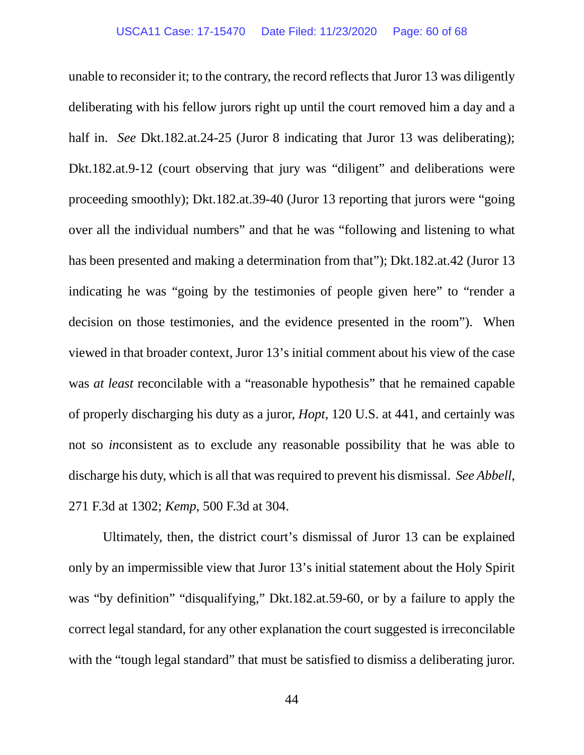unable to reconsider it; to the contrary, the record reflects that Juror 13 was diligently deliberating with his fellow jurors right up until the court removed him a day and a half in. *See* Dkt.182.at.24-25 (Juror 8 indicating that Juror 13 was deliberating); Dkt.182.at.9-12 (court observing that jury was "diligent" and deliberations were proceeding smoothly); Dkt.182.at.39-40 (Juror 13 reporting that jurors were "going over all the individual numbers" and that he was "following and listening to what has been presented and making a determination from that"); Dkt.182.at.42 (Juror 13 indicating he was "going by the testimonies of people given here" to "render a decision on those testimonies, and the evidence presented in the room"). When viewed in that broader context, Juror 13's initial comment about his view of the case was *at least* reconcilable with a "reasonable hypothesis" that he remained capable of properly discharging his duty as a juror, *Hopt*, 120 U.S. at 441, and certainly was not so *in*consistent as to exclude any reasonable possibility that he was able to discharge his duty, which is all that was required to prevent his dismissal. *See Abbell*, 271 F.3d at 1302; *Kemp*, 500 F.3d at 304.

Ultimately, then, the district court's dismissal of Juror 13 can be explained only by an impermissible view that Juror 13's initial statement about the Holy Spirit was "by definition" "disqualifying," Dkt.182.at.59-60, or by a failure to apply the correct legal standard, for any other explanation the court suggested is irreconcilable with the "tough legal standard" that must be satisfied to dismiss a deliberating juror.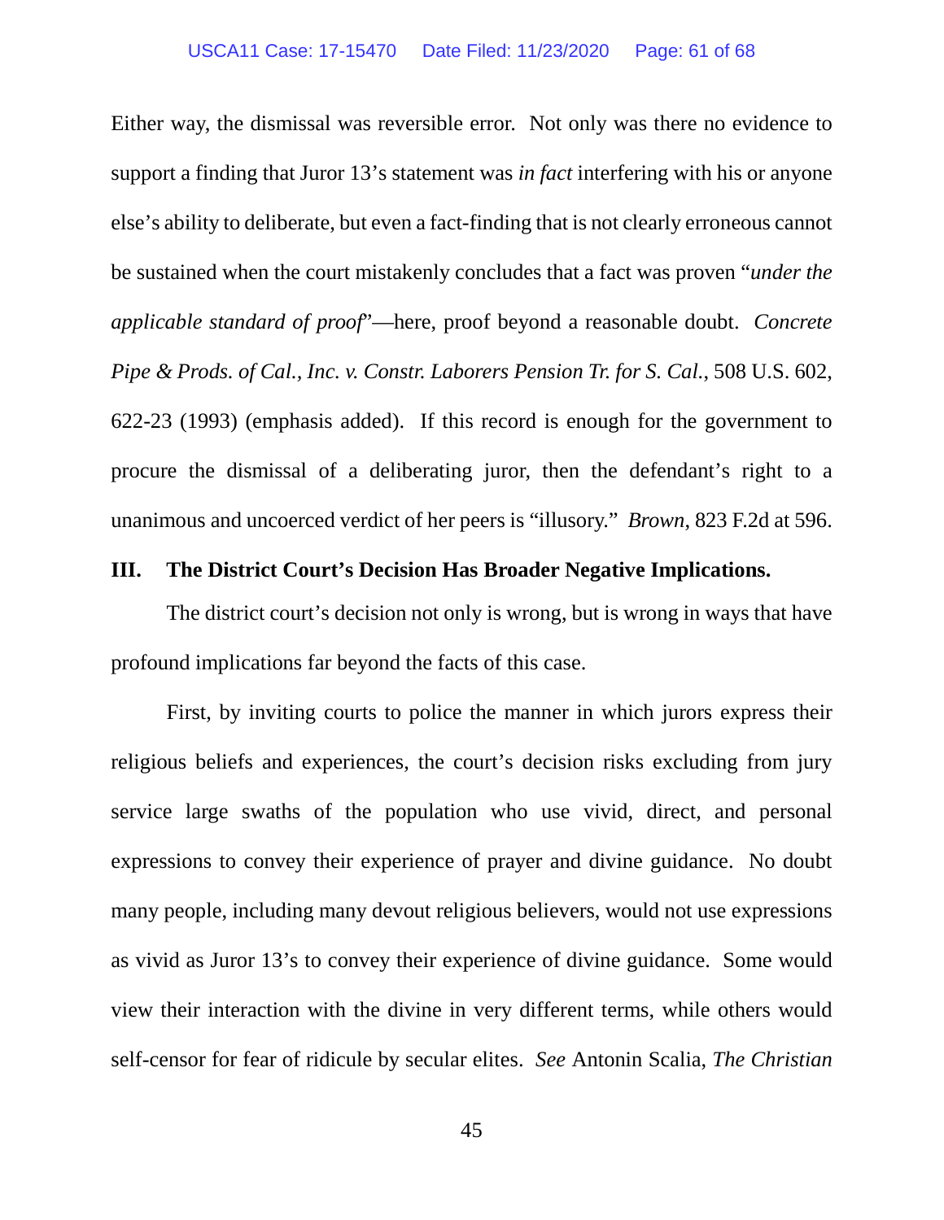Either way, the dismissal was reversible error. Not only was there no evidence to support a finding that Juror 13's statement was *in fact* interfering with his or anyone else's ability to deliberate, but even a fact-finding that is not clearly erroneous cannot be sustained when the court mistakenly concludes that a fact was proven "*under the applicable standard of proof*"—here, proof beyond a reasonable doubt. *Concrete Pipe & Prods. of Cal., Inc. v. Constr. Laborers Pension Tr. for S. Cal.*, 508 U.S. 602, 622-23 (1993) (emphasis added). If this record is enough for the government to procure the dismissal of a deliberating juror, then the defendant's right to a unanimous and uncoerced verdict of her peers is "illusory." *Brown*, 823 F.2d at 596.

## III. The District Court's Decision Has Broader Negative Implications.

The district court's decision not only is wrong, but is wrong in ways that have profound implications far beyond the facts of this case.

First, by inviting courts to police the manner in which jurors express their religious beliefs and experiences, the court's decision risks excluding from jury service large swaths of the population who use vivid, direct, and personal expressions to convey their experience of prayer and divine guidance. No doubt many people, including many devout religious believers, would not use expressions as vivid as Juror 13's to convey their experience of divine guidance. Some would view their interaction with the divine in very different terms, while others would self-censor for fear of ridicule by secular elites. *See* Antonin Scalia, *The Christian*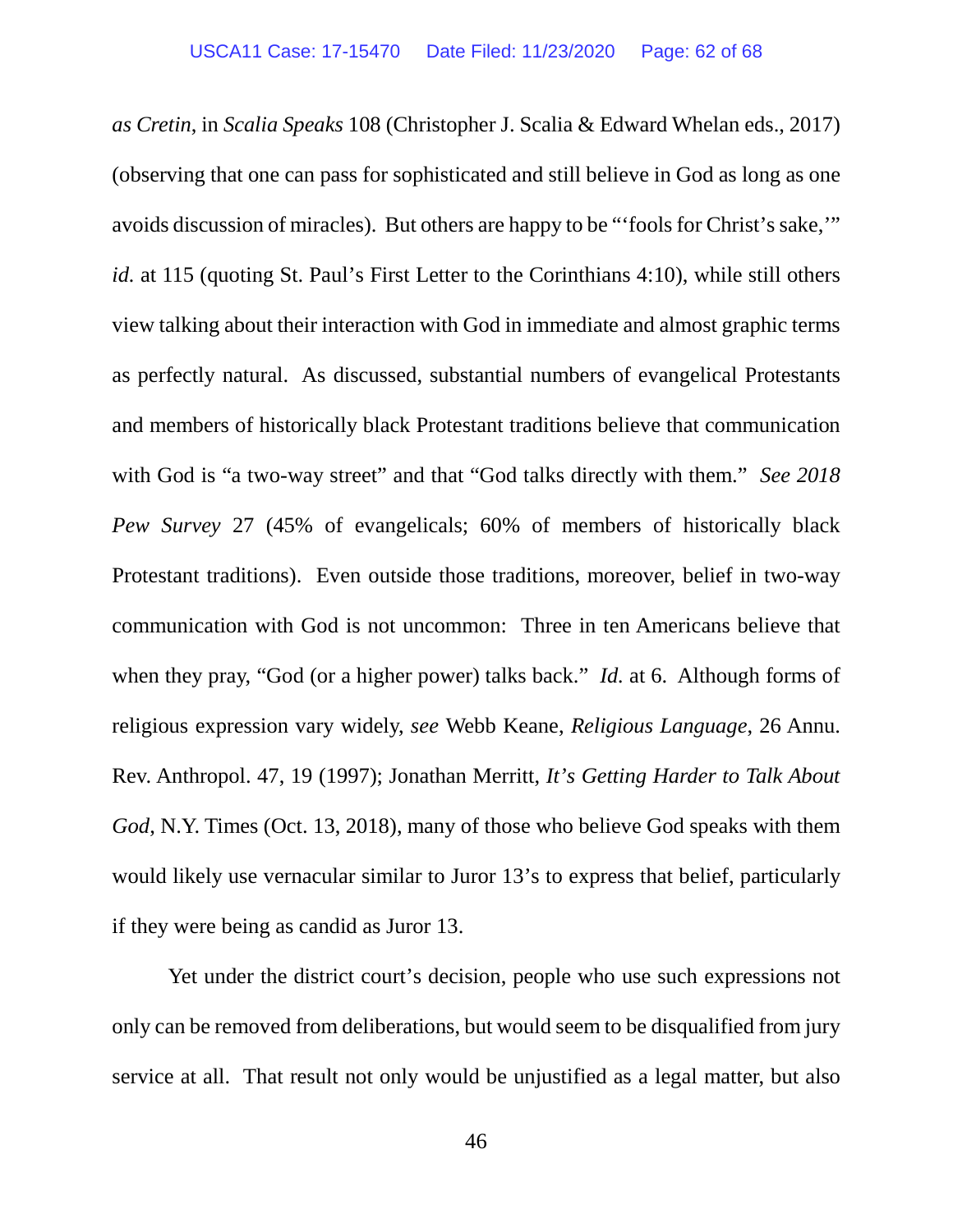*as Cretin*, in *Scalia Speaks* 108 (Christopher J. Scalia & Edward Whelan eds., 2017) (observing that one can pass for sophisticated and still believe in God as long as one avoids discussion of miracles). But others are happy to be "'fools for Christ's sake,'" *id.* at 115 (quoting St. Paul's First Letter to the Corinthians 4:10), while still others view talking about their interaction with God in immediate and almost graphic terms as perfectly natural. As discussed, substantial numbers of evangelical Protestants and members of historically black Protestant traditions believe that communication with God is "a two-way street" and that "God talks directly with them." *See 2018 Pew Survey* 27 (45% of evangelicals; 60% of members of historically black Protestant traditions). Even outside those traditions, moreover, belief in two-way communication with God is not uncommon: Three in ten Americans believe that when they pray, "God (or a higher power) talks back." *Id.* at 6. Although forms of religious expression vary widely, *see* Webb Keane, *Religious Language*, 26 Annu. Rev. Anthropol. 47, 19 (1997); Jonathan Merritt, *It's Getting Harder to Talk About God*, N.Y. Times (Oct. 13, 2018), many of those who believe God speaks with them would likely use vernacular similar to Juror 13's to express that belief, particularly if they were being as candid as Juror 13.

Yet under the district court's decision, people who use such expressions not only can be removed from deliberations, but would seem to be disqualified from jury service at all. That result not only would be unjustified as a legal matter, but also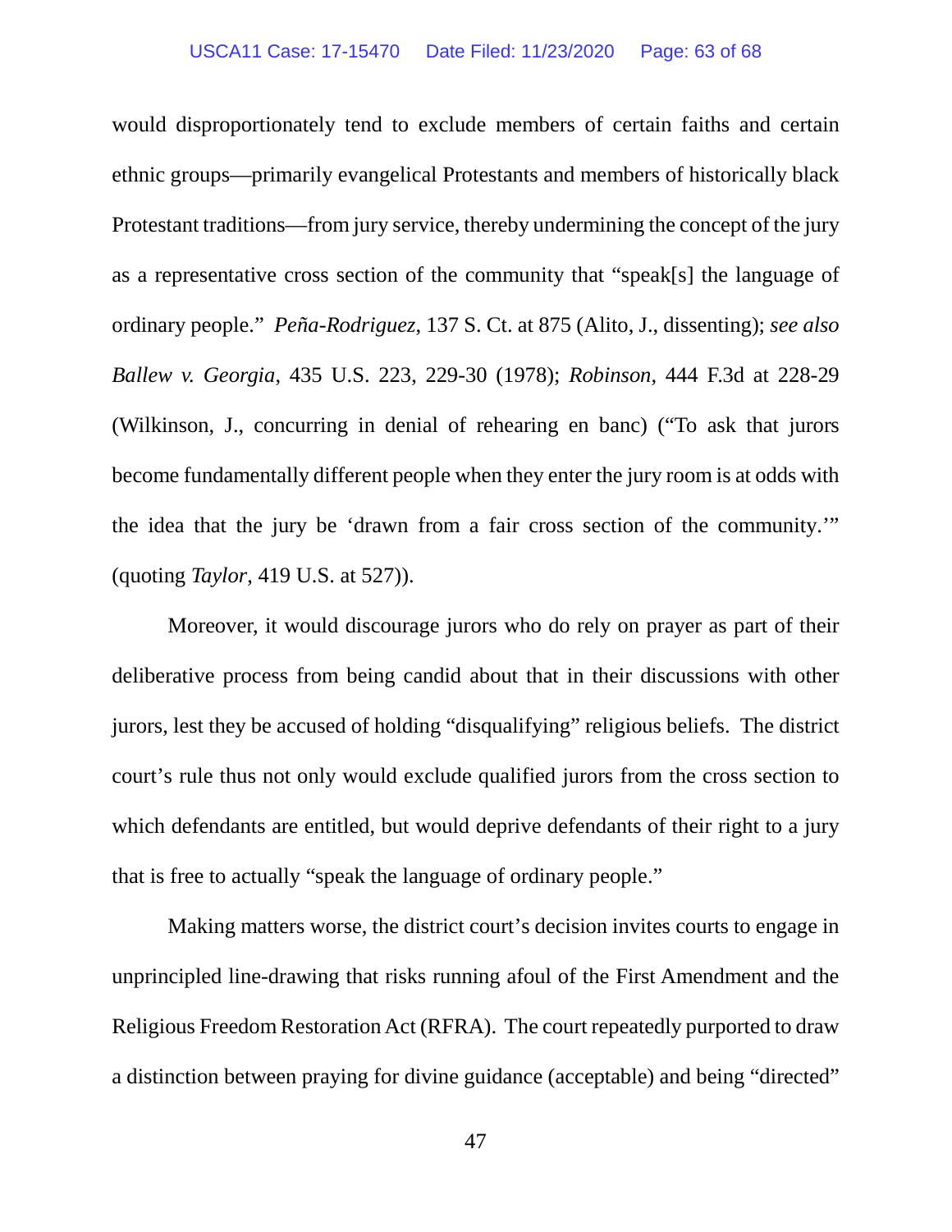would disproportionately tend to exclude members of certain faiths and certain ethnic groups—primarily evangelical Protestants and members of historically black Protestant traditions—from jury service, thereby undermining the concept of the jury as a representative cross section of the community that "speak[s] the language of ordinary people." *Peña-Rodriguez*, 137 S. Ct. at 875 (Alito, J., dissenting); *see also Ballew v. Georgia*, 435 U.S. 223, 229-30 (1978); *Robinson*, 444 F.3d at 228-29 (Wilkinson, J., concurring in denial of rehearing en banc) ("To ask that jurors become fundamentally different people when they enter the jury room is at odds with the idea that the jury be 'drawn from a fair cross section of the community.'" (quoting *Taylor*, 419 U.S. at 527)).

Moreover, it would discourage jurors who do rely on prayer as part of their deliberative process from being candid about that in their discussions with other jurors, lest they be accused of holding "disqualifying" religious beliefs. The district court's rule thus not only would exclude qualified jurors from the cross section to which defendants are entitled, but would deprive defendants of their right to a jury that is free to actually "speak the language of ordinary people."

Making matters worse, the district court's decision invites courts to engage in unprincipled line-drawing that risks running afoul of the First Amendment and the Religious Freedom Restoration Act (RFRA). The court repeatedly purported to draw a distinction between praying for divine guidance (acceptable) and being "directed"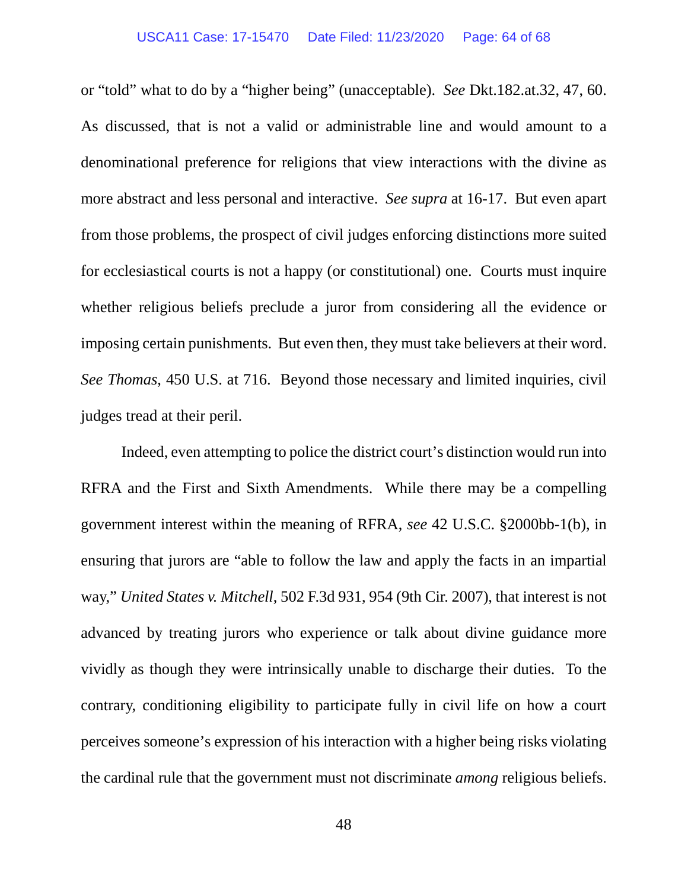or "told" what to do by a "higher being" (unacceptable). *See* Dkt.182.at.32, 47, 60. As discussed, that is not a valid or administrable line and would amount to a denominational preference for religions that view interactions with the divine as more abstract and less personal and interactive. *See supra* at 16-17. But even apart from those problems, the prospect of civil judges enforcing distinctions more suited for ecclesiastical courts is not a happy (or constitutional) one. Courts must inquire whether religious beliefs preclude a juror from considering all the evidence or imposing certain punishments. But even then, they must take believers at their word. *See Thomas*, 450 U.S. at 716. Beyond those necessary and limited inquiries, civil judges tread at their peril.

Indeed, even attempting to police the district court's distinction would run into RFRA and the First and Sixth Amendments. While there may be a compelling government interest within the meaning of RFRA, *see* 42 U.S.C. §2000bb-1(b), in ensuring that jurors are "able to follow the law and apply the facts in an impartial way," *United States v. Mitchell*, 502 F.3d 931, 954 (9th Cir. 2007), that interest is not advanced by treating jurors who experience or talk about divine guidance more vividly as though they were intrinsically unable to discharge their duties. To the contrary, conditioning eligibility to participate fully in civil life on how a court perceives someone's expression of his interaction with a higher being risks violating the cardinal rule that the government must not discriminate *among* religious beliefs.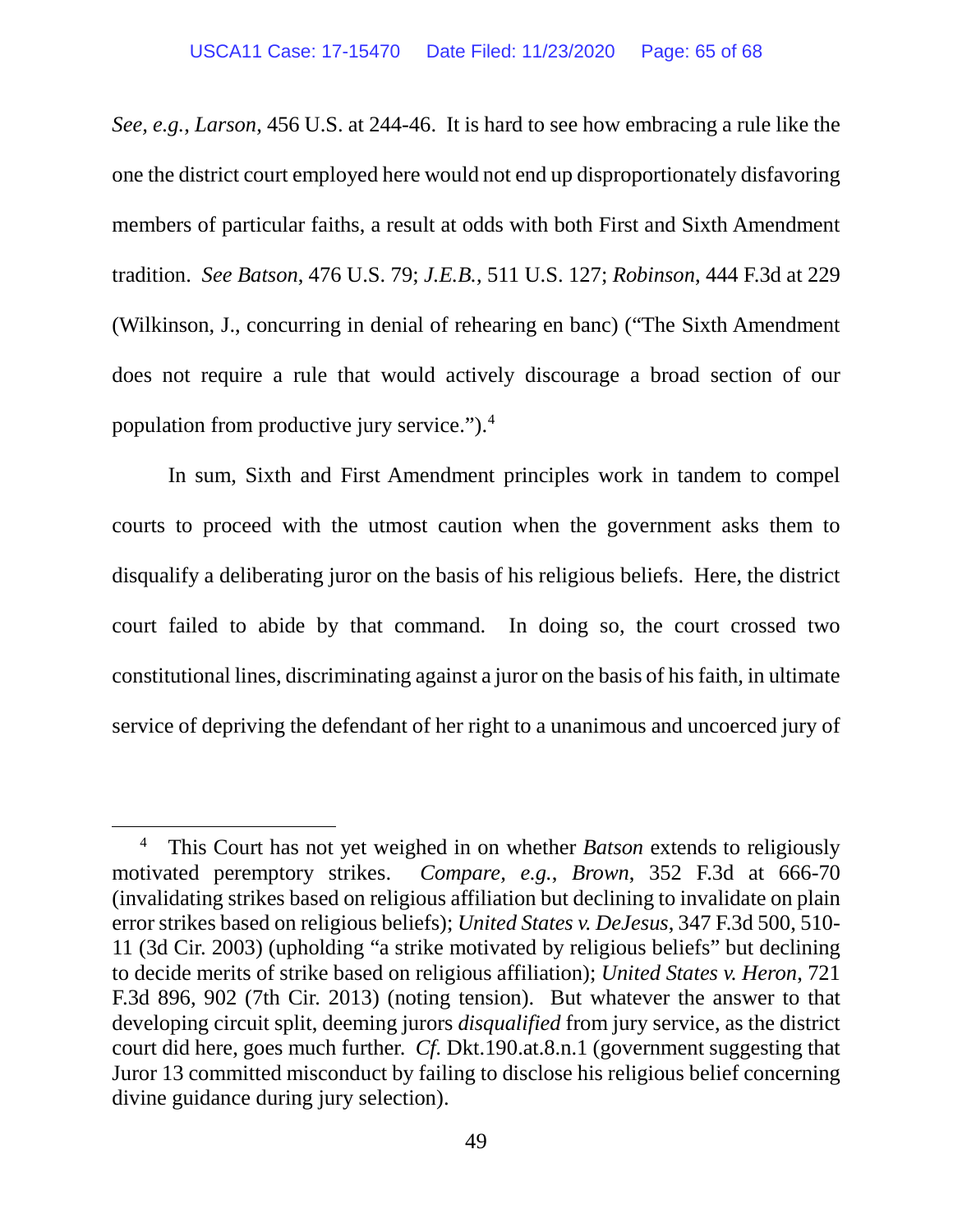*See, e.g.*, *Larson*, 456 U.S. at 244-46. It is hard to see how embracing a rule like the one the district court employed here would not end up disproportionately disfavoring members of particular faiths, a result at odds with both First and Sixth Amendment tradition. *See Batson*, 476 U.S. 79; *J.E.B.*, 511 U.S. 127; *Robinson*, 444 F.3d at 229 (Wilkinson, J., concurring in denial of rehearing en banc) ("The Sixth Amendment does not require a rule that would actively discourage a broad section of our population from productive jury service.").[4]

In sum, Sixth and First Amendment principles work in tandem to compel courts to proceed with the utmost caution when the government asks them to disqualify a deliberating juror on the basis of his religious beliefs. Here, the district court failed to abide by that command. In doing so, the court crossed two constitutional lines, discriminating against a juror on the basis of his faith, in ultimate service of depriving the defendant of her right to a unanimous and uncoerced jury of

---

[4] This Court has not yet weighed in on whether *Batson* extends to religiously motivated peremptory strikes. *Compare, e.g.*, *Brown*, 352 F.3d at 666-70 (invalidating strikes based on religious affiliation but declining to invalidate on plain error strikes based on religious beliefs); *United States v. DeJesus*, 347 F.3d 500, 510-11 (3d Cir. 2003) (upholding "a strike motivated by religious beliefs" but declining to decide merits of strike based on religious affiliation); *United States v. Heron*, 721 F.3d 896, 902 (7th Cir. 2013) (noting tension). But whatever the answer to that developing circuit split, deeming jurors *disqualified* from jury service, as the district court did here, goes much further. *Cf.* Dkt.190.at.8.n.1 (government suggesting that Juror 13 committed misconduct by failing to disclose his religious belief concerning divine guidance during jury selection).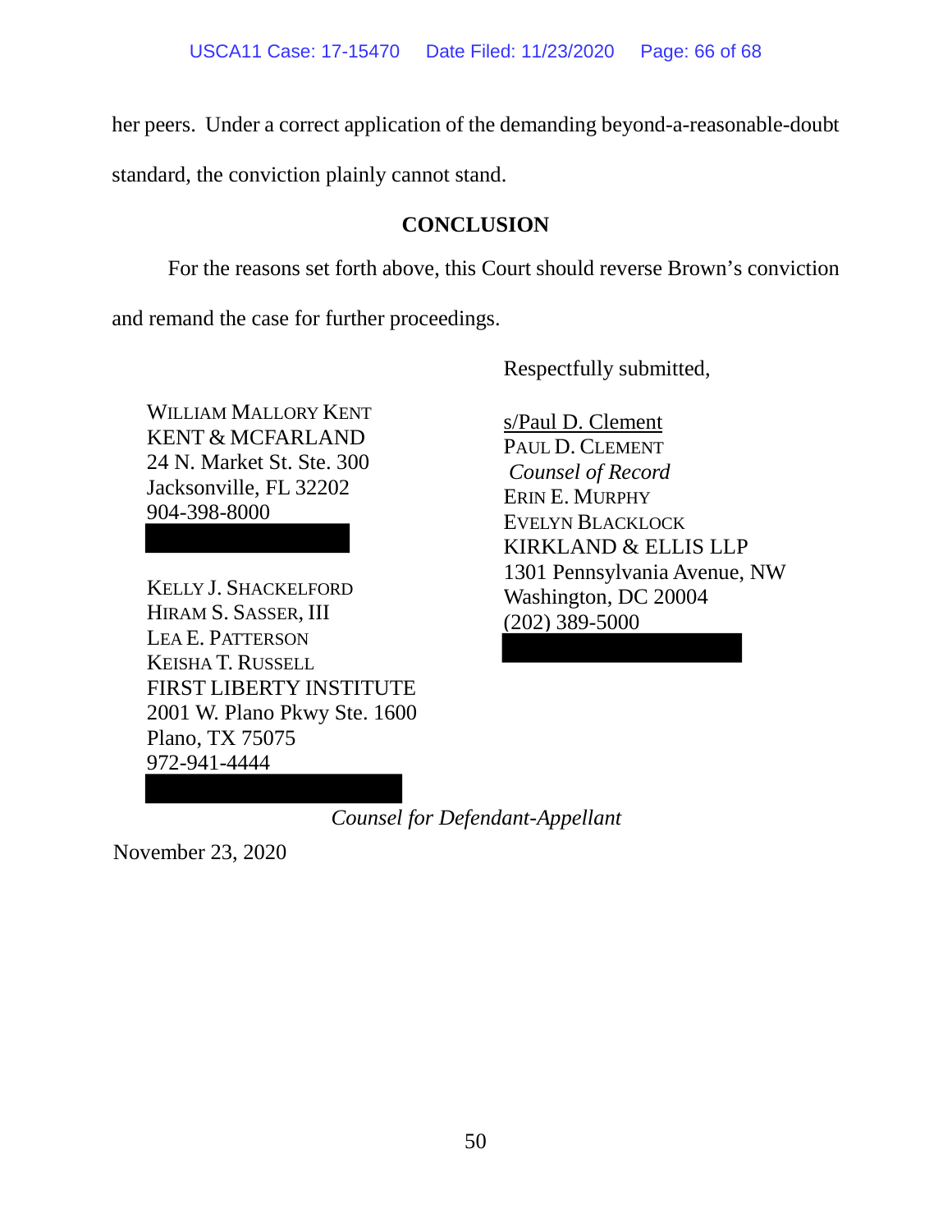her peers. Under a correct application of the demanding beyond-a-reasonable-doubt standard, the conviction plainly cannot stand.

## CONCLUSION

For the reasons set forth above, this Court should reverse Brown's conviction and remand the case for further proceedings.

Respectfully submitted,

s/Paul D. Clement
PAUL D. CLEMENT
*Counsel of Record*
ERIN E. MURPHY
EVELYN BLACKLOCK
KIRKLAND & ELLIS LLP
1301 Pennsylvania Avenue, NW
Washington, DC 20004
(202) 389-5000

WILLIAM MALLORY KENT
KENT & MCFARLAND
24 N. Market St. Ste. 300
Jacksonville, FL 32202
904-398-8000

KELLY J. SHACKELFORD
HIRAM S. SASSER, III
LEA E. PATTERSON
KEISHA T. RUSSELL
FIRST LIBERTY INSTITUTE
2001 W. Plano Pkwy Ste. 1600
Plano, TX 75075
972-941-4444

*Counsel for Defendant-Appellant*

November 23, 2020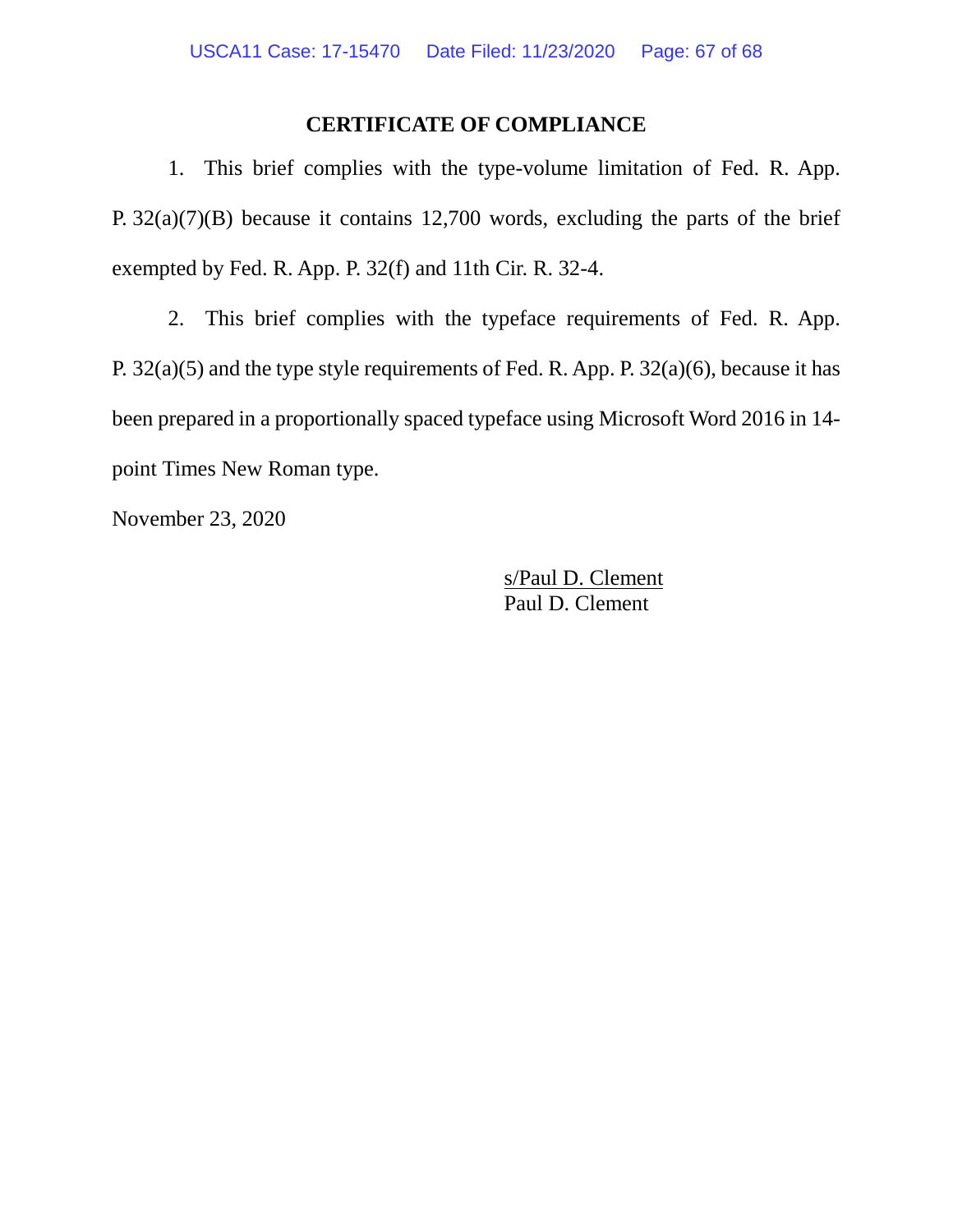## CERTIFICATE OF COMPLIANCE

1. This brief complies with the type-volume limitation of Fed. R. App. P. 32(a)(7)(B) because it contains 12,700 words, excluding the parts of the brief exempted by Fed. R. App. P. 32(f) and 11th Cir. R. 32-4.

2. This brief complies with the typeface requirements of Fed. R. App. P. 32(a)(5) and the type style requirements of Fed. R. App. P. 32(a)(6), because it has been prepared in a proportionally spaced typeface using Microsoft Word 2016 in 14-point Times New Roman type.

November 23, 2020

s/Paul D. Clement
Paul D. Clement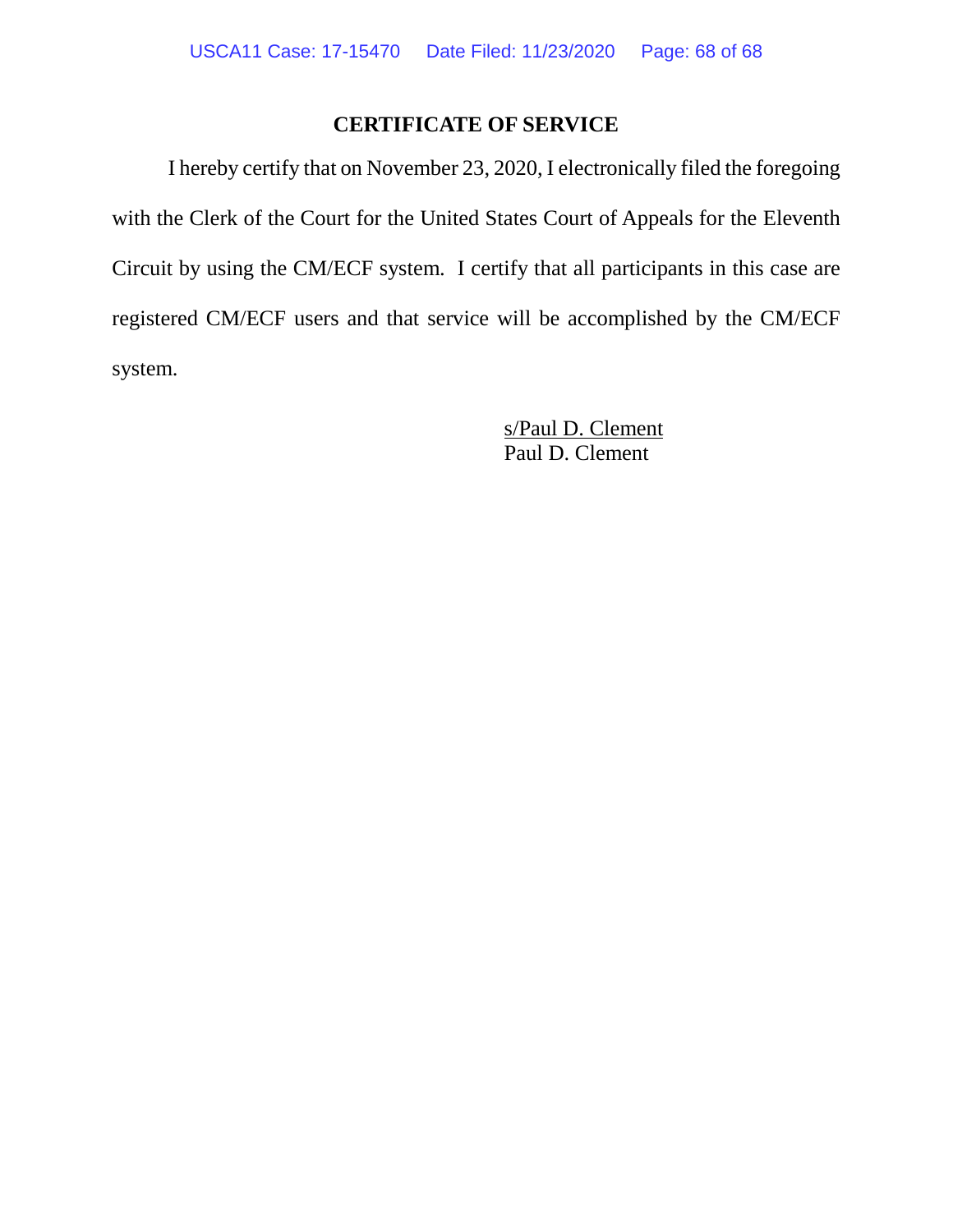## CERTIFICATE OF SERVICE

I hereby certify that on November 23, 2020, I electronically filed the foregoing with the Clerk of the Court for the United States Court of Appeals for the Eleventh Circuit by using the CM/ECF system. I certify that all participants in this case are registered CM/ECF users and that service will be accomplished by the CM/ECF system.

s/Paul D. Clement
Paul D. Clement